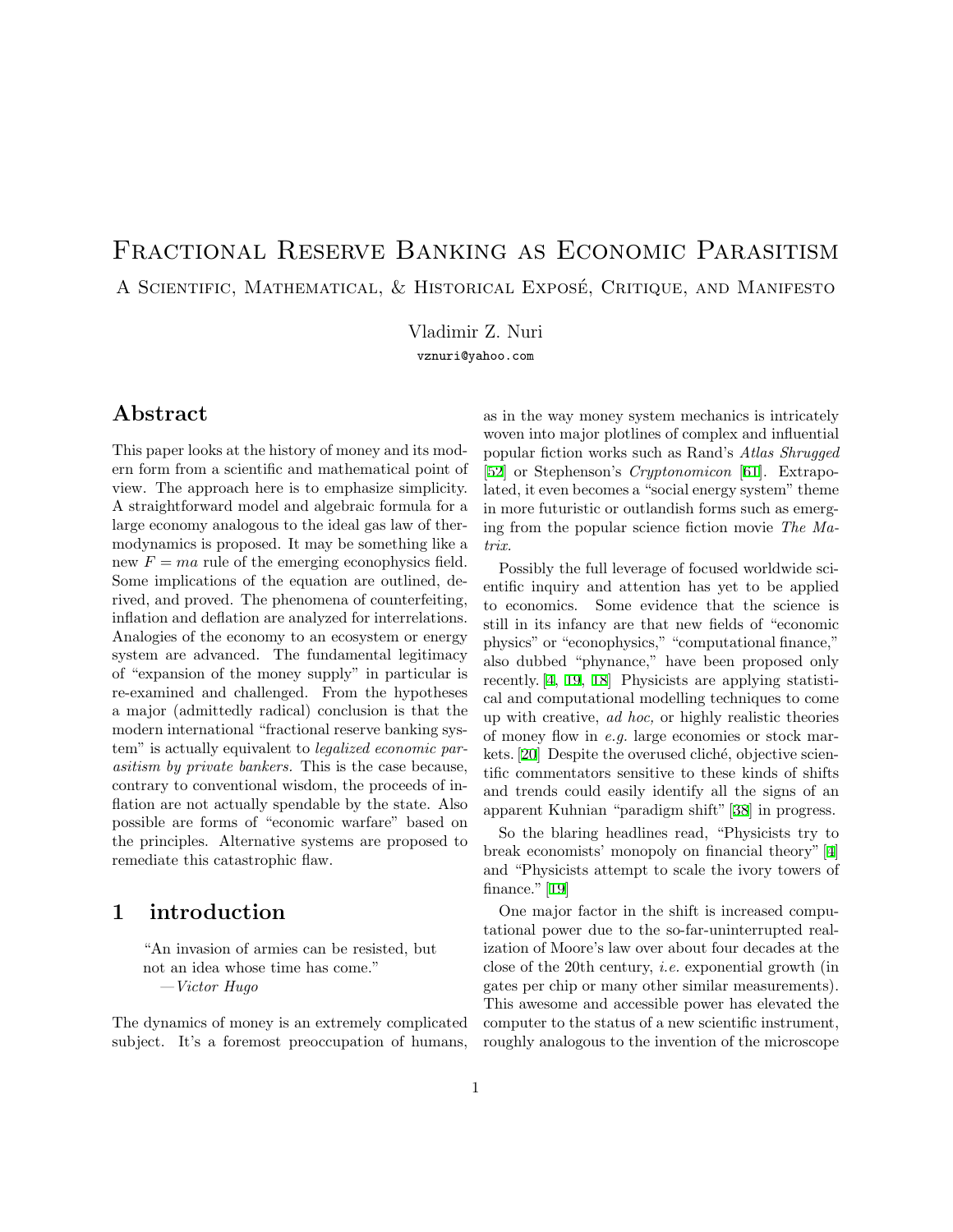# Fractional Reserve Banking as Economic Parasitism

## A Scientific, Mathematical, & Historical Exposé, Critique, and Manifesto

Vladimir Z. Nuri

vznuri@yahoo.com

## Abstract

This paper looks at the history of money and its modern form from a scientific and mathematical point of view. The approach here is to emphasize simplicity. A straightforward model and algebraic formula for a large economy analogous to the ideal gas law of thermodynamics is proposed. It may be something like a new $F = ma$ rule of the emerging econophysics field. Some implications of the equation are outlined, derived, and proved. The phenomena of counterfeiting, inflation and deflation are analyzed for interrelations. Analogies of the economy to an ecosystem or energy system are advanced. The fundamental legitimacy of "expansion of the money supply" in particular is re-examined and challenged. From the hypotheses a major (admittedly radical) conclusion is that the modern international "fractional reserve banking system" is actually equivalent to *legalized economic parasitism by private bankers*. This is the case because, contrary to conventional wisdom, the proceeds of inflation are not actually spendable by the state. Also possible are forms of "economic warfare" based on the principles. Alternative systems are proposed to remediate this catastrophic flaw.

## 1 introduction

> "An invasion of armies can be resisted, but not an idea whose time has come."
> —*Victor Hugo*

The dynamics of money is an extremely complicated subject. It's a foremost preoccupation of humans, as in the way money system mechanics is intricately woven into major plotlines of complex and influential popular fiction works such as Rand's *Atlas Shrugged* [52] or Stephenson's *Cryptonomicon* [61]. Extrapolated, it even becomes a "social energy system" theme in more futuristic or outlandish forms such as emerging from the popular science fiction movie *The Matrix*.

Possibly the full leverage of focused worldwide scientific inquiry and attention has yet to be applied to economics. Some evidence that the science is still in its infancy are that new fields of "economic physics" or "econophysics," "computational finance," also dubbed "phynance," have been proposed only recently. [4, 19, 18] Physicists are applying statistical and computational modelling techniques to come up with creative, *ad hoc,* or highly realistic theories of money flow in *e.g.* large economies or stock markets. [20] Despite the overused cliché, objective scientific commentators sensitive to these kinds of shifts and trends could easily identify all the signs of an apparent Kuhnian "paradigm shift" [38] in progress.

So the blaring headlines read, "Physicists try to break economists' monopoly on financial theory" [4] and "Physicists attempt to scale the ivory towers of finance." [19]

One major factor in the shift is increased computational power due to the so-far-uninterrupted realization of Moore's law over about four decades at the close of the 20th century, *i.e.* exponential growth (in gates per chip or many other similar measurements). This awesome and accessible power has elevated the computer to the status of a new scientific instrument, roughly analogous to the invention of the microscope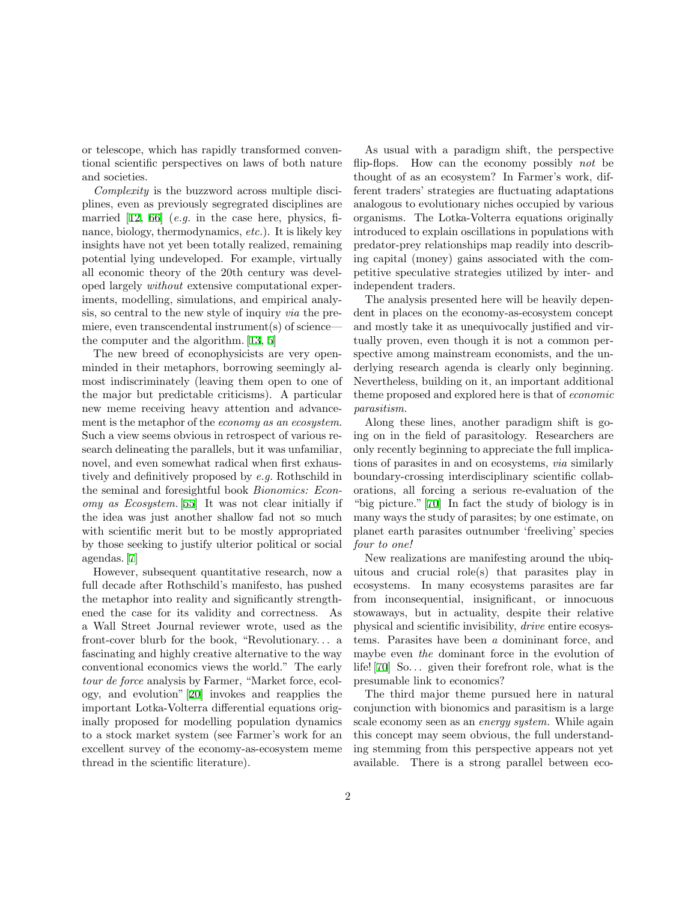or telescope, which has rapidly transformed conventional scientific perspectives on laws of both nature and societies.

*Complexity* is the buzzword across multiple disciplines, even as previously segregrated disciplines are married [12, 66] (*e.g.* in the case here, physics, finance, biology, thermodynamics, *etc.*). It is likely key insights have not yet been totally realized, remaining potential lying undeveloped. For example, virtually all economic theory of the 20th century was developed largely *without* extensive computational experiments, modelling, simulations, and empirical analysis, so central to the new style of inquiry *via* the premiere, even transcendental instrument(s) of science—the computer and the algorithm. [13, 5]

The new breed of econophysicists are very openminded in their metaphors, borrowing seemingly almost indiscriminately (leaving them open to one of the major but predictable criticisms). A particular new meme receiving heavy attention and advancement is the metaphor of the *economy as an ecosystem.* Such a view seems obvious in retrospect of various research delineating the parallels, but it was unfamiliar, novel, and even somewhat radical when first exhaustively and definitively proposed by *e.g.* Rothschild in the seminal and foresightful book *Bionomics: Economy as Ecosystem.* [55] It was not clear initially if the idea was just another shallow fad not so much with scientific merit but to be mostly appropriated by those seeking to justify ulterior political or social agendas. [7]

However, subsequent quantitative research, now a full decade after Rothschild's manifesto, has pushed the metaphor into reality and significantly strengthened the case for its validity and correctness. As a Wall Street Journal reviewer wrote, used as the front-cover blurb for the book, "Revolutionary… a fascinating and highly creative alternative to the way conventional economics views the world." The early *tour de force* analysis by Farmer, "Market force, ecology, and evolution" [20] invokes and reapplies the important Lotka-Volterra differential equations originally proposed for modelling population dynamics to a stock market system (see Farmer's work for an excellent survey of the economy-as-ecosystem meme thread in the scientific literature).

As usual with a paradigm shift, the perspective flip-flops. How can the economy possibly *not* be thought of as an ecosystem? In Farmer's work, different traders' strategies are fluctuating adaptations analogous to evolutionary niches occupied by various organisms. The Lotka-Volterra equations originally introduced to explain oscillations in populations with predator-prey relationships map readily into describing capital (money) gains associated with the competitive speculative strategies utilized by inter- and independent traders.

The analysis presented here will be heavily dependent in places on the economy-as-ecosystem concept and mostly take it as unequivocally justified and virtually proven, even though it is not a common perspective among mainstream economists, and the underlying research agenda is clearly only beginning. Nevertheless, building on it, an important additional theme proposed and explored here is that of *economic parasitism.*

Along these lines, another paradigm shift is going on in the field of parasitology. Researchers are only recently beginning to appreciate the full implications of parasites in and on ecosystems, *via* similarly boundary-crossing interdisciplinary scientific collaborations, all forcing a serious re-evaluation of the "big picture." [70] In fact the study of biology is in many ways the study of parasites; by one estimate, on planet earth parasites outnumber 'freeliving' species *four to one!*

New realizations are manifesting around the ubiquitous and crucial role(s) that parasites play in ecosystems. In many ecosystems parasites are far from inconsequential, insignificant, or innocuous stowaways, but in actuality, despite their relative physical and scientific invisibility, *drive* entire ecosystems. Parasites have been *a* domininant force, and maybe even *the* dominant force in the evolution of life! [70] So… given their forefront role, what is the presumable link to economics?

The third major theme pursued here in natural conjunction with bionomics and parasitism is a large scale economy seen as an *energy system.* While again this concept may seem obvious, the full understanding stemming from this perspective appears not yet available. There is a strong parallel between eco-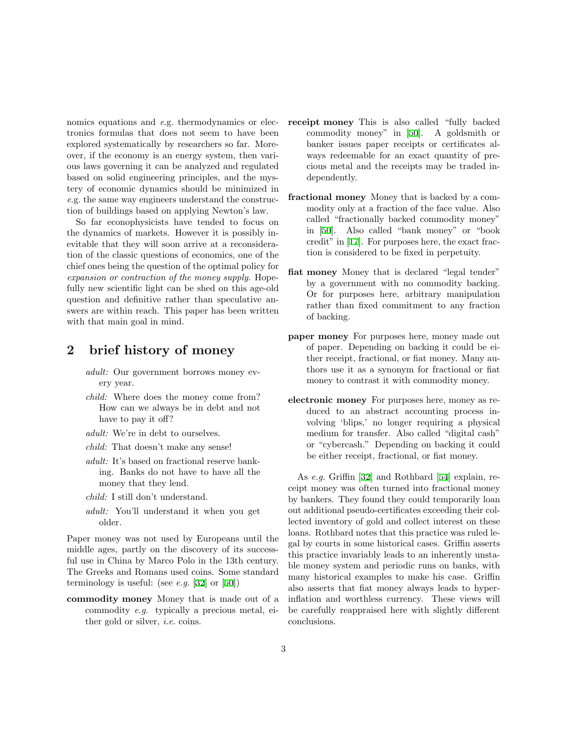nomics equations and *e*.g. thermodynamics or electronics formulas that does not seem to have been explored systematically by researchers so far. Moreover, if the economy is an energy system, then various laws governing it can be analyzed and regulated based on solid engineering principles, and the mystery of economic dynamics should be minimized in *e*.g. the same way engineers understand the construction of buildings based on applying Newton's law.

So far econophysicists have tended to focus on the dynamics of markets. However it is possibly inevitable that they will soon arrive at a reconsideration of the classic questions of economics, one of the chief ones being the question of the optimal policy for *expansion or contraction of the money supply*. Hopefully new scientific light can be shed on this age-old question and definitive rather than speculative answers are within reach. This paper has been written with that main goal in mind.

## 2 brief history of money

> *adult:* Our government borrows money every year.
>
> *child:* Where does the money come from? How can we always be in debt and not have to pay it off?
>
> *adult:* We're in debt to ourselves.
>
> *child:* That doesn't make any sense!
>
> *adult:* It's based on fractional reserve banking. Banks do not have to have all the money that they lend.
>
> *child:* I still don't understand.
>
> *adult:* You'll understand it when you get older.

Paper money was not used by Europeans until the middle ages, partly on the discovery of its successful use in China by Marco Polo in the 13th century. The Greeks and Romans used coins. Some standard terminology is useful: (see *e.g.* [32] or [50])

**commodity money** Money that is made out of a commodity *e.g.* typically a precious metal, either gold or silver, *i.e.* coins.

**receipt money** This is also called "fully backed commodity money" in [50]. A goldsmith or banker issues paper receipts or certificates always redeemable for an exact quantity of precious metal and the receipts may be traded independently.

**fractional money** Money that is backed by a commodity only at a fraction of the face value. Also called "fractionally backed commodity money" in [50]. Also called "bank money" or "book credit" in [17]. For purposes here, the exact fraction is considered to be fixed in perpetuity.

**fiat money** Money that is declared "legal tender" by a government with no commodity backing. Or for purposes here, arbitrary manipulation rather than fixed commitment to any fraction of backing.

**paper money** For purposes here, money made out of paper. Depending on backing it could be either receipt, fractional, or fiat money. Many authors use it as a synonym for fractional or fiat money to contrast it with commodity money.

**electronic money** For purposes here, money as reduced to an abstract accounting process involving 'blips,' no longer requiring a physical medium for transfer. Also called "digital cash" or "cybercash." Depending on backing it could be either receipt, fractional, or fiat money.

As *e.g.* Griffin [32] and Rothbard [54] explain, receipt money was often turned into fractional money by bankers. They found they could temporarily loan out additional pseudo-certificates exceeding their collected inventory of gold and collect interest on these loans. Rothbard notes that this practice was ruled legal by courts in some historical cases. Griffin asserts this practice invariably leads to an inherently unstable money system and periodic runs on banks, with many historical examples to make his case. Griffin also asserts that fiat money always leads to hyperinflation and worthless currency. These views will be carefully reappraised here with slightly different conclusions.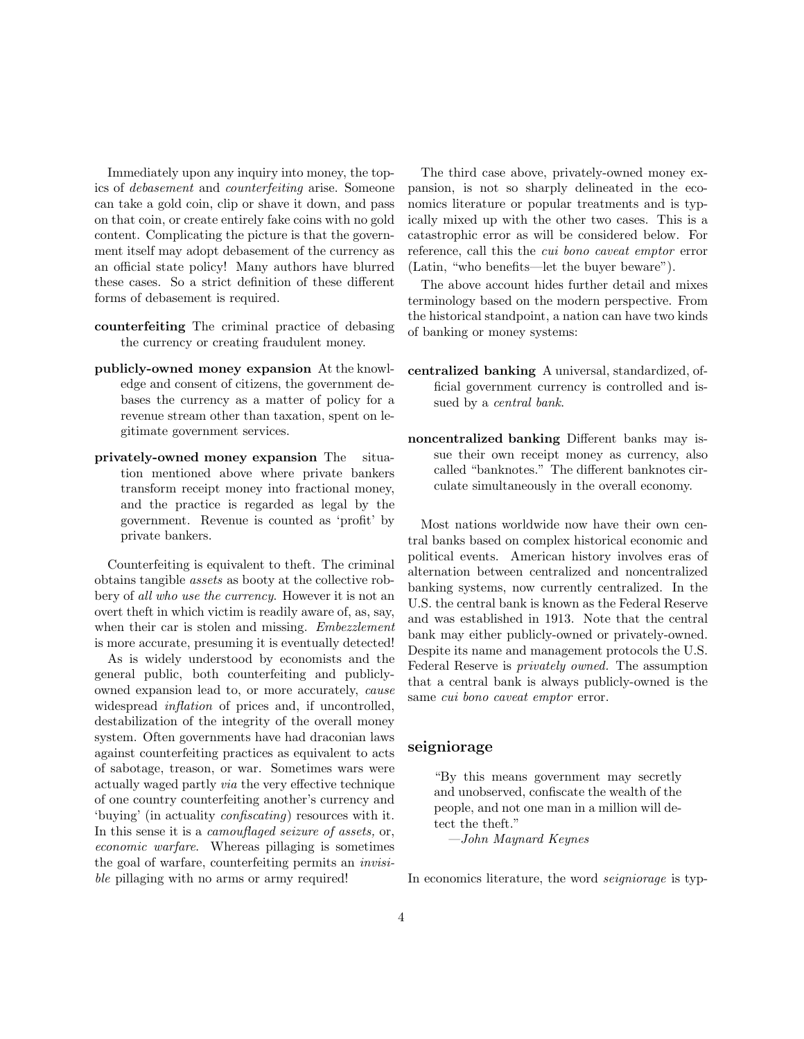Immediately upon any inquiry into money, the topics of *debasement* and *counterfeiting* arise. Someone can take a gold coin, clip or shave it down, and pass on that coin, or create entirely fake coins with no gold content. Complicating the picture is that the government itself may adopt debasement of the currency as an official state policy! Many authors have blurred these cases. So a strict definition of these different forms of debasement is required.

**counterfeiting** The criminal practice of debasing the currency or creating fraudulent money.

**publicly-owned money expansion** At the knowledge and consent of citizens, the government debases the currency as a matter of policy for a revenue stream other than taxation, spent on legitimate government services.

**privately-owned money expansion** The situation mentioned above where private bankers transform receipt money into fractional money, and the practice is regarded as legal by the government. Revenue is counted as 'profit' by private bankers.

Counterfeiting is equivalent to theft. The criminal obtains tangible *assets* as booty at the collective robbery of *all who use the currency*. However it is not an overt theft in which victim is readily aware of, as, say, when their car is stolen and missing. *Embezzlement* is more accurate, presuming it is eventually detected!

As is widely understood by economists and the general public, both counterfeiting and publicly-owned expansion lead to, or more accurately, *cause* widespread *inflation* of prices and, if uncontrolled, destabilization of the integrity of the overall money system. Often governments have had draconian laws against counterfeiting practices as equivalent to acts of sabotage, treason, or war. Sometimes wars were actually waged partly *via* the very effective technique of one country counterfeiting another's currency and 'buying' (in actuality *confiscating*) resources with it. In this sense it is a *camouflaged seizure of assets,* or, *economic warfare*. Whereas pillaging is sometimes the goal of warfare, counterfeiting permits an *invisible* pillaging with no arms or army required!

The third case above, privately-owned money expansion, is not so sharply delineated in the economics literature or popular treatments and is typically mixed up with the other two cases. This is a catastrophic error as will be considered below. For reference, call this the *cui bono caveat emptor* error (Latin, "who benefits—let the buyer beware").

The above account hides further detail and mixes terminology based on the modern perspective. From the historical standpoint, a nation can have two kinds of banking or money systems:

**centralized banking** A universal, standardized, official government currency is controlled and issued by a *central bank*.

**noncentralized banking** Different banks may issue their own receipt money as currency, also called "banknotes." The different banknotes circulate simultaneously in the overall economy.

Most nations worldwide now have their own central banks based on complex historical economic and political events. American history involves eras of alternation between centralized and noncentralized banking systems, now currently centralized. In the U.S. the central bank is known as the Federal Reserve and was established in 1913. Note that the central bank may either publicly-owned or privately-owned. Despite its name and management protocols the U.S. Federal Reserve is *privately owned*. The assumption that a central bank is always publicly-owned is the same *cui bono caveat emptor* error.

## seigniorage

> "By this means government may secretly and unobserved, confiscate the wealth of the people, and not one man in a million will detect the theft."
>
> —*John Maynard Keynes*

In economics literature, the word *seigniorage* is typ-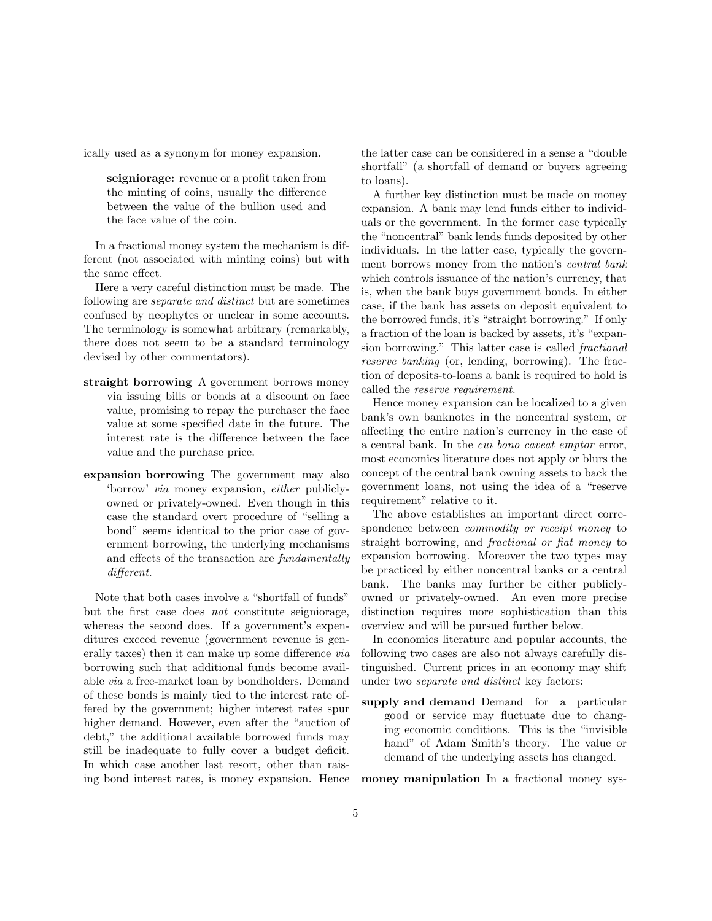ically used as a synonym for money expansion.

> **seigniorage:** revenue or a profit taken from the minting of coins, usually the difference between the value of the bullion used and the face value of the coin.

In a fractional money system the mechanism is different (not associated with minting coins) but with the same effect.

Here a very careful distinction must be made. The following are *separate and distinct* but are sometimes confused by neophytes or unclear in some accounts. The terminology is somewhat arbitrary (remarkably, there does not seem to be a standard terminology devised by other commentators).

**straight borrowing** A government borrows money via issuing bills or bonds at a discount on face value, promising to repay the purchaser the face value at some specified date in the future. The interest rate is the difference between the face value and the purchase price.

**expansion borrowing** The government may also 'borrow' *via* money expansion, *either* publicly-owned or privately-owned. Even though in this case the standard overt procedure of "selling a bond" seems identical to the prior case of government borrowing, the underlying mechanisms and effects of the transaction are *fundamentally different.*

Note that both cases involve a "shortfall of funds" but the first case does *not* constitute seigniorage, whereas the second does. If a government's expenditures exceed revenue (government revenue is generally taxes) then it can make up some difference *via* borrowing such that additional funds become available *via* a free-market loan by bondholders. Demand of these bonds is mainly tied to the interest rate offered by the government; higher interest rates spur higher demand. However, even after the "auction of debt," the additional available borrowed funds may still be inadequate to fully cover a budget deficit. In which case another last resort, other than raising bond interest rates, is money expansion. Hence the latter case can be considered in a sense a "double shortfall" (a shortfall of demand or buyers agreeing to loans).

A further key distinction must be made on money expansion. A bank may lend funds either to individuals or the government. In the former case typically the "noncentral" bank lends funds deposited by other individuals. In the latter case, typically the government borrows money from the nation's *central bank* which controls issuance of the nation's currency, that is, when the bank buys government bonds. In either case, if the bank has assets on deposit equivalent to the borrowed funds, it's "straight borrowing." If only a fraction of the loan is backed by assets, it's "expansion borrowing." This latter case is called *fractional reserve banking* (or, lending, borrowing). The fraction of deposits-to-loans a bank is required to hold is called the *reserve requirement.*

Hence money expansion can be localized to a given bank's own banknotes in the noncentral system, or affecting the entire nation's currency in the case of a central bank. In the *cui bono caveat emptor* error, most economics literature does not apply or blurs the concept of the central bank owning assets to back the government loans, not using the idea of a "reserve requirement" relative to it.

The above establishes an important direct correspondence between *commodity or receipt money* to straight borrowing, and *fractional or fiat money* to expansion borrowing. Moreover the two types may be practiced by either noncentral banks or a central bank. The banks may further be either publicly-owned or privately-owned. An even more precise distinction requires more sophistication than this overview and will be pursued further below.

In economics literature and popular accounts, the following two cases are also not always carefully distinguished. Current prices in an economy may shift under two *separate and distinct* key factors:

**supply and demand** Demand for a particular good or service may fluctuate due to changing economic conditions. This is the "invisible hand" of Adam Smith's theory. The value or demand of the underlying assets has changed.

**money manipulation** In a fractional money sys-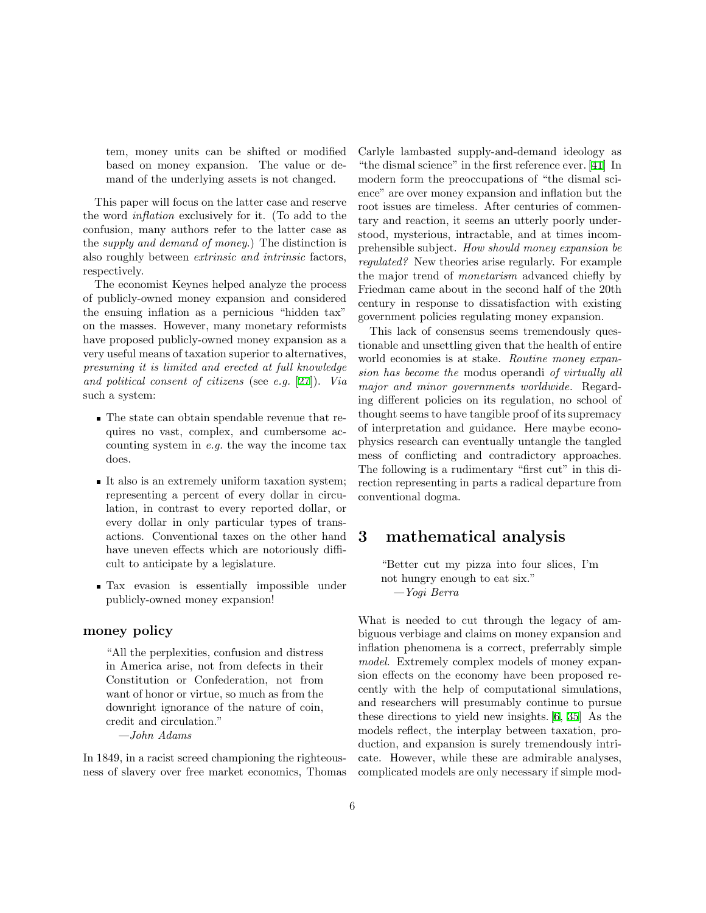tem, money units can be shifted or modified based on money expansion. The value or demand of the underlying assets is not changed.

This paper will focus on the latter case and reserve the word *inflation* exclusively for it. (To add to the confusion, many authors refer to the latter case as the *supply and demand of money*.) The distinction is also roughly between *extrinsic and intrinsic* factors, respectively.

The economist Keynes helped analyze the process of publicly-owned money expansion and considered the ensuing inflation as a pernicious "hidden tax" on the masses. However, many monetary reformists have proposed publicly-owned money expansion as a very useful means of taxation superior to alternatives, *presuming it is limited and erected at full knowledge and political consent of citizens* (see *e.g.* [27]). *Via* such a system:

- The state can obtain spendable revenue that requires no vast, complex, and cumbersome accounting system in *e.g.* the way the income tax does.
- It also is an extremely uniform taxation system; representing a percent of every dollar in circulation, in contrast to every reported dollar, or every dollar in only particular types of transactions. Conventional taxes on the other hand have uneven effects which are notoriously difficult to anticipate by a legislature.
- Tax evasion is essentially impossible under publicly-owned money expansion!

### money policy

> "All the perplexities, confusion and distress in America arise, not from defects in their Constitution or Confederation, not from want of honor or virtue, so much as from the downright ignorance of the nature of coin, credit and circulation."
> —*John Adams*

In 1849, in a racist screed championing the righteousness of slavery over free market economics, Thomas Carlyle lambasted supply-and-demand ideology as "the dismal science" in the first reference ever. [41] In modern form the preoccupations of "the dismal science" are over money expansion and inflation but the root issues are timeless. After centuries of commentary and reaction, it seems an utterly poorly understood, mysterious, intractable, and at times incomprehensible subject. *How should money expansion be regulated?* New theories arise regularly. For example the major trend of *monetarism* advanced chiefly by Friedman came about in the second half of the 20th century in response to dissatisfaction with existing government policies regulating money expansion.

This lack of consensus seems tremendously questionable and unsettling given that the health of entire world economies is at stake. *Routine money expansion has become the* modus operandi *of virtually all major and minor governments worldwide.* Regarding different policies on its regulation, no school of thought seems to have tangible proof of its supremacy of interpretation and guidance. Here maybe econophysics research can eventually untangle the tangled mess of conflicting and contradictory approaches. The following is a rudimentary "first cut" in this direction representing in parts a radical departure from conventional dogma.

## 3 mathematical analysis

> "Better cut my pizza into four slices, I'm not hungry enough to eat six."
> —*Yogi Berra*

What is needed to cut through the legacy of ambiguous verbiage and claims on money expansion and inflation phenomena is a correct, preferrably simple *model*. Extremely complex models of money expansion effects on the economy have been proposed recently with the help of computational simulations, and researchers will presumably continue to pursue these directions to yield new insights. [6, 35] As the models reflect, the interplay between taxation, production, and expansion is surely tremendously intricate. However, while these are admirable analyses, complicated models are only necessary if simple mod-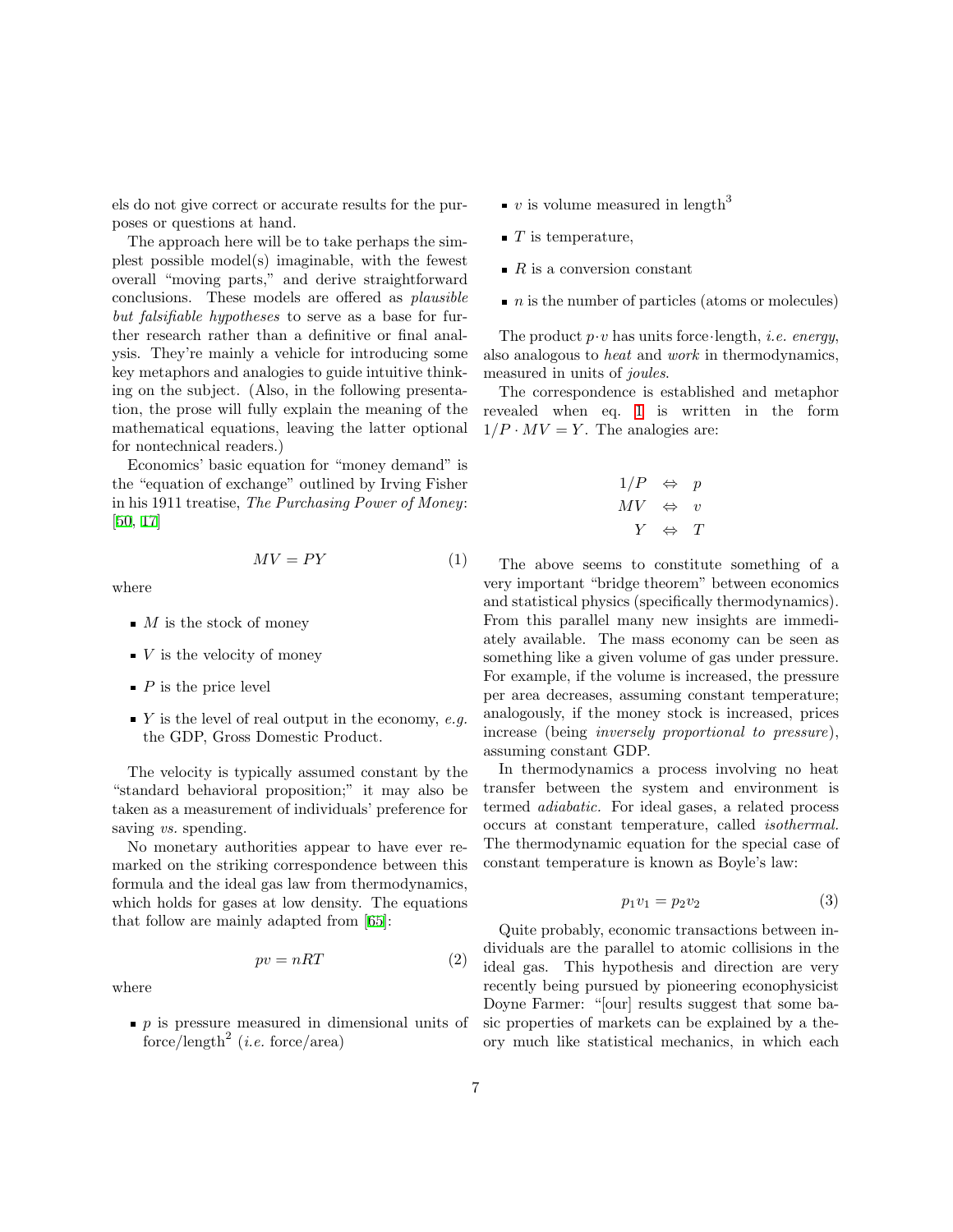els do not give correct or accurate results for the purposes or questions at hand.

The approach here will be to take perhaps the simplest possible model(s) imaginable, with the fewest overall "moving parts," and derive straightforward conclusions. These models are offered as *plausible but falsifiable hypotheses* to serve as a base for further research rather than a definitive or final analysis. They're mainly a vehicle for introducing some key metaphors and analogies to guide intuitive thinking on the subject. (Also, in the following presentation, the prose will fully explain the meaning of the mathematical equations, leaving the latter optional for nontechnical readers.)

Economics' basic equation for "money demand" is the "equation of exchange" outlined by Irving Fisher in his 1911 treatise, *The Purchasing Power of Money*: [50, 17]

$$MV = PY \tag{1}$$

where

- $M$ is the stock of money
- $V$ is the velocity of money
- $P$ is the price level
- $Y$ is the level of real output in the economy, *e.g.* the GDP, Gross Domestic Product.

The velocity is typically assumed constant by the "standard behavioral proposition;" it may also be taken as a measurement of individuals' preference for saving *vs.* spending.

No monetary authorities appear to have ever remarked on the striking correspondence between this formula and the ideal gas law from thermodynamics, which holds for gases at low density. The equations that follow are mainly adapted from [65]:

$$pv = nRT \tag{2}$$

where

- $p$ is pressure measured in dimensional units of force/length$^2$ (*i.e.* force/area)
- $v$ is volume measured in length$^3$
- $T$ is temperature,
- $R$ is a conversion constant
- $n$ is the number of particles (atoms or molecules)

The product $p \cdot v$ has units force·length, *i.e. energy*, also analogous to *heat* and *work* in thermodynamics, measured in units of *joules*.

The correspondence is established and metaphor revealed when eq. 1 is written in the form $1/P \cdot MV = Y$. The analogies are:

$$\begin{aligned} 1/P &\Leftrightarrow p \\ MV &\Leftrightarrow v \\ Y &\Leftrightarrow T \end{aligned}$$

The above seems to constitute something of a very important "bridge theorem" between economics and statistical physics (specifically thermodynamics). From this parallel many new insights are immediately available. The mass economy can be seen as something like a given volume of gas under pressure. For example, if the volume is increased, the pressure per area decreases, assuming constant temperature; analogously, if the money stock is increased, prices increase (being *inversely proportional to pressure*), assuming constant GDP.

In thermodynamics a process involving no heat transfer between the system and environment is termed *adiabatic.* For ideal gases, a related process occurs at constant temperature, called *isothermal.* The thermodynamic equation for the special case of constant temperature is known as Boyle's law:

$$p_1 v_1 = p_2 v_2 \tag{3}$$

Quite probably, economic transactions between individuals are the parallel to atomic collisions in the ideal gas. This hypothesis and direction are very recently being pursued by pioneering econophysicist Doyne Farmer: "[our] results suggest that some basic properties of markets can be explained by a theory much like statistical mechanics, in which each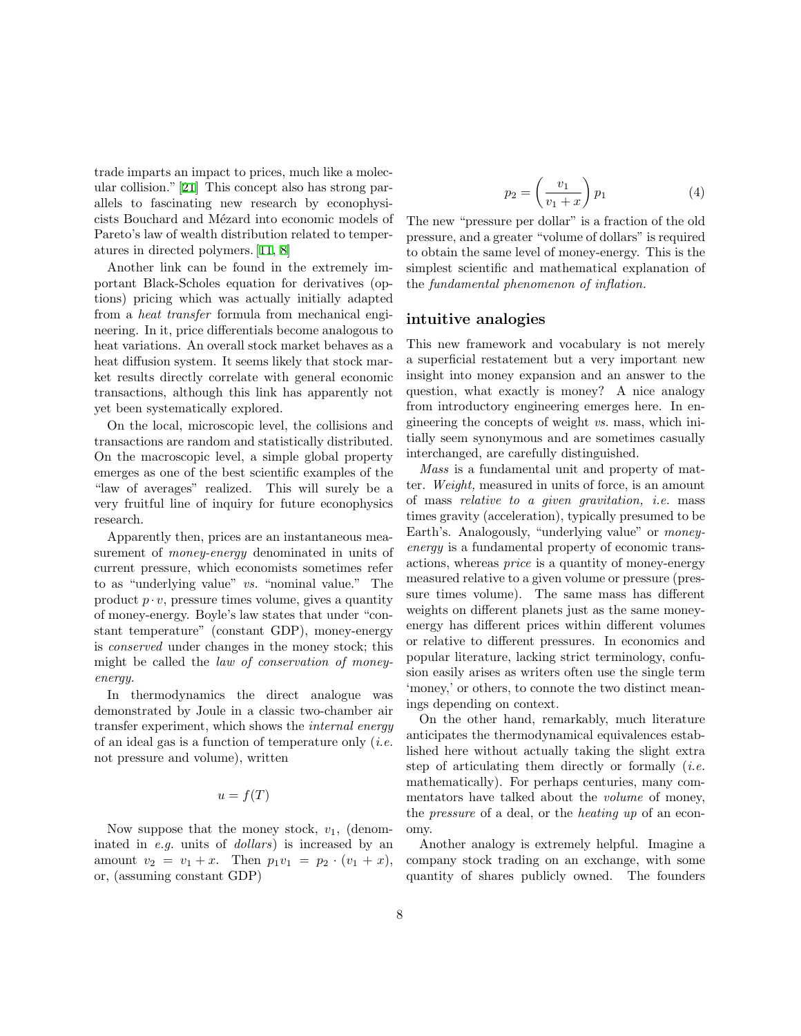trade imparts an impact to prices, much like a molecular collision." [21] This concept also has strong parallels to fascinating new research by econophysicists Bouchard and Mézard into economic models of Pareto's law of wealth distribution related to temperatures in directed polymers. [11, 8]

Another link can be found in the extremely important Black-Scholes equation for derivatives (options) pricing which was actually initially adapted from a *heat transfer* formula from mechanical engineering. In it, price differentials become analogous to heat variations. An overall stock market behaves as a heat diffusion system. It seems likely that stock market results directly correlate with general economic transactions, although this link has apparently not yet been systematically explored.

On the local, microscopic level, the collisions and transactions are random and statistically distributed. On the macroscopic level, a simple global property emerges as one of the best scientific examples of the "law of averages" realized. This will surely be a very fruitful line of inquiry for future econophysics research.

Apparently then, prices are an instantaneous measurement of *money-energy* denominated in units of current pressure, which economists sometimes refer to as "underlying value" *vs.* "nominal value." The product $p \cdot v$, pressure times volume, gives a quantity of money-energy. Boyle's law states that under "constant temperature" (constant GDP), money-energy is *conserved* under changes in the money stock; this might be called the *law of conservation of money-energy.*

In thermodynamics the direct analogue was demonstrated by Joule in a classic two-chamber air transfer experiment, which shows the *internal energy* of an ideal gas is a function of temperature only (*i.e.* not pressure and volume), written

$$u = f(T)$$

Now suppose that the money stock, $v_1$, (denominated in *e.g.* units of *dollars*) is increased by an amount $v_2 = v_1 + x$. Then $p_1 v_1 = p_2 \cdot (v_1 + x)$, or, (assuming constant GDP)

$$p_2 = \left( \frac{v_1}{v_1 + x} \right) p_1 \tag{4}$$

The new "pressure per dollar" is a fraction of the old pressure, and a greater "volume of dollars" is required to obtain the same level of money-energy. This is the simplest scientific and mathematical explanation of the *fundamental phenomenon of inflation.*

## intuitive analogies

This new framework and vocabulary is not merely a superficial restatement but a very important new insight into money expansion and an answer to the question, what exactly is money? A nice analogy from introductory engineering emerges here. In engineering the concepts of weight *vs.* mass, which initially seem synonymous and are sometimes casually interchanged, are carefully distinguished.

*Mass* is a fundamental unit and property of matter. *Weight,* measured in units of force, is an amount of mass *relative to a given gravitation, i.e.* mass times gravity (acceleration), typically presumed to be Earth's. Analogously, "underlying value" or *money-energy* is a fundamental property of economic transactions, whereas *price* is a quantity of money-energy measured relative to a given volume or pressure (pressure times volume). The same mass has different weights on different planets just as the same money-energy has different prices within different volumes or relative to different pressures. In economics and popular literature, lacking strict terminology, confusion easily arises as writers often use the single term 'money,' or others, to connote the two distinct meanings depending on context.

On the other hand, remarkably, much literature anticipates the thermodynamical equivalences established here without actually taking the slight extra step of articulating them directly or formally (*i.e.* mathematically). For perhaps centuries, many commentators have talked about the *volume* of money, the *pressure* of a deal, or the *heating up* of an economy.

Another analogy is extremely helpful. Imagine a company stock trading on an exchange, with some quantity of shares publicly owned. The founders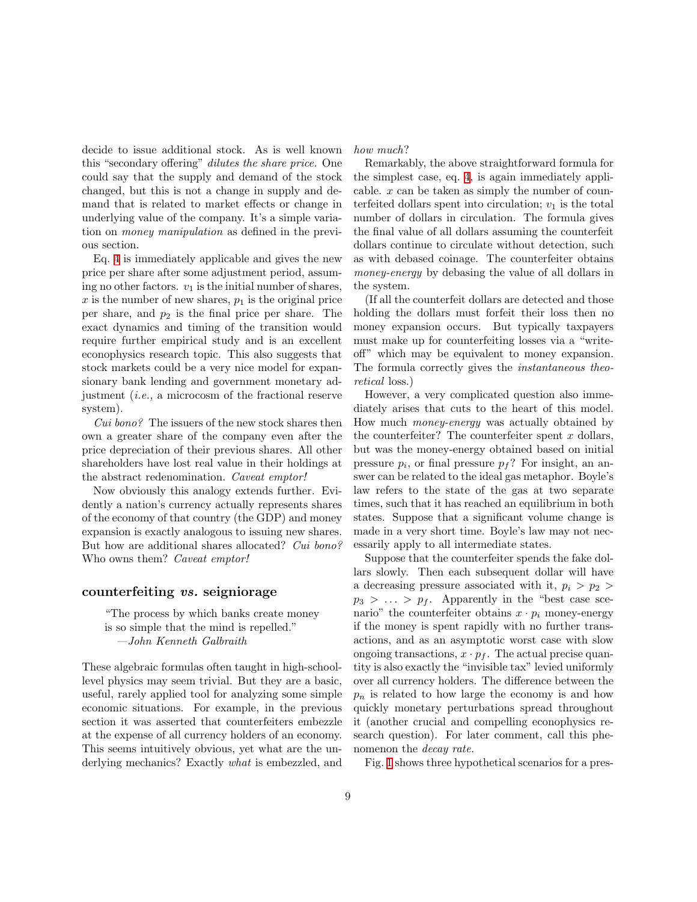decide to issue additional stock. As is well known this "secondary offering" *dilutes the share price.* One could say that the supply and demand of the stock changed, but this is not a change in supply and demand that is related to market effects or change in underlying value of the company. It's a simple variation on *money manipulation* as defined in the previous section.

Eq. 4 is immediately applicable and gives the new price per share after some adjustment period, assuming no other factors. $v_1$ is the initial number of shares, $x$ is the number of new shares, $p_1$ is the original price per share, and $p_2$ is the final price per share. The exact dynamics and timing of the transition would require further empirical study and is an excellent econophysics research topic. This also suggests that stock markets could be a very nice model for expansionary bank lending and government monetary adjustment (*i.e.,* a microcosm of the fractional reserve system).

*Cui bono?* The issuers of the new stock shares then own a greater share of the company even after the price depreciation of their previous shares. All other shareholders have lost real value in their holdings at the abstract redenomination. *Caveat emptor!*

Now obviously this analogy extends further. Evidently a nation's currency actually represents shares of the economy of that country (the GDP) and money expansion is exactly analogous to issuing new shares. But how are additional shares allocated? *Cui bono?* Who owns them? *Caveat emptor!*

## counterfeiting *vs.* seigniorage

> "The process by which banks create money is so simple that the mind is repelled."
> —*John Kenneth Galbraith*

These algebraic formulas often taught in high-school-level physics may seem trivial. But they are a basic, useful, rarely applied tool for analyzing some simple economic situations. For example, in the previous section it was asserted that counterfeiters embezzle at the expense of all currency holders of an economy. This seems intuitively obvious, yet what are the underlying mechanics? Exactly *what* is embezzled, and *how much*?

Remarkably, the above straightforward formula for the simplest case, eq. 4, is again immediately applicable. $x$ can be taken as simply the number of counterfeited dollars spent into circulation; $v_1$ is the total number of dollars in circulation. The formula gives the final value of all dollars assuming the counterfeit dollars continue to circulate without detection, such as with debased coinage. The counterfeiter obtains *money-energy* by debasing the value of all dollars in the system.

(If all the counterfeit dollars are detected and those holding the dollars must forfeit their loss then no money expansion occurs. But typically taxpayers must make up for counterfeiting losses via a "write-off" which may be equivalent to money expansion. The formula correctly gives the *instantaneous theoretical* loss.)

However, a very complicated question also immediately arises that cuts to the heart of this model. How much *money-energy* was actually obtained by the counterfeiter? The counterfeiter spent $x$ dollars, but was the money-energy obtained based on initial pressure $p_i$, or final pressure $p_f$? For insight, an answer can be related to the ideal gas metaphor. Boyle's law refers to the state of the gas at two separate times, such that it has reached an equilibrium in both states. Suppose that a significant volume change is made in a very short time. Boyle's law may not necessarily apply to all intermediate states.

Suppose that the counterfeiter spends the fake dollars slowly. Then each subsequent dollar will have a decreasing pressure associated with it, $p_i > p_2 > p_3 > \ldots > p_f$. Apparently in the "best case scenario" the counterfeiter obtains $x \cdot p_i$ money-energy if the money is spent rapidly with no further transactions, and as an asymptotic worst case with slow ongoing transactions, $x \cdot p_f$. The actual precise quantity is also exactly the "invisible tax" levied uniformly over all currency holders. The difference between the $p_n$ is related to how large the economy is and how quickly monetary perturbations spread throughout it (another crucial and compelling econophysics research question). For later comment, call this phenomenon the *decay rate.*

Fig. 1 shows three hypothetical scenarios for a pres-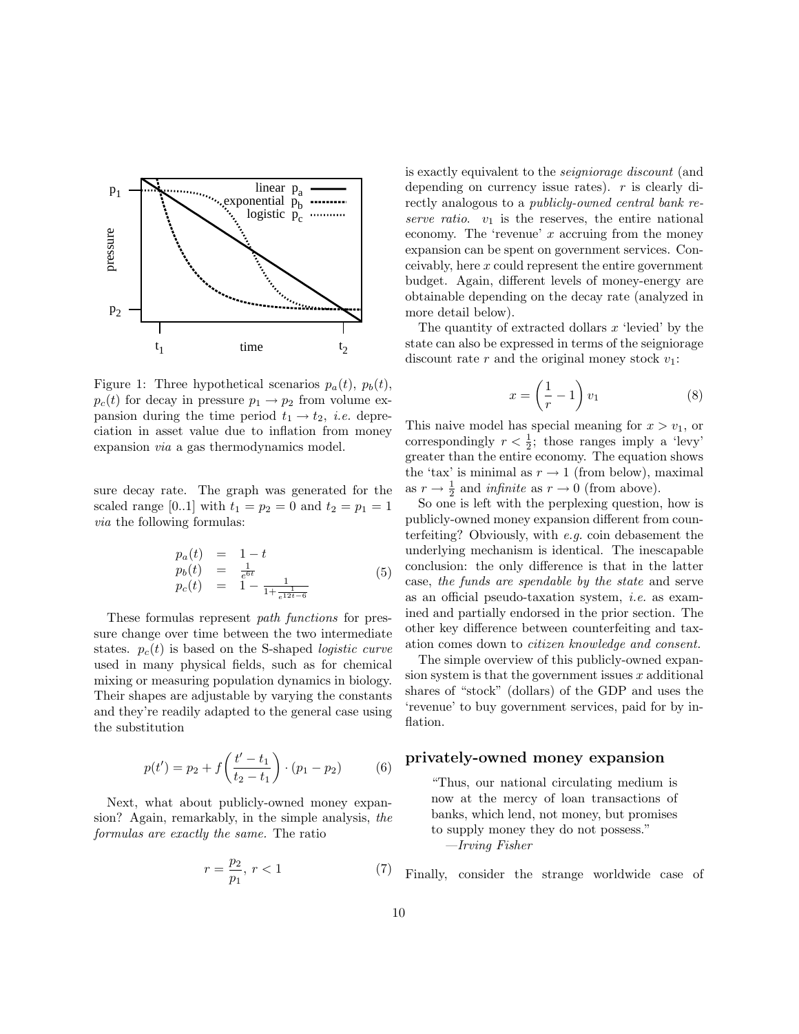Figure 1: Three hypothetical scenarios $p_a(t)$, $p_b(t)$, $p_c(t)$ for decay in pressure $p_1 \to p_2$ from volume expansion during the time period $t_1 \to t_2$, *i.e.* depreciation in asset value due to inflation from money expansion *via* a gas thermodynamics model.

sure decay rate. The graph was generated for the scaled range [0..1] with $t_1 = p_2 = 0$ and $t_2 = p_1 = 1$ *via* the following formulas:

$$
\begin{aligned}
p_a(t) &= 1 - t \\
p_b(t) &= \frac{1}{e^{6t}} \\
p_c(t) &= 1 - \frac{1}{1+\frac{1}{e^{12t-6}}}
\end{aligned}
\tag{5}
$$

These formulas represent *path functions* for pressure change over time between the two intermediate states. $p_c(t)$ is based on the S-shaped *logistic curve* used in many physical fields, such as for chemical mixing or measuring population dynamics in biology. Their shapes are adjustable by varying the constants and they're readily adapted to the general case using the substitution

$$
p(t') = p_2 + f\left(\frac{t' - t_1}{t_2 - t_1}\right) \cdot (p_1 - p_2) \tag{6}
$$

Next, what about publicly-owned money expansion? Again, remarkably, in the simple analysis, *the formulas are exactly the same.* The ratio

$$
r = \frac{p_2}{p_1},\ r < 1 \tag{7}
$$

is exactly equivalent to the *seigniorage discount* (and depending on currency issue rates). $r$ is clearly directly analogous to a *publicly-owned central bank reserve ratio.* $v_1$ is the reserves, the entire national economy. The 'revenue' $x$ accruing from the money expansion can be spent on government services. Conceivably, here $x$ could represent the entire government budget. Again, different levels of money-energy are obtainable depending on the decay rate (analyzed in more detail below).

The quantity of extracted dollars $x$ 'levied' by the state can also be expressed in terms of the seigniorage discount rate $r$ and the original money stock $v_1$:

$$
x = \left(\frac{1}{r} - 1\right) v_1 \tag{8}
$$

This naive model has special meaning for $x > v_1$, or correspondingly $r < \frac{1}{2}$; those ranges imply a 'levy' greater than the entire economy. The equation shows the 'tax' is minimal as $r \to 1$ (from below), maximal as $r \to \frac{1}{2}$ and *infinite* as $r \to 0$ (from above).

So one is left with the perplexing question, how is publicly-owned money expansion different from counterfeiting? Obviously, with *e.g.* coin debasement the underlying mechanism is identical. The inescapable conclusion: the only difference is that in the latter case, *the funds are spendable by the state* and serve as an official pseudo-taxation system, *i.e.* as examined and partially endorsed in the prior section. The other key difference between counterfeiting and taxation comes down to *citizen knowledge and consent.*

The simple overview of this publicly-owned expansion system is that the government issues $x$ additional shares of "stock" (dollars) of the GDP and uses the 'revenue' to buy government services, paid for by inflation.

## privately-owned money expansion

> "Thus, our national circulating medium is now at the mercy of loan transactions of banks, which lend, not money, but promises to supply money they do not possess."
> —*Irving Fisher*

Finally, consider the strange worldwide case of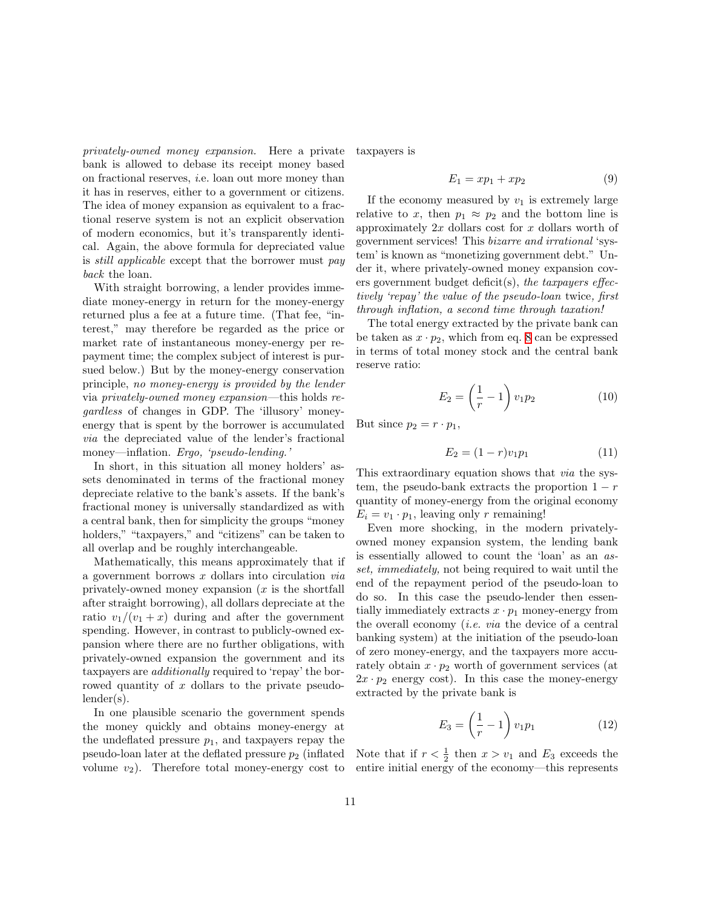*privately-owned money expansion.* Here a private bank is allowed to debase its receipt money based on fractional reserves, *i.e.* loan out more money than it has in reserves, either to a government or citizens. The idea of money expansion as equivalent to a fractional reserve system is not an explicit observation of modern economics, but it's transparently identical. Again, the above formula for depreciated value is *still applicable* except that the borrower must *pay back* the loan.

With straight borrowing, a lender provides immediate money-energy in return for the money-energy returned plus a fee at a future time. (That fee, "interest," may therefore be regarded as the price or market rate of instantaneous money-energy per repayment time; the complex subject of interest is pursued below.) But by the money-energy conservation principle, *no money-energy is provided by the lender* via *privately-owned money expansion*—this holds *regardless* of changes in GDP. The 'illusory' money-energy that is spent by the borrower is accumulated *via* the depreciated value of the lender's fractional money—inflation. *Ergo, 'pseudo-lending.'*

In short, in this situation all money holders' assets denominated in terms of the fractional money depreciate relative to the bank's assets. If the bank's fractional money is universally standardized as with a central bank, then for simplicity the groups "money holders," "taxpayers," and "citizens" can be taken to all overlap and be roughly interchangeable.

Mathematically, this means approximately that if a government borrows $x$ dollars into circulation *via* privately-owned money expansion ($x$ is the shortfall after straight borrowing), all dollars depreciate at the ratio $v_1/(v_1 + x)$ during and after the government spending. However, in contrast to publicly-owned expansion where there are no further obligations, with privately-owned expansion the government and its taxpayers are *additionally* required to 'repay' the borrowed quantity of $x$ dollars to the private pseudo-lender(s).

In one plausible scenario the government spends the money quickly and obtains money-energy at the undeflated pressure $p_1$, and taxpayers repay the pseudo-loan later at the deflated pressure $p_2$ (inflated volume $v_2$). Therefore total money-energy cost to taxpayers is

$$E_1 = xp_1 + xp_2 \tag{9}$$

If the economy measured by $v_1$ is extremely large relative to $x$, then $p_1 \approx p_2$ and the bottom line is approximately $2x$ dollars cost for $x$ dollars worth of government services! This *bizarre and irrational* 'system' is known as "monetizing government debt." Under it, where privately-owned money expansion covers government budget deficit(s), *the taxpayers effectively 'repay' the value of the pseudo-loan* twice, *first through inflation, a second time through taxation!*

The total energy extracted by the private bank can be taken as $x \cdot p_2$, which from eq. 8 can be expressed in terms of total money stock and the central bank reserve ratio:

$$E_2 = \left(\frac{1}{r} - 1\right) v_1 p_2 \tag{10}$$

But since $p_2 = r \cdot p_1$,

$$E_2 = (1 - r) v_1 p_1 \tag{11}$$

This extraordinary equation shows that *via* the system, the pseudo-bank extracts the proportion $1 - r$ quantity of money-energy from the original economy $E_i = v_1 \cdot p_1$, leaving only $r$ remaining!

Even more shocking, in the modern privately-owned money expansion system, the lending bank is essentially allowed to count the 'loan' as an *asset, immediately,* not being required to wait until the end of the repayment period of the pseudo-loan to do so. In this case the pseudo-lender then essentially immediately extracts $x \cdot p_1$ money-energy from the overall economy (*i.e. via* the device of a central banking system) at the initiation of the pseudo-loan of zero money-energy, and the taxpayers more accurately obtain $x \cdot p_2$ worth of government services (at $2x \cdot p_2$ energy cost). In this case the money-energy extracted by the private bank is

$$E_3 = \left(\frac{1}{r} - 1\right) v_1 p_1 \tag{12}$$

Note that if $r < \frac{1}{2}$ then $x > v_1$ and $E_3$ exceeds the entire initial energy of the economy—this represents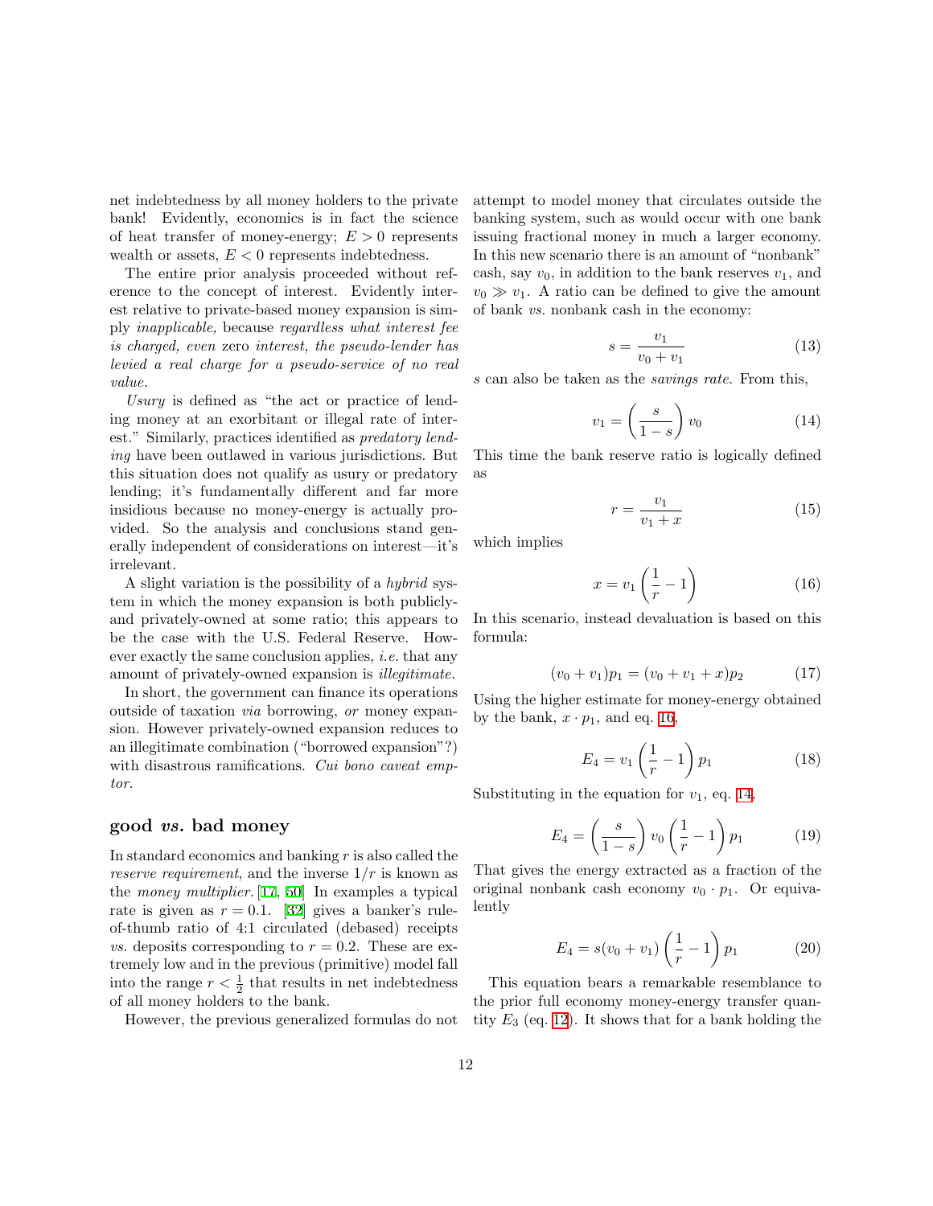net indebtedness by all money holders to the private bank! Evidently, economics is in fact the science of heat transfer of money-energy; $E > 0$ represents wealth or assets, $E < 0$ represents indebtedness.

The entire prior analysis proceeded without reference to the concept of interest. Evidently interest relative to private-based money expansion is simply *inapplicable,* because *regardless what interest fee is charged, even* zero *interest, the pseudo-lender has levied a real charge for a pseudo-service of no real value.*

*Usury* is defined as "the act or practice of lending money at an exorbitant or illegal rate of interest." Similarly, practices identified as *predatory lending* have been outlawed in various jurisdictions. But this situation does not qualify as usury or predatory lending; it's fundamentally different and far more insidious because no money-energy is actually provided. So the analysis and conclusions stand generally independent of considerations on interest—it's irrelevant.

A slight variation is the possibility of a *hybrid* system in which the money expansion is both publicly- and privately-owned at some ratio; this appears to be the case with the U.S. Federal Reserve. However exactly the same conclusion applies, *i.e.* that any amount of privately-owned expansion is *illegitimate.*

In short, the government can finance its operations outside of taxation *via* borrowing, *or* money expansion. However privately-owned expansion reduces to an illegitimate combination ("borrowed expansion"?) with disastrous ramifications. *Cui bono caveat emptor.*

## good *vs.* bad money

In standard economics and banking $r$ is also called the *reserve requirement*, and the inverse $1/r$ is known as the *money multiplier.*[17, 50] In examples a typical rate is given as $r = 0.1$. [32] gives a banker's rule-of-thumb ratio of 4:1 circulated (debased) receipts *vs.* deposits corresponding to $r = 0.2$. These are extremely low and in the previous (primitive) model fall into the range $r < \frac{1}{2}$ that results in net indebtedness of all money holders to the bank.

However, the previous generalized formulas do not attempt to model money that circulates outside the banking system, such as would occur with one bank issuing fractional money in much a larger economy. In this new scenario there is an amount of "nonbank" cash, say $v_0$, in addition to the bank reserves $v_1$, and $v_0 \gg v_1$. A ratio can be defined to give the amount of bank *vs.* nonbank cash in the economy:

$$s = \frac{v_1}{v_0 + v_1} \tag{13}$$

$s$ can also be taken as the *savings rate.* From this,

$$v_1 = \left(\frac{s}{1-s}\right) v_0 \tag{14}$$

This time the bank reserve ratio is logically defined as

$$r = \frac{v_1}{v_1 + x} \tag{15}$$

which implies

$$x = v_1 \left(\frac{1}{r} - 1\right) \tag{16}$$

In this scenario, instead devaluation is based on this formula:

$$(v_0 + v_1)p_1 = (v_0 + v_1 + x)p_2 \tag{17}$$

Using the higher estimate for money-energy obtained by the bank, $x \cdot p_1$, and eq. 16,

$$E_4 = v_1 \left(\frac{1}{r} - 1\right) p_1 \tag{18}$$

Substituting in the equation for $v_1$, eq. 14,

$$E_4 = \left(\frac{s}{1-s}\right) v_0 \left(\frac{1}{r} - 1\right) p_1 \tag{19}$$

That gives the energy extracted as a fraction of the original nonbank cash economy $v_0 \cdot p_1$. Or equivalently

$$E_4 = s(v_0 + v_1)\left(\frac{1}{r} - 1\right) p_1 \tag{20}$$

This equation bears a remarkable resemblance to the prior full economy money-energy transfer quantity $E_3$ (eq. 12). It shows that for a bank holding the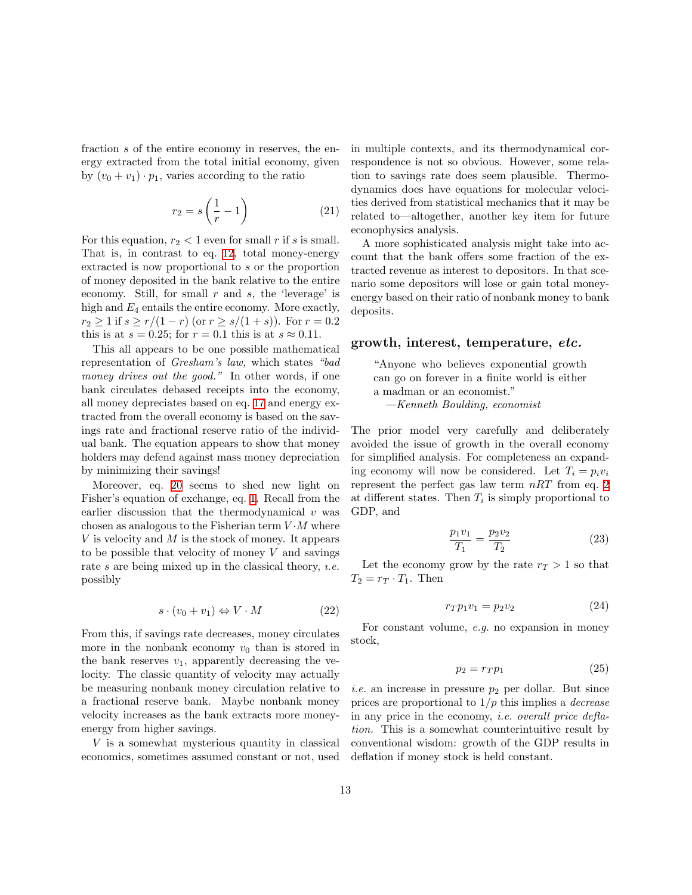fraction $s$ of the entire economy in reserves, the energy extracted from the total initial economy, given by $(v_0 + v_1) \cdot p_1$, varies according to the ratio

$$r_2 = s\left(\frac{1}{r} - 1\right) \tag{21}$$

For this equation, $r_2 < 1$ even for small $r$ if $s$ is small. That is, in contrast to eq. 12, total money-energy extracted is now proportional to $s$ or the proportion of money deposited in the bank relative to the entire economy. Still, for small $r$ and $s$, the 'leverage' is high and $E_4$ entails the entire economy. More exactly, $r_2 \geq 1$ if $s \geq r/(1-r)$ (or $r \geq s/(1+s)$). For $r = 0.2$ this is at $s = 0.25$; for $r = 0.1$ this is at $s \approx 0.11$.

This all appears to be one possible mathematical representation of *Gresham's law,* which states *"bad money drives out the good."* In other words, if one bank circulates debased receipts into the economy, all money depreciates based on eq. 17 and energy extracted from the overall economy is based on the savings rate and fractional reserve ratio of the individual bank. The equation appears to show that money holders may defend against mass money depreciation by minimizing their savings!

Moreover, eq. 20 seems to shed new light on Fisher's equation of exchange, eq. 1. Recall from the earlier discussion that the thermodynamical $v$ was chosen as analogous to the Fisherian term $V \cdot M$ where $V$ is velocity and $M$ is the stock of money. It appears to be possible that velocity of money $V$ and savings rate $s$ are being mixed up in the classical theory, *i.e.* possibly

$$s \cdot (v_0 + v_1) \Leftrightarrow V \cdot M \tag{22}$$

From this, if savings rate decreases, money circulates more in the nonbank economy $v_0$ than is stored in the bank reserves $v_1$, apparently decreasing the velocity. The classic quantity of velocity may actually be measuring nonbank money circulation relative to a fractional reserve bank. Maybe nonbank money velocity increases as the bank extracts more money-energy from higher savings.

$V$ is a somewhat mysterious quantity in classical economics, sometimes assumed constant or not, used in multiple contexts, and its thermodynamical correspondence is not so obvious. However, some relation to savings rate does seem plausible. Thermodynamics does have equations for molecular velocities derived from statistical mechanics that it may be related to—altogether, another key item for future econophysics analysis.

A more sophisticated analysis might take into account that the bank offers some fraction of the extracted revenue as interest to depositors. In that scenario some depositors will lose or gain total money-energy based on their ratio of nonbank money to bank deposits.

## growth, interest, temperature, *etc.*

> "Anyone who believes exponential growth can go on forever in a finite world is either a madman or an economist."
> —*Kenneth Boulding, economist*

The prior model very carefully and deliberately avoided the issue of growth in the overall economy for simplified analysis. For completeness an expanding economy will now be considered. Let $T_i = p_i v_i$ represent the perfect gas law term $nRT$ from eq. 2 at different states. Then $T_i$ is simply proportional to GDP, and

$$\frac{p_1 v_1}{T_1} = \frac{p_2 v_2}{T_2} \tag{23}$$

Let the economy grow by the rate $r_T > 1$ so that $T_2 = r_T \cdot T_1$. Then

$$r_T p_1 v_1 = p_2 v_2 \tag{24}$$

For constant volume, *e.g.* no expansion in money stock,

$$p_2 = r_T p_1 \tag{25}$$

*i.e.* an increase in pressure $p_2$ per dollar. But since prices are proportional to $1/p$ this implies a *decrease* in any price in the economy, *i.e. overall price deflation.* This is a somewhat counterintuitive result by conventional wisdom: growth of the GDP results in deflation if money stock is held constant.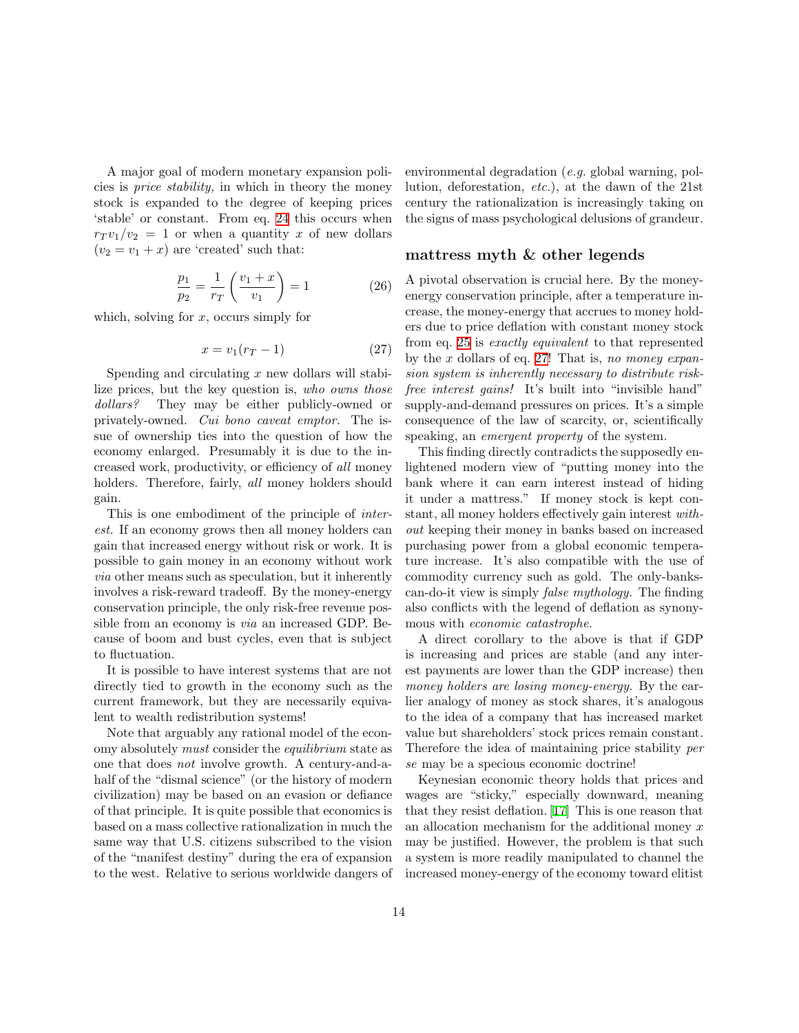A major goal of modern monetary expansion policies is *price stability,* in which in theory the money stock is expanded to the degree of keeping prices 'stable' or constant. From eq. 24 this occurs when $r_T v_1 / v_2 = 1$ or when a quantity $x$ of new dollars ($v_2 = v_1 + x$) are 'created' such that:

$$\frac{p_1}{p_2} = \frac{1}{r_T}\left(\frac{v_1 + x}{v_1}\right) = 1 \tag{26}$$

which, solving for $x$, occurs simply for

$$x = v_1(r_T - 1) \tag{27}$$

Spending and circulating $x$ new dollars will stabilize prices, but the key question is, *who owns those dollars?* They may be either publicly-owned or privately-owned. *Cui bono caveat emptor*. The issue of ownership ties into the question of how the economy enlarged. Presumably it is due to the increased work, productivity, or efficiency of *all* money holders. Therefore, fairly, *all* money holders should gain.

This is one embodiment of the principle of *interest.* If an economy grows then all money holders can gain that increased energy without risk or work. It is possible to gain money in an economy without work *via* other means such as speculation, but it inherently involves a risk-reward tradeoff. By the money-energy conservation principle, the only risk-free revenue possible from an economy is *via* an increased GDP. Because of boom and bust cycles, even that is subject to fluctuation.

It is possible to have interest systems that are not directly tied to growth in the economy such as the current framework, but they are necessarily equivalent to wealth redistribution systems!

Note that arguably any rational model of the economy absolutely *must* consider the *equilibrium* state as one that does *not* involve growth. A century-and-a-half of the "dismal science" (or the history of modern civilization) may be based on an evasion or defiance of that principle. It is quite possible that economics is based on a mass collective rationalization in much the same way that U.S. citizens subscribed to the vision of the "manifest destiny" during the era of expansion to the west. Relative to serious worldwide dangers of environmental degradation (*e.g.* global warning, pollution, deforestation, *etc.*), at the dawn of the 21st century the rationalization is increasingly taking on the signs of mass psychological delusions of grandeur.

## mattress myth & other legends

A pivotal observation is crucial here. By the money-energy conservation principle, after a temperature increase, the money-energy that accrues to money holders due to price deflation with constant money stock from eq. 25 is *exactly equivalent* to that represented by the $x$ dollars of eq. 27! That is, *no money expansion system is inherently necessary to distribute risk-free interest gains!* It's built into "invisible hand" supply-and-demand pressures on prices. It's a simple consequence of the law of scarcity, or, scientifically speaking, an *emergent property* of the system.

This finding directly contradicts the supposedly enlightened modern view of "putting money into the bank where it can earn interest instead of hiding it under a mattress." If money stock is kept constant, all money holders effectively gain interest *without* keeping their money in banks based on increased purchasing power from a global economic temperature increase. It's also compatible with the use of commodity currency such as gold. The only-banks-can-do-it view is simply *false mythology.* The finding also conflicts with the legend of deflation as synonymous with *economic catastrophe.*

A direct corollary to the above is that if GDP is increasing and prices are stable (and any interest payments are lower than the GDP increase) then *money holders are losing money-energy.* By the earlier analogy of money as stock shares, it's analogous to the idea of a company that has increased market value but shareholders' stock prices remain constant. Therefore the idea of maintaining price stability *per se* may be a specious economic doctrine!

Keynesian economic theory holds that prices and wages are "sticky," especially downward, meaning that they resist deflation. [17] This is one reason that an allocation mechanism for the additional money $x$ may be justified. However, the problem is that such a system is more readily manipulated to channel the increased money-energy of the economy toward elitist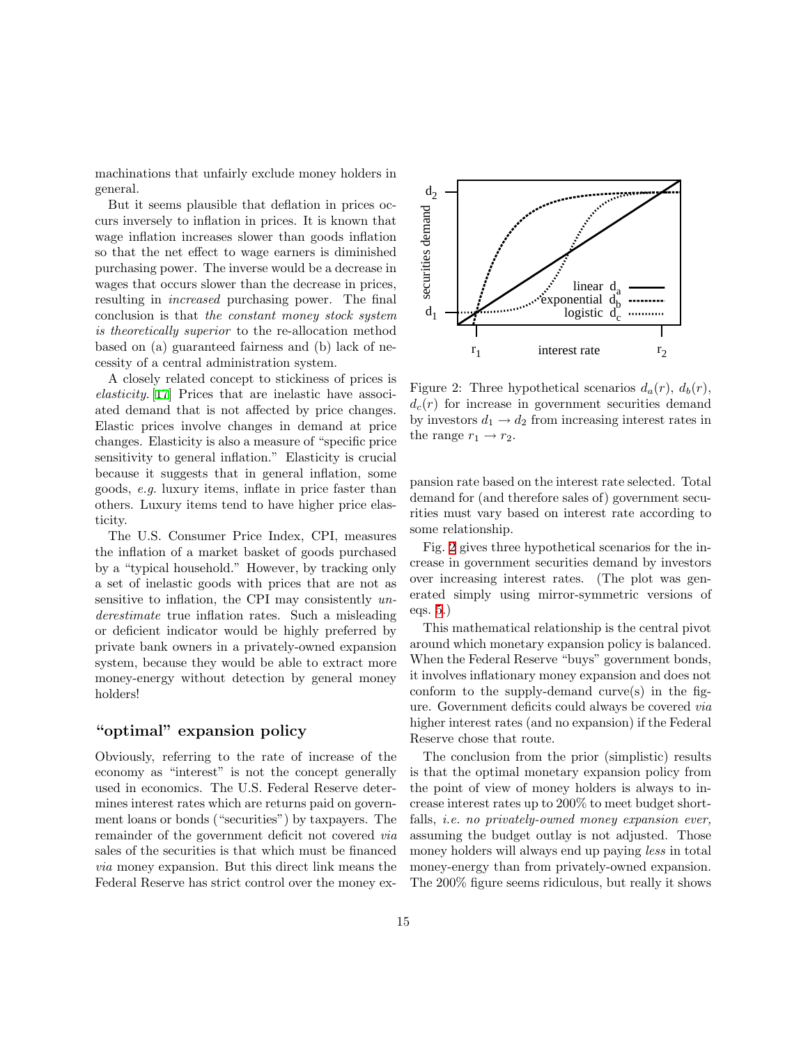machinations that unfairly exclude money holders in general.

But it seems plausible that deflation in prices occurs inversely to inflation in prices. It is known that wage inflation increases slower than goods inflation so that the net effect to wage earners is diminished purchasing power. The inverse would be a decrease in wages that occurs slower than the decrease in prices, resulting in *increased* purchasing power. The final conclusion is that *the constant money stock system is theoretically superior* to the re-allocation method based on (a) guaranteed fairness and (b) lack of necessity of a central administration system.

A closely related concept to stickiness of prices is *elasticity*.[17] Prices that are inelastic have associated demand that is not affected by price changes. Elastic prices involve changes in demand at price changes. Elasticity is also a measure of "specific price sensitivity to general inflation." Elasticity is crucial because it suggests that in general inflation, some goods, *e.g.* luxury items, inflate in price faster than others. Luxury items tend to have higher price elasticity.

The U.S. Consumer Price Index, CPI, measures the inflation of a market basket of goods purchased by a "typical household." However, by tracking only a set of inelastic goods with prices that are not as sensitive to inflation, the CPI may consistently *underestimate* true inflation rates. Such a misleading or deficient indicator would be highly preferred by private bank owners in a privately-owned expansion system, because they would be able to extract more money-energy without detection by general money holders!

## "optimal" expansion policy

Obviously, referring to the rate of increase of the economy as "interest" is not the concept generally used in economics. The U.S. Federal Reserve determines interest rates which are returns paid on government loans or bonds ("securities") by taxpayers. The remainder of the government deficit not covered *via* sales of the securities is that which must be financed *via* money expansion. But this direct link means the Federal Reserve has strict control over the money expansion rate based on the interest rate selected. Total demand for (and therefore sales of) government securities must vary based on interest rate according to some relationship.

Figure 2: Three hypothetical scenarios $d_a(r)$, $d_b(r)$, $d_c(r)$ for increase in government securities demand by investors $d_1 \rightarrow d_2$ from increasing interest rates in the range $r_1 \rightarrow r_2$.

Fig. 2 gives three hypothetical scenarios for the increase in government securities demand by investors over increasing interest rates. (The plot was generated simply using mirror-symmetric versions of eqs. 5.)

This mathematical relationship is the central pivot around which monetary expansion policy is balanced. When the Federal Reserve "buys" government bonds, it involves inflationary money expansion and does not conform to the supply-demand curve(s) in the figure. Government deficits could always be covered *via* higher interest rates (and no expansion) if the Federal Reserve chose that route.

The conclusion from the prior (simplistic) results is that the optimal monetary expansion policy from the point of view of money holders is always to increase interest rates up to 200% to meet budget shortfalls, *i.e. no privately-owned money expansion ever,* assuming the budget outlay is not adjusted. Those money holders will always end up paying *less* in total money-energy than from privately-owned expansion. The 200% figure seems ridiculous, but really it shows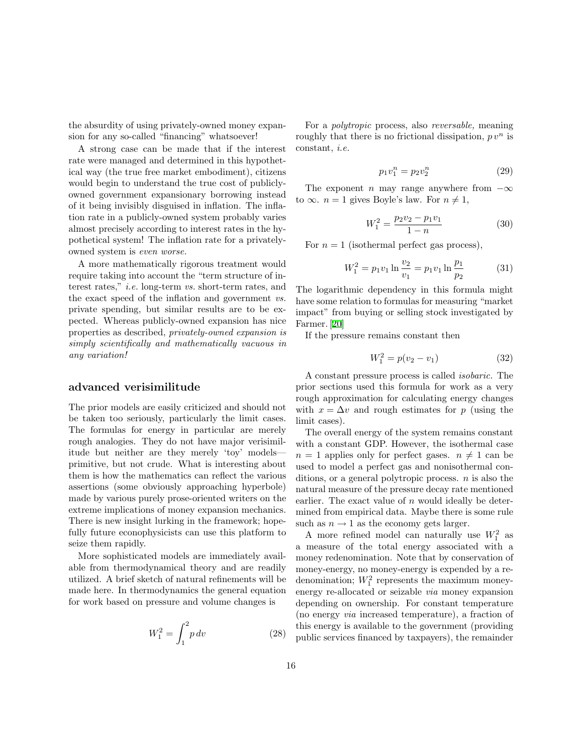the absurdity of using privately-owned money expansion for any so-called "financing" whatsoever!

A strong case can be made that if the interest rate were managed and determined in this hypothetical way (the true free market embodiment), citizens would begin to understand the true cost of publicly-owned government expansionary borrowing instead of it being invisibly disguised in inflation. The inflation rate in a publicly-owned system probably varies almost precisely according to interest rates in the hypothetical system! The inflation rate for a privately-owned system is *even worse.*

A more mathematically rigorous treatment would require taking into account the "term structure of interest rates," *i.e.* long-term *vs.* short-term rates, and the exact speed of the inflation and government *vs.* private spending, but similar results are to be expected. Whereas publicly-owned expansion has nice properties as described, *privately-owned expansion is simply scientifically and mathematically vacuous in any variation!*

## advanced verisimilitude

The prior models are easily criticized and should not be taken too seriously, particularly the limit cases. The formulas for energy in particular are merely rough analogies. They do not have major verisimilitude but neither are they merely 'toy' models—primitive, but not crude. What is interesting about them is how the mathematics can reflect the various assertions (some obviously approaching hyperbole) made by various purely prose-oriented writers on the extreme implications of money expansion mechanics. There is new insight lurking in the framework; hopefully future econophysicists can use this platform to seize them rapidly.

More sophisticated models are immediately available from thermodynamical theory and are readily utilized. A brief sketch of natural refinements will be made here. In thermodynamics the general equation for work based on pressure and volume changes is

$$W_1^2 = \int_1^2 p\,dv \tag{28}$$

For a *polytropic* process, also *reversable,* meaning roughly that there is no frictional dissipation, $p\,v^n$ is constant, *i.e.*

$$p_1 v_1^n = p_2 v_2^n \tag{29}$$

The exponent $n$ may range anywhere from $-\infty$ to $\infty$. $n = 1$ gives Boyle's law. For $n \neq 1$,

$$W_1^2 = \frac{p_2 v_2 - p_1 v_1}{1 - n} \tag{30}$$

For $n = 1$ (isothermal perfect gas process),

$$W_1^2 = p_1 v_1 \ln \frac{v_2}{v_1} = p_1 v_1 \ln \frac{p_1}{p_2} \tag{31}$$

The logarithmic dependency in this formula might have some relation to formulas for measuring "market impact" from buying or selling stock investigated by Farmer. [20]

If the pressure remains constant then

$$W_1^2 = p(v_2 - v_1) \tag{32}$$

A constant pressure process is called *isobaric.* The prior sections used this formula for work as a very rough approximation for calculating energy changes with $x = \Delta v$ and rough estimates for $p$ (using the limit cases).

The overall energy of the system remains constant with a constant GDP. However, the isothermal case $n = 1$ applies only for perfect gases. $n \neq 1$ can be used to model a perfect gas and nonisothermal conditions, or a general polytropic process. $n$ is also the natural measure of the pressure decay rate mentioned earlier. The exact value of $n$ would ideally be determined from empirical data. Maybe there is some rule such as $n \to 1$ as the economy gets larger.

A more refined model can naturally use $W_1^2$ as a measure of the total energy associated with a money redenomination. Note that by conservation of money-energy, no money-energy is expended by a redenomination; $W_1^2$ represents the maximum money-energy re-allocated or seizable *via* money expansion depending on ownership. For constant temperature (no energy *via* increased temperature), a fraction of this energy is available to the government (providing public services financed by taxpayers), the remainder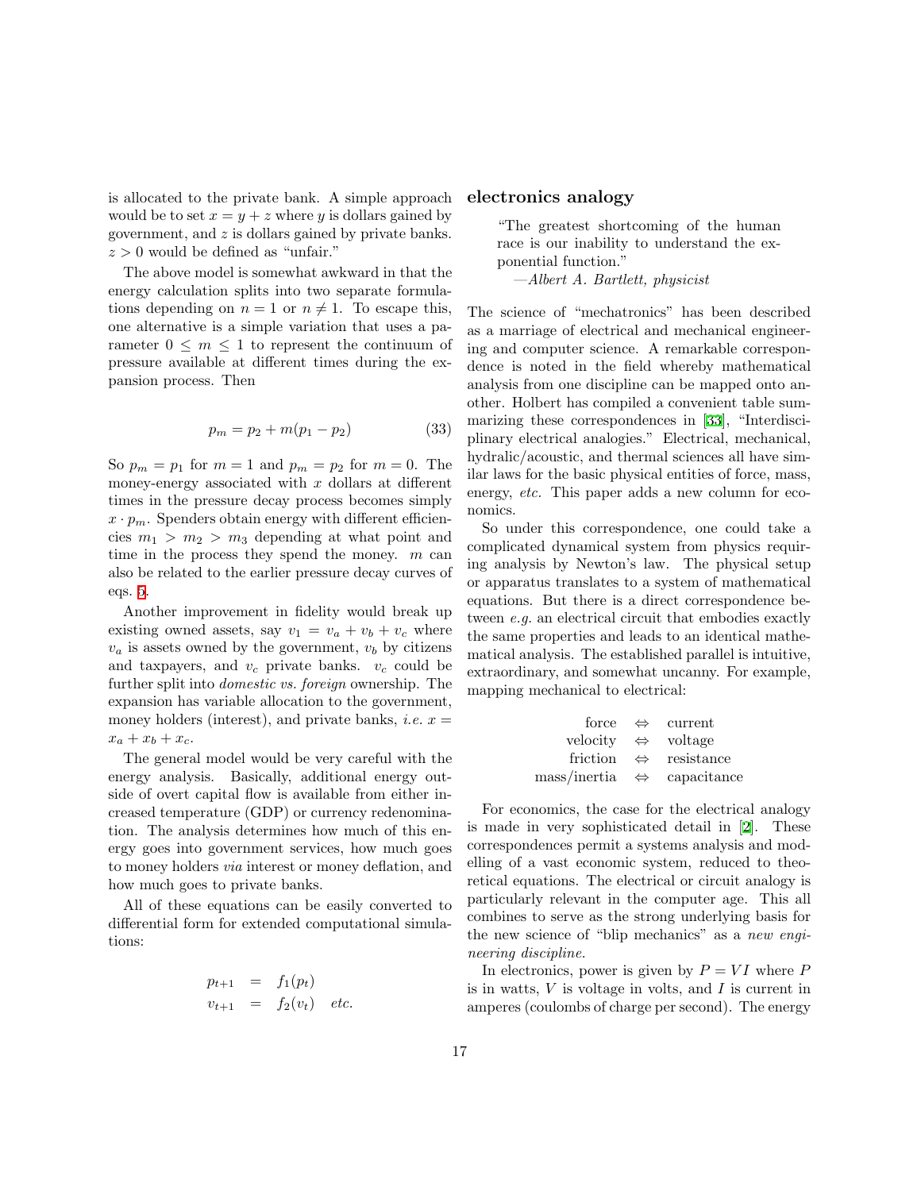is allocated to the private bank. A simple approach would be to set $x = y + z$ where $y$ is dollars gained by government, and $z$ is dollars gained by private banks. $z > 0$ would be defined as "unfair."

The above model is somewhat awkward in that the energy calculation splits into two separate formulations depending on $n = 1$ or $n \neq 1$. To escape this, one alternative is a simple variation that uses a parameter $0 \leq m \leq 1$ to represent the continuum of pressure available at different times during the expansion process. Then

$$p_m = p_2 + m(p_1 - p_2) \tag{33}$$

So $p_m = p_1$ for $m = 1$ and $p_m = p_2$ for $m = 0$. The money-energy associated with $x$ dollars at different times in the pressure decay process becomes simply $x \cdot p_m$. Spenders obtain energy with different efficiencies $m_1 > m_2 > m_3$ depending at what point and time in the process they spend the money. $m$ can also be related to the earlier pressure decay curves of eqs. 5.

Another improvement in fidelity would break up existing owned assets, say $v_1 = v_a + v_b + v_c$ where $v_a$ is assets owned by the government, $v_b$ by citizens and taxpayers, and $v_c$ private banks. $v_c$ could be further split into *domestic vs. foreign* ownership. The expansion has variable allocation to the government, money holders (interest), and private banks, *i.e.* $x = x_a + x_b + x_c$.

The general model would be very careful with the energy analysis. Basically, additional energy outside of overt capital flow is available from either increased temperature (GDP) or currency redenomination. The analysis determines how much of this energy goes into government services, how much goes to money holders *via* interest or money deflation, and how much goes to private banks.

All of these equations can be easily converted to differential form for extended computational simulations:

$$\begin{aligned} p_{t+1} &= f_1(p_t) \\ v_{t+1} &= f_2(v_t) \quad \textit{etc.} \end{aligned}$$

## electronics analogy

> "The greatest shortcoming of the human race is our inability to understand the exponential function."
>
> —*Albert A. Bartlett, physicist*

The science of "mechatronics" has been described as a marriage of electrical and mechanical engineering and computer science. A remarkable correspondence is noted in the field whereby mathematical analysis from one discipline can be mapped onto another. Holbert has compiled a convenient table summarizing these correspondences in [33], "Interdisciplinary electrical analogies." Electrical, mechanical, hydralic/acoustic, and thermal sciences all have similar laws for the basic physical entities of force, mass, energy, *etc.* This paper adds a new column for economics.

So under this correspondence, one could take a complicated dynamical system from physics requiring analysis by Newton's law. The physical setup or apparatus translates to a system of mathematical equations. But there is a direct correspondence between *e.g.* an electrical circuit that embodies exactly the same properties and leads to an identical mathematical analysis. The established parallel is intuitive, extraordinary, and somewhat uncanny. For example, mapping mechanical to electrical:

| | | |
|---|---|---|
| force | ⇔ | current |
| velocity | ⇔ | voltage |
| friction | ⇔ | resistance |
| mass/inertia | ⇔ | capacitance |

For economics, the case for the electrical analogy is made in very sophisticated detail in [2]. These correspondences permit a systems analysis and modelling of a vast economic system, reduced to theoretical equations. The electrical or circuit analogy is particularly relevant in the computer age. This all combines to serve as the strong underlying basis for the new science of "blip mechanics" as a *new engineering discipline.*

In electronics, power is given by $P = VI$ where $P$ is in watts, $V$ is voltage in volts, and $I$ is current in amperes (coulombs of charge per second). The energy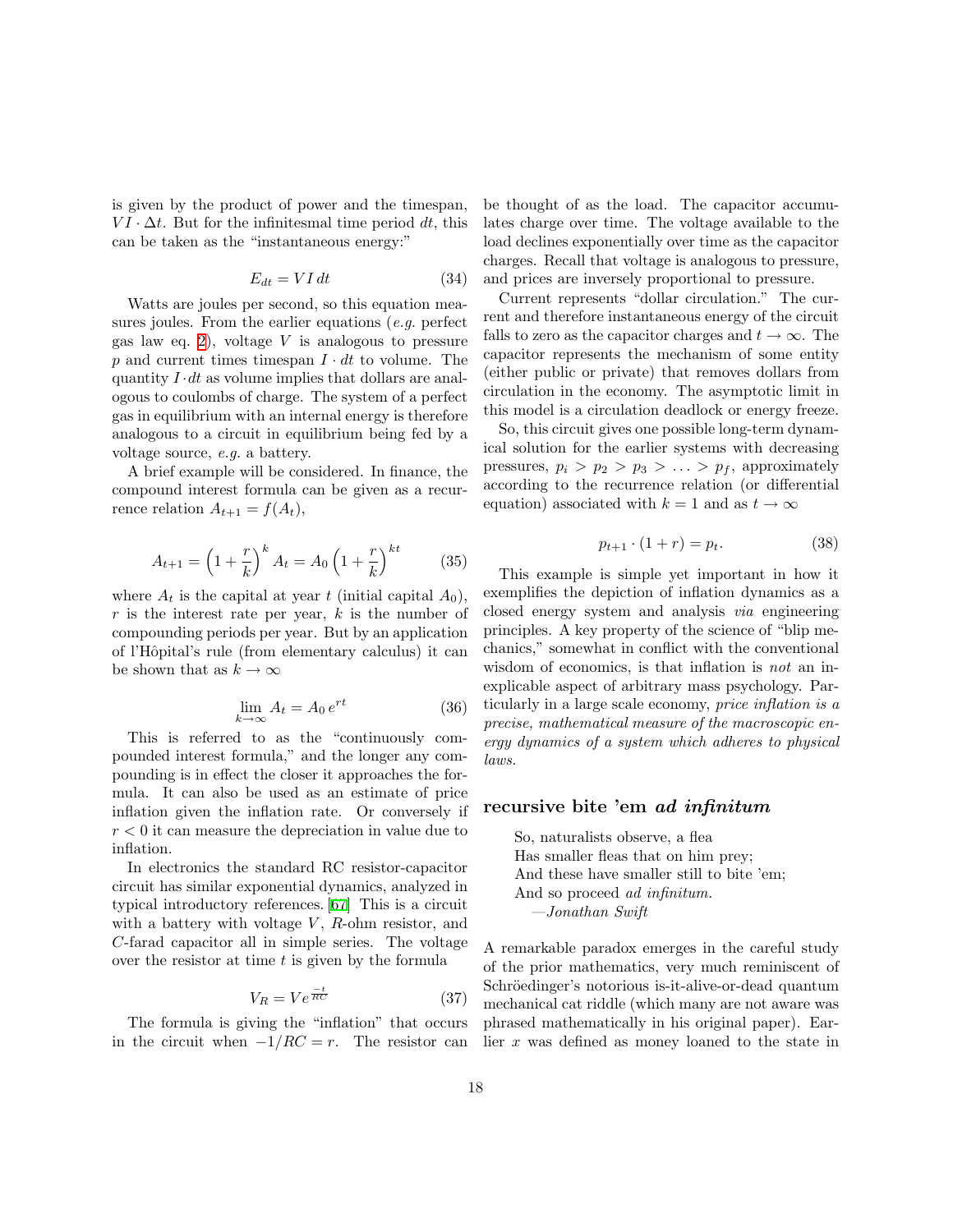is given by the product of power and the timespan, $VI \cdot \Delta t$. But for the infinitesmal time period $dt$, this can be taken as the "instantaneous energy:"

$$E_{dt} = V I \, dt \tag{34}$$

Watts are joules per second, so this equation measures joules. From the earlier equations (*e.g.* perfect gas law eq. 2), voltage $V$ is analogous to pressure $p$ and current times timespan $I \cdot dt$ to volume. The quantity $I \cdot dt$ as volume implies that dollars are analogous to coulombs of charge. The system of a perfect gas in equilibrium with an internal energy is therefore analogous to a circuit in equilibrium being fed by a voltage source, *e.g.* a battery.

A brief example will be considered. In finance, the compound interest formula can be given as a recurrence relation $A_{t+1} = f(A_t)$,

$$A_{t+1} = \left(1 + \frac{r}{k}\right)^k A_t = A_0 \left(1 + \frac{r}{k}\right)^{kt} \tag{35}$$

where $A_t$ is the capital at year $t$ (initial capital $A_0$), $r$ is the interest rate per year, $k$ is the number of compounding periods per year. But by an application of l'Hôpital's rule (from elementary calculus) it can be shown that as $k \to \infty$

$$\lim_{k \to \infty} A_t = A_0 \, e^{rt} \tag{36}$$

This is referred to as the "continuously compounded interest formula," and the longer any compounding is in effect the closer it approaches the formula. It can also be used as an estimate of price inflation given the inflation rate. Or conversely if $r < 0$ it can measure the depreciation in value due to inflation.

In electronics the standard RC resistor-capacitor circuit has similar exponential dynamics, analyzed in typical introductory references. [67] This is a circuit with a battery with voltage $V$, $R$-ohm resistor, and $C$-farad capacitor all in simple series. The voltage over the resistor at time $t$ is given by the formula

$$V_R = V e^{\frac{-t}{RC}} \tag{37}$$

The formula is giving the "inflation" that occurs in the circuit when $-1/RC = r$. The resistor can be thought of as the load. The capacitor accumulates charge over time. The voltage available to the load declines exponentially over time as the capacitor charges. Recall that voltage is analogous to pressure, and prices are inversely proportional to pressure.

Current represents "dollar circulation." The current and therefore instantaneous energy of the circuit falls to zero as the capacitor charges and $t \to \infty$. The capacitor represents the mechanism of some entity (either public or private) that removes dollars from circulation in the economy. The asymptotic limit in this model is a circulation deadlock or energy freeze.

So, this circuit gives one possible long-term dynamical solution for the earlier systems with decreasing pressures, $p_i > p_2 > p_3 > \ldots > p_f$, approximately according to the recurrence relation (or differential equation) associated with $k = 1$ and as $t \to \infty$

$$p_{t+1} \cdot (1 + r) = p_t. \tag{38}$$

This example is simple yet important in how it exemplifies the depiction of inflation dynamics as a closed energy system and analysis *via* engineering principles. A key property of the science of "blip mechanics," somewhat in conflict with the conventional wisdom of economics, is that inflation is *not* an inexplicable aspect of arbitrary mass psychology. Particularly in a large scale economy, *price inflation is a precise, mathematical measure of the macroscopic energy dynamics of a system which adheres to physical laws.*

## recursive bite 'em *ad infinitum*

> So, naturalists observe, a flea
> Has smaller fleas that on him prey;
> And these have smaller still to bite 'em;
> And so proceed *ad infinitum.*
> —*Jonathan Swift*

A remarkable paradox emerges in the careful study of the prior mathematics, very much reminiscent of Schröedinger's notorious is-it-alive-or-dead quantum mechanical cat riddle (which many are not aware was phrased mathematically in his original paper). Earlier $x$ was defined as money loaned to the state in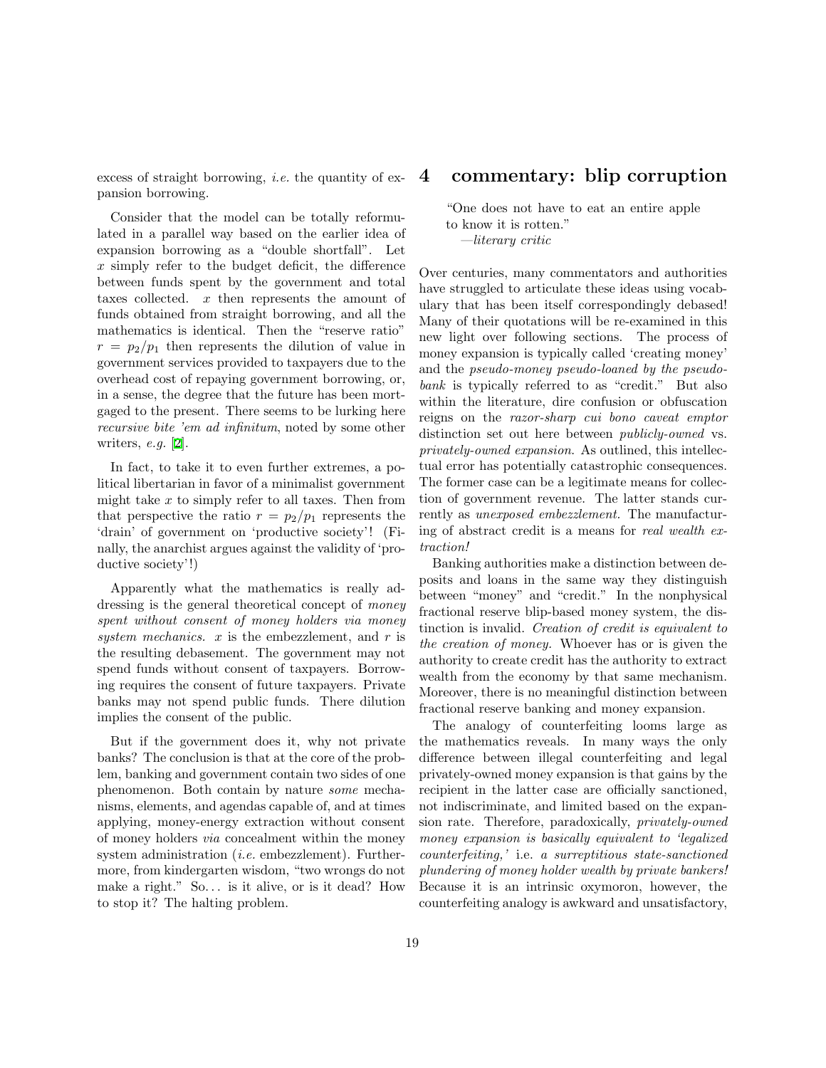excess of straight borrowing, *i.e.* the quantity of expansion borrowing.

Consider that the model can be totally reformulated in a parallel way based on the earlier idea of expansion borrowing as a "double shortfall". Let $x$ simply refer to the budget deficit, the difference between funds spent by the government and total taxes collected. $x$ then represents the amount of funds obtained from straight borrowing, and all the mathematics is identical. Then the "reserve ratio" $r = p_2/p_1$ then represents the dilution of value in government services provided to taxpayers due to the overhead cost of repaying government borrowing, or, in a sense, the degree that the future has been mortgaged to the present. There seems to be lurking here *recursive bite 'em ad infinitum*, noted by some other writers, *e.g.* [2].

In fact, to take it to even further extremes, a political libertarian in favor of a minimalist government might take $x$ to simply refer to all taxes. Then from that perspective the ratio $r = p_2/p_1$ represents the 'drain' of government on 'productive society'! (Finally, the anarchist argues against the validity of 'productive society'!)

Apparently what the mathematics is really addressing is the general theoretical concept of *money spent without consent of money holders via money system mechanics.* $x$ is the embezzlement, and $r$ is the resulting debasement. The government may not spend funds without consent of taxpayers. Borrowing requires the consent of future taxpayers. Private banks may not spend public funds. There dilution implies the consent of the public.

But if the government does it, why not private banks? The conclusion is that at the core of the problem, banking and government contain two sides of one phenomenon. Both contain by nature *some* mechanisms, elements, and agendas capable of, and at times applying, money-energy extraction without consent of money holders *via* concealment within the money system administration (*i.e.* embezzlement). Furthermore, from kindergarten wisdom, "two wrongs do not make a right." So... is it alive, or is it dead? How to stop it? The halting problem.

# 4 commentary: blip corruption

> "One does not have to eat an entire apple to know it is rotten."
> —*literary critic*

Over centuries, many commentators and authorities have struggled to articulate these ideas using vocabulary that has been itself correspondingly debased! Many of their quotations will be re-examined in this new light over following sections. The process of money expansion is typically called 'creating money' and the *pseudo-money pseudo-loaned by the pseudo-bank* is typically referred to as "credit." But also within the literature, dire confusion or obfuscation reigns on the *razor-sharp cui bono caveat emptor* distinction set out here between *publicly-owned* vs. *privately-owned expansion*. As outlined, this intellectual error has potentially catastrophic consequences. The former case can be a legitimate means for collection of government revenue. The latter stands currently as *unexposed embezzlement.* The manufacturing of abstract credit is a means for *real wealth extraction!*

Banking authorities make a distinction between deposits and loans in the same way they distinguish between "money" and "credit." In the nonphysical fractional reserve blip-based money system, the distinction is invalid. *Creation of credit is equivalent to the creation of money.* Whoever has or is given the authority to create credit has the authority to extract wealth from the economy by that same mechanism. Moreover, there is no meaningful distinction between fractional reserve banking and money expansion.

The analogy of counterfeiting looms large as the mathematics reveals. In many ways the only difference between illegal counterfeiting and legal privately-owned money expansion is that gains by the recipient in the latter case are officially sanctioned, not indiscriminate, and limited based on the expansion rate. Therefore, paradoxically, *privately-owned money expansion is basically equivalent to 'legalized counterfeiting,'* i.e. *a surreptitious state-sanctioned plundering of money holder wealth by private bankers!* Because it is an intrinsic oxymoron, however, the counterfeiting analogy is awkward and unsatisfactory,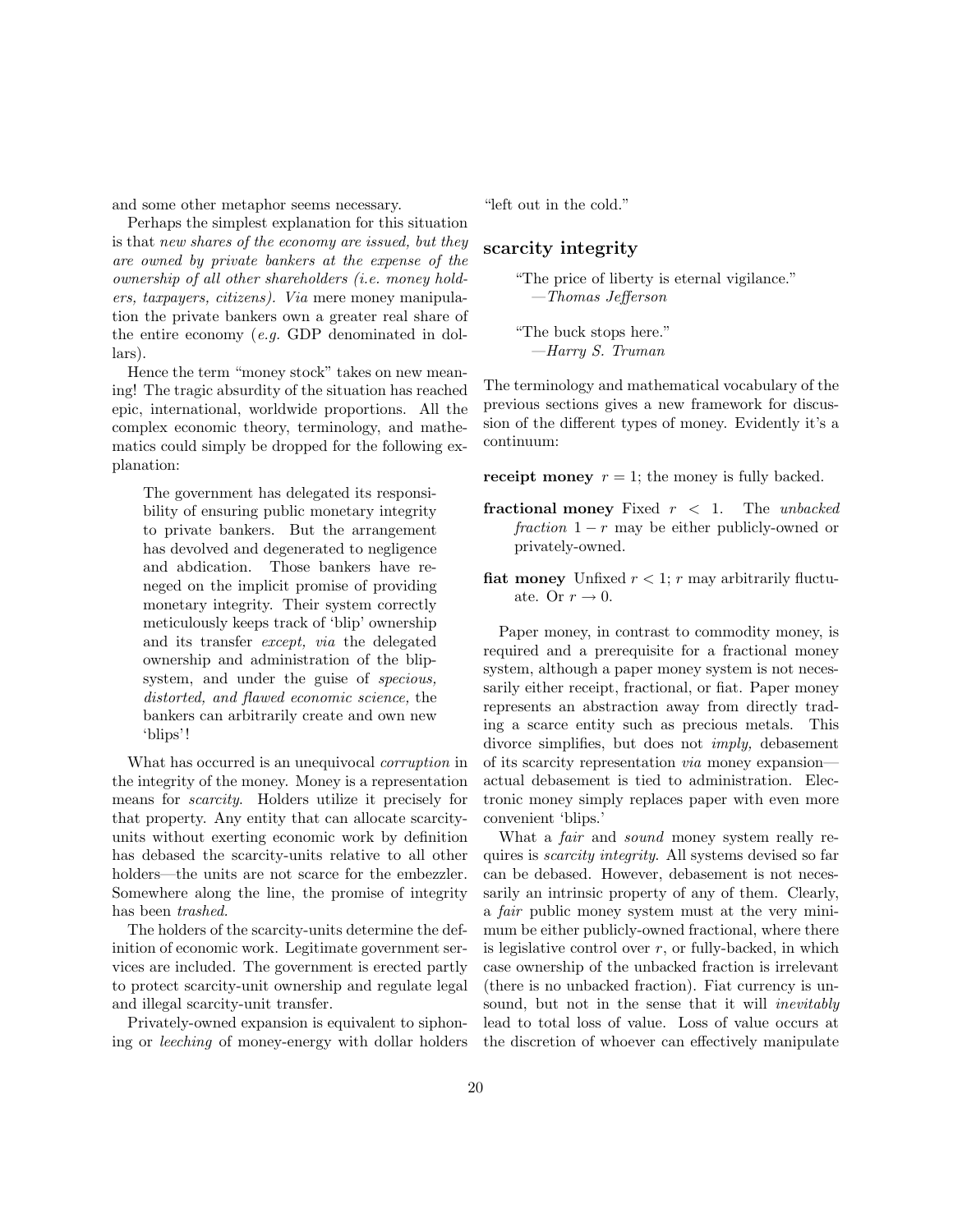and some other metaphor seems necessary.

Perhaps the simplest explanation for this situation is that *new shares of the economy are issued, but they are owned by private bankers at the expense of the ownership of all other shareholders (i.e. money holders, taxpayers, citizens). Via* mere money manipulation the private bankers own a greater real share of the entire economy (*e.g.* GDP denominated in dollars).

Hence the term "money stock" takes on new meaning! The tragic absurdity of the situation has reached epic, international, worldwide proportions. All the complex economic theory, terminology, and mathematics could simply be dropped for the following explanation:

> The government has delegated its responsibility of ensuring public monetary integrity to private bankers. But the arrangement has devolved and degenerated to negligence and abdication. Those bankers have reneged on the implicit promise of providing monetary integrity. Their system correctly meticulously keeps track of 'blip' ownership and its transfer *except, via* the delegated ownership and administration of the blip-system, and under the guise of *specious, distorted, and flawed economic science,* the bankers can arbitrarily create and own new 'blips'!

What has occurred is an unequivocal *corruption* in the integrity of the money. Money is a representation means for *scarcity.* Holders utilize it precisely for that property. Any entity that can allocate scarcity-units without exerting economic work by definition has debased the scarcity-units relative to all other holders—the units are not scarce for the embezzler. Somewhere along the line, the promise of integrity has been *trashed.*

The holders of the scarcity-units determine the definition of economic work. Legitimate government services are included. The government is erected partly to protect scarcity-unit ownership and regulate legal and illegal scarcity-unit transfer.

Privately-owned expansion is equivalent to siphoning or *leeching* of money-energy with dollar holders "left out in the cold."

## scarcity integrity

> "The price of liberty is eternal vigilance."
> —*Thomas Jefferson*

> "The buck stops here."
> —*Harry S. Truman*

The terminology and mathematical vocabulary of the previous sections gives a new framework for discussion of the different types of money. Evidently it's a continuum:

**receipt money** $r = 1$; the money is fully backed.

**fractional money** Fixed $r < 1$. The *unbacked fraction* $1 - r$ may be either publicly-owned or privately-owned.

**fiat money** Unfixed $r < 1$; $r$ may arbitrarily fluctuate. Or $r \to 0$.

Paper money, in contrast to commodity money, is required and a prerequisite for a fractional money system, although a paper money system is not necessarily either receipt, fractional, or fiat. Paper money represents an abstraction away from directly trading a scarce entity such as precious metals. This divorce simplifies, but does not *imply,* debasement of its scarcity representation *via* money expansion—actual debasement is tied to administration. Electronic money simply replaces paper with even more convenient 'blips.'

What a *fair* and *sound* money system really requires is *scarcity integrity.* All systems devised so far can be debased. However, debasement is not necessarily an intrinsic property of any of them. Clearly, a *fair* public money system must at the very minimum be either publicly-owned fractional, where there is legislative control over $r$, or fully-backed, in which case ownership of the unbacked fraction is irrelevant (there is no unbacked fraction). Fiat currency is unsound, but not in the sense that it will *inevitably* lead to total loss of value. Loss of value occurs at the discretion of whoever can effectively manipulate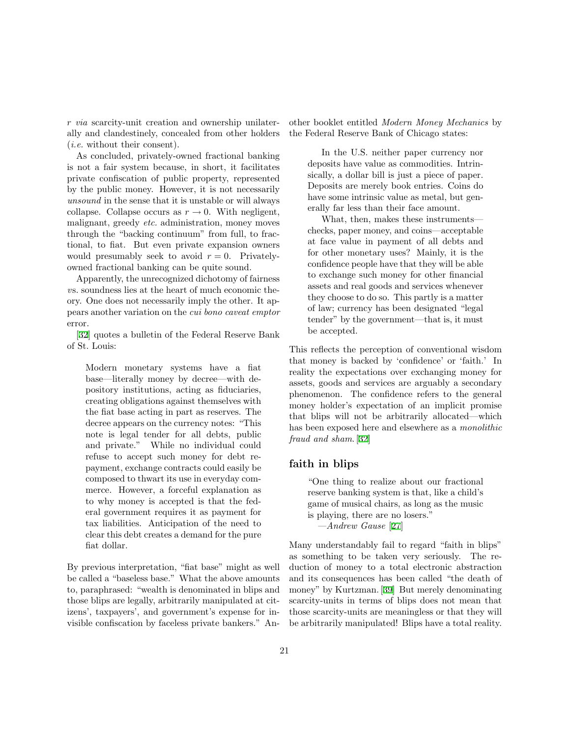$r$ *via* scarcity-unit creation and ownership unilaterally and clandestinely, concealed from other holders (*i.e.* without their consent).

As concluded, privately-owned fractional banking is not a fair system because, in short, it facilitates private confiscation of public property, represented by the public money. However, it is not necessarily *unsound* in the sense that it is unstable or will always collapse. Collapse occurs as $r \to 0$. With negligent, malignant, greedy *etc.* administration, money moves through the "backing continuum" from full, to fractional, to fiat. But even private expansion owners would presumably seek to avoid $r = 0$. Privately-owned fractional banking can be quite sound.

Apparently, the unrecognized dichotomy of fairness *vs.* soundness lies at the heart of much economic theory. One does not necessarily imply the other. It appears another variation on the *cui bono caveat emptor* error.

[32] quotes a bulletin of the Federal Reserve Bank of St. Louis:

> Modern monetary systems have a fiat base—literally money by decree—with depository institutions, acting as fiduciaries, creating obligations against themselves with the fiat base acting in part as reserves. The decree appears on the currency notes: "This note is legal tender for all debts, public and private." While no individual could refuse to accept such money for debt repayment, exchange contracts could easily be composed to thwart its use in everyday commerce. However, a forceful explanation as to why money is accepted is that the federal government requires it as payment for tax liabilities. Anticipation of the need to clear this debt creates a demand for the pure fiat dollar.

By previous interpretation, "fiat base" might as well be called a "baseless base." What the above amounts to, paraphrased: "wealth is denominated in blips and those blips are legally, arbitrarily manipulated at citizens', taxpayers', and government's expense for invisible confiscation by faceless private bankers." Another booklet entitled *Modern Money Mechanics* by the Federal Reserve Bank of Chicago states:

> In the U.S. neither paper currency nor deposits have value as commodities. Intrinsically, a dollar bill is just a piece of paper. Deposits are merely book entries. Coins do have some intrinsic value as metal, but generally far less than their face amount.
>
> What, then, makes these instruments—checks, paper money, and coins—acceptable at face value in payment of all debts and for other monetary uses? Mainly, it is the confidence people have that they will be able to exchange such money for other financial assets and real goods and services whenever they choose to do so. This partly is a matter of law; currency has been designated "legal tender" by the government—that is, it must be accepted.

This reflects the perception of conventional wisdom that money is backed by 'confidence' or 'faith.' In reality the expectations over exchanging money for assets, goods and services are arguably a secondary phenomenon. The confidence refers to the general money holder's expectation of an implicit promise that blips will not be arbitrarily allocated—which has been exposed here and elsewhere as a *monolithic fraud and sham*.[32]

## faith in blips

> "One thing to realize about our fractional reserve banking system is that, like a child's game of musical chairs, as long as the music is playing, there are no losers."
> —*Andrew Gause* [27]

Many understandably fail to regard "faith in blips" as something to be taken very seriously. The reduction of money to a total electronic abstraction and its consequences has been called "the death of money" by Kurtzman.[39] But merely denominating scarcity-units in terms of blips does not mean that those scarcity-units are meaningless or that they will be arbitrarily manipulated! Blips have a total reality.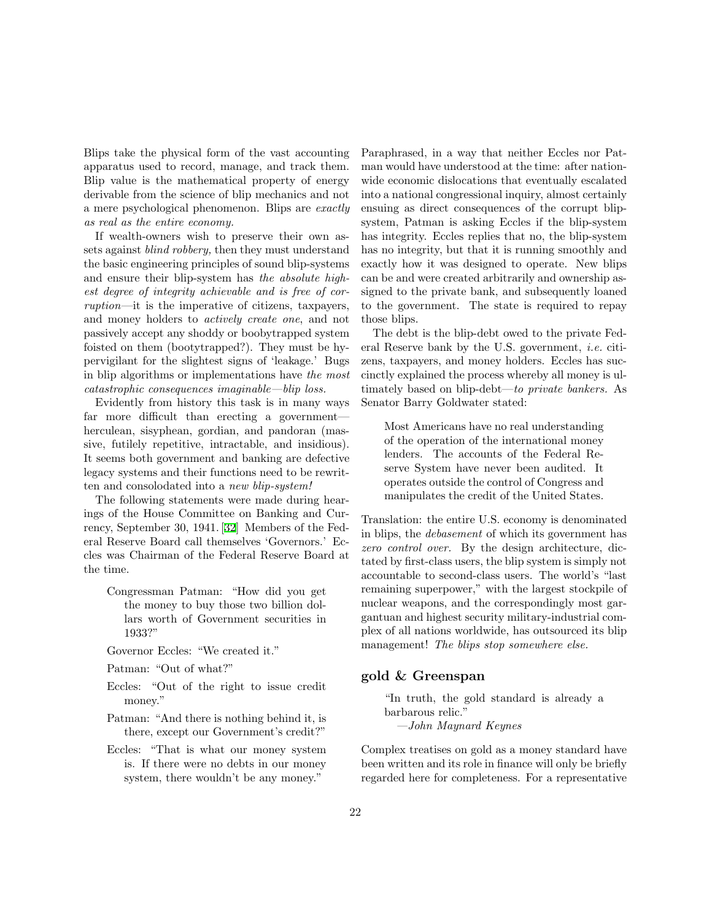Blips take the physical form of the vast accounting apparatus used to record, manage, and track them. Blip value is the mathematical property of energy derivable from the science of blip mechanics and not a mere psychological phenomenon. Blips are *exactly as real as the entire economy.*

If wealth-owners wish to preserve their own assets against *blind robbery,* then they must understand the basic engineering principles of sound blip-systems and ensure their blip-system has *the absolute highest degree of integrity achievable and is free of corruption*—it is the imperative of citizens, taxpayers, and money holders to *actively create one*, and not passively accept any shoddy or boobytrapped system foisted on them (bootytrapped?). They must be hypervigilant for the slightest signs of 'leakage.' Bugs in blip algorithms or implementations have *the most catastrophic consequences imaginable—blip loss.*

Evidently from history this task is in many ways far more difficult than erecting a government—herculean, sisyphean, gordian, and pandoran (massive, futilely repetitive, intractable, and insidious). It seems both government and banking are defective legacy systems and their functions need to be rewritten and consolodated into a *new blip-system!*

The following statements were made during hearings of the House Committee on Banking and Currency, September 30, 1941. [32] Members of the Federal Reserve Board call themselves 'Governors.' Eccles was Chairman of the Federal Reserve Board at the time.

> Congressman Patman: "How did you get the money to buy those two billion dollars worth of Government securities in 1933?"
>
> Governor Eccles: "We created it."
>
> Patman: "Out of what?"
>
> Eccles: "Out of the right to issue credit money."
>
> Patman: "And there is nothing behind it, is there, except our Government's credit?"
>
> Eccles: "That is what our money system is. If there were no debts in our money system, there wouldn't be any money."

Paraphrased, in a way that neither Eccles nor Patman would have understood at the time: after nationwide economic dislocations that eventually escalated into a national congressional inquiry, almost certainly ensuing as direct consequences of the corrupt blip-system, Patman is asking Eccles if the blip-system has integrity. Eccles replies that no, the blip-system has no integrity, but that it is running smoothly and exactly how it was designed to operate. New blips can be and were created arbitrarily and ownership assigned to the private bank, and subsequently loaned to the government. The state is required to repay those blips.

The debt is the blip-debt owed to the private Federal Reserve bank by the U.S. government, *i.e.* citizens, taxpayers, and money holders. Eccles has succinctly explained the process whereby all money is ultimately based on blip-debt—*to private bankers.* As Senator Barry Goldwater stated:

> Most Americans have no real understanding of the operation of the international money lenders. The accounts of the Federal Reserve System have never been audited. It operates outside the control of Congress and manipulates the credit of the United States.

Translation: the entire U.S. economy is denominated in blips, the *debasement* of which its government has *zero control over.* By the design architecture, dictated by first-class users, the blip system is simply not accountable to second-class users. The world's "last remaining superpower," with the largest stockpile of nuclear weapons, and the correspondingly most gargantuan and highest security military-industrial complex of all nations worldwide, has outsourced its blip management! *The blips stop somewhere else.*

## gold & Greenspan

> "In truth, the gold standard is already a barbarous relic."
>
> —*John Maynard Keynes*

Complex treatises on gold as a money standard have been written and its role in finance will only be briefly regarded here for completeness. For a representative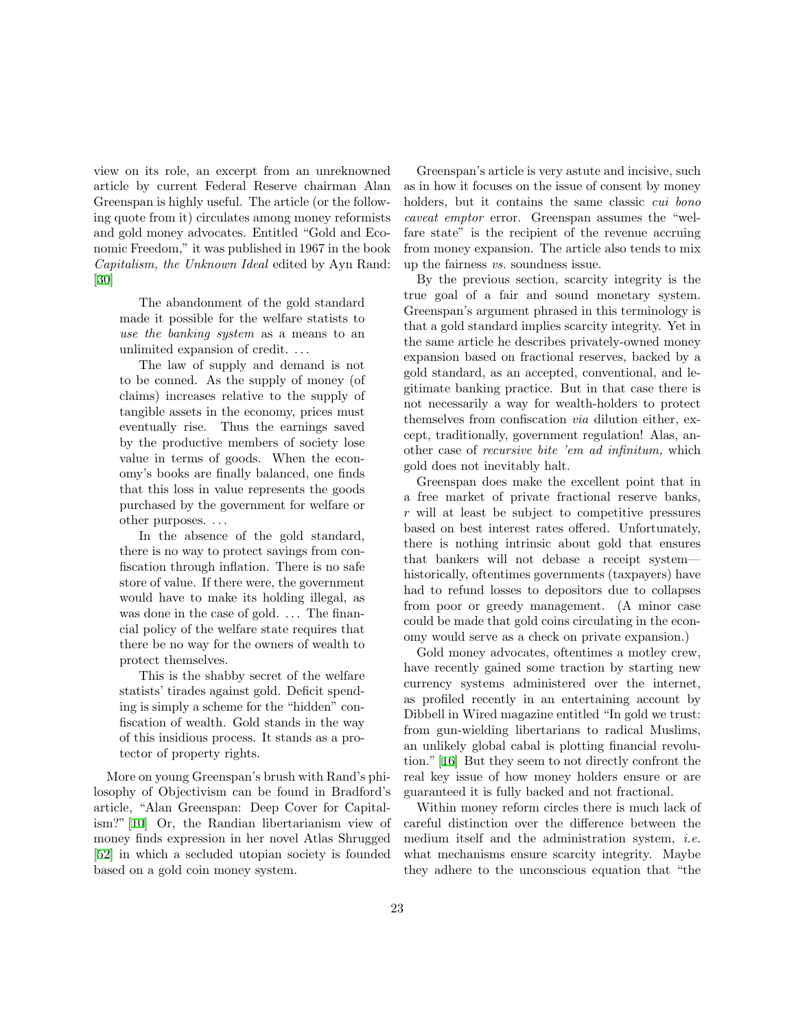view on its role, an excerpt from an unreknowned article by current Federal Reserve chairman Alan Greenspan is highly useful. The article (or the following quote from it) circulates among money reformists and gold money advocates. Entitled "Gold and Economic Freedom," it was published in 1967 in the book *Capitalism, the Unknown Ideal* edited by Ayn Rand: [30]

> The abandonment of the gold standard made it possible for the welfare statists to *use the banking system* as a means to an unlimited expansion of credit. ...
>
> The law of supply and demand is not to be conned. As the supply of money (of claims) increases relative to the supply of tangible assets in the economy, prices must eventually rise. Thus the earnings saved by the productive members of society lose value in terms of goods. When the economy's books are finally balanced, one finds that this loss in value represents the goods purchased by the government for welfare or other purposes. ...
>
> In the absence of the gold standard, there is no way to protect savings from confiscation through inflation. There is no safe store of value. If there were, the government would have to make its holding illegal, as was done in the case of gold. ... The financial policy of the welfare state requires that there be no way for the owners of wealth to protect themselves.
>
> This is the shabby secret of the welfare statists' tirades against gold. Deficit spending is simply a scheme for the "hidden" confiscation of wealth. Gold stands in the way of this insidious process. It stands as a protector of property rights.

More on young Greenspan's brush with Rand's philosophy of Objectivism can be found in Bradford's article, "Alan Greenspan: Deep Cover for Capitalism?" [10] Or, the Randian libertarianism view of money finds expression in her novel Atlas Shrugged [52] in which a secluded utopian society is founded based on a gold coin money system.

Greenspan's article is very astute and incisive, such as in how it focuses on the issue of consent by money holders, but it contains the same classic *cui bono caveat emptor* error. Greenspan assumes the "welfare state" is the recipient of the revenue accruing from money expansion. The article also tends to mix up the fairness *vs.* soundness issue.

By the previous section, scarcity integrity is the true goal of a fair and sound monetary system. Greenspan's argument phrased in this terminology is that a gold standard implies scarcity integrity. Yet in the same article he describes privately-owned money expansion based on fractional reserves, backed by a gold standard, as an accepted, conventional, and legitimate banking practice. But in that case there is not necessarily a way for wealth-holders to protect themselves from confiscation *via* dilution either, except, traditionally, government regulation! Alas, another case of *recursive bite 'em ad infinitum,* which gold does not inevitably halt.

Greenspan does make the excellent point that in a free market of private fractional reserve banks, $r$ will at least be subject to competitive pressures based on best interest rates offered. Unfortunately, there is nothing intrinsic about gold that ensures that bankers will not debase a receipt system—historically, oftentimes governments (taxpayers) have had to refund losses to depositors due to collapses from poor or greedy management. (A minor case could be made that gold coins circulating in the economy would serve as a check on private expansion.)

Gold money advocates, oftentimes a motley crew, have recently gained some traction by starting new currency systems administered over the internet, as profiled recently in an entertaining account by Dibbell in Wired magazine entitled "In gold we trust: from gun-wielding libertarians to radical Muslims, an unlikely global cabal is plotting financial revolution." [16] But they seem to not directly confront the real key issue of how money holders ensure or are guaranteed it is fully backed and not fractional.

Within money reform circles there is much lack of careful distinction over the difference between the medium itself and the administration system, *i.e.* what mechanisms ensure scarcity integrity. Maybe they adhere to the unconscious equation that "the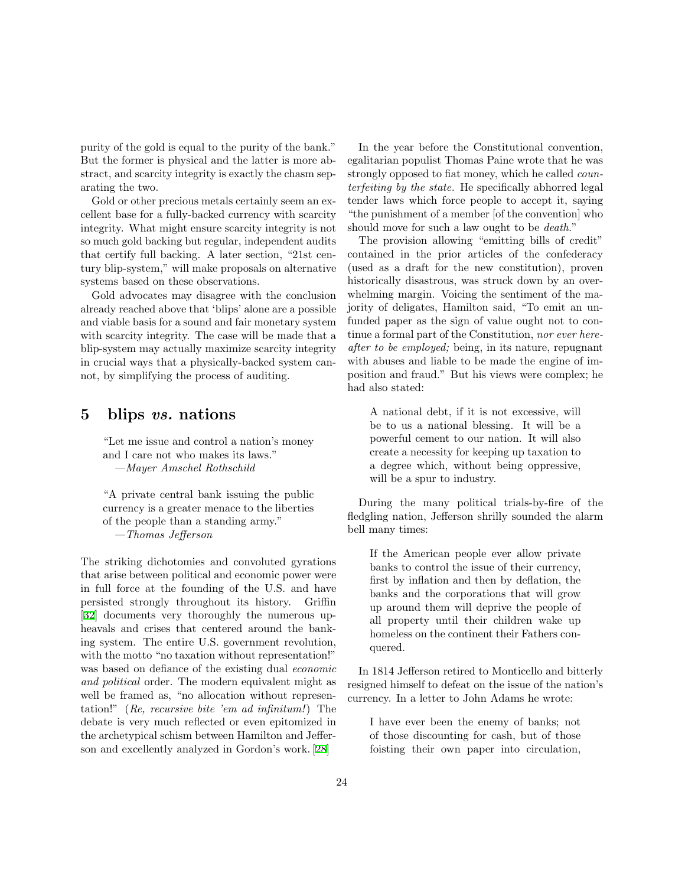purity of the gold is equal to the purity of the bank." But the former is physical and the latter is more abstract, and scarcity integrity is exactly the chasm separating the two.

Gold or other precious metals certainly seem an excellent base for a fully-backed currency with scarcity integrity. What might ensure scarcity integrity is not so much gold backing but regular, independent audits that certify full backing. A later section, "21st century blip-system," will make proposals on alternative systems based on these observations.

Gold advocates may disagree with the conclusion already reached above that 'blips' alone are a possible and viable basis for a sound and fair monetary system with scarcity integrity. The case will be made that a blip-system may actually maximize scarcity integrity in crucial ways that a physically-backed system cannot, by simplifying the process of auditing.

## 5 blips *vs.* nations

> "Let me issue and control a nation's money and I care not who makes its laws."
> —*Mayer Amschel Rothschild*

> "A private central bank issuing the public currency is a greater menace to the liberties of the people than a standing army."
> —*Thomas Jefferson*

The striking dichotomies and convoluted gyrations that arise between political and economic power were in full force at the founding of the U.S. and have persisted strongly throughout its history. Griffin [32] documents very thoroughly the numerous upheavals and crises that centered around the banking system. The entire U.S. government revolution, with the motto "no taxation without representation!" was based on defiance of the existing dual *economic and political* order. The modern equivalent might as well be framed as, "no allocation without representation!" (*Re, recursive bite 'em ad infinitum!*) The debate is very much reflected or even epitomized in the archetypical schism between Hamilton and Jefferson and excellently analyzed in Gordon's work. [28]

In the year before the Constitutional convention, egalitarian populist Thomas Paine wrote that he was strongly opposed to fiat money, which he called *counterfeiting by the state.* He specifically abhorred legal tender laws which force people to accept it, saying "the punishment of a member [of the convention] who should move for such a law ought to be *death.*"

The provision allowing "emitting bills of credit" contained in the prior articles of the confederacy (used as a draft for the new constitution), proven historically disastrous, was struck down by an overwhelming margin. Voicing the sentiment of the majority of deligates, Hamilton said, "To emit an unfunded paper as the sign of value ought not to continue a formal part of the Constitution, *nor ever hereafter to be employed;* being, in its nature, repugnant with abuses and liable to be made the engine of imposition and fraud." But his views were complex; he had also stated:

> A national debt, if it is not excessive, will be to us a national blessing. It will be a powerful cement to our nation. It will also create a necessity for keeping up taxation to a degree which, without being oppressive, will be a spur to industry.

During the many political trials-by-fire of the fledgling nation, Jefferson shrilly sounded the alarm bell many times:

> If the American people ever allow private banks to control the issue of their currency, first by inflation and then by deflation, the banks and the corporations that will grow up around them will deprive the people of all property until their children wake up homeless on the continent their Fathers conquered.

In 1814 Jefferson retired to Monticello and bitterly resigned himself to defeat on the issue of the nation's currency. In a letter to John Adams he wrote:

> I have ever been the enemy of banks; not of those discounting for cash, but of those foisting their own paper into circulation,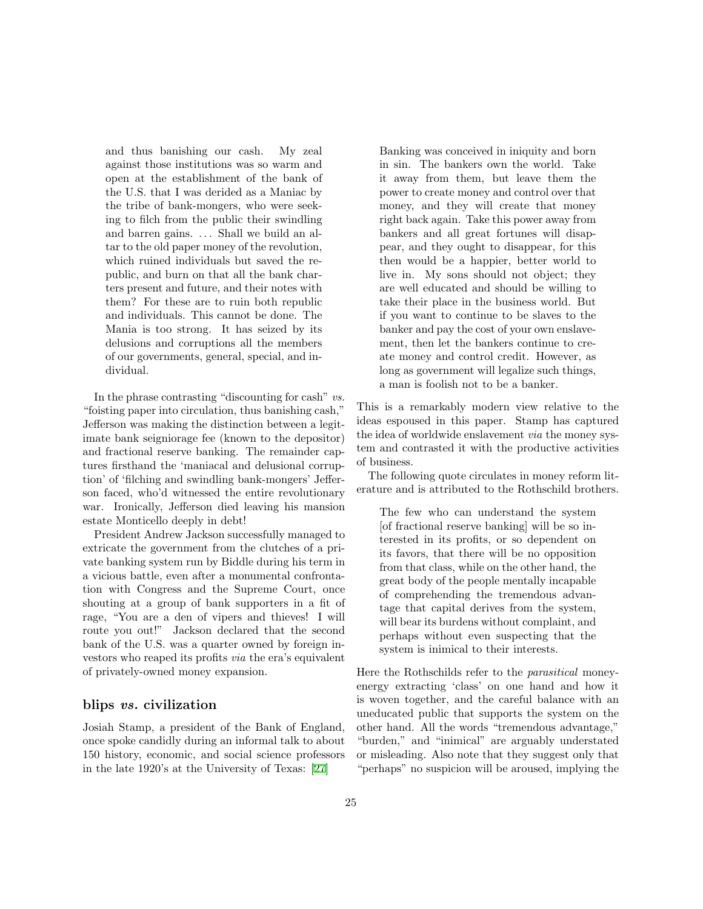> and thus banishing our cash. My zeal against those institutions was so warm and open at the establishment of the bank of the U.S. that I was derided as a Maniac by the tribe of bank-mongers, who were seeking to filch from the public their swindling and barren gains. ... Shall we build an altar to the old paper money of the revolution, which ruined individuals but saved the republic, and burn on that all the bank charters present and future, and their notes with them? For these are to ruin both republic and individuals. This cannot be done. The Mania is too strong. It has seized by its delusions and corruptions all the members of our governments, general, special, and individual.

In the phrase contrasting "discounting for cash" *vs.* "foisting paper into circulation, thus banishing cash," Jefferson was making the distinction between a legitimate bank seigniorage fee (known to the depositor) and fractional reserve banking. The remainder captures firsthand the 'maniacal and delusional corruption' of 'filching and swindling bank-mongers' Jefferson faced, who'd witnessed the entire revolutionary war. Ironically, Jefferson died leaving his mansion estate Monticello deeply in debt!

President Andrew Jackson successfully managed to extricate the government from the clutches of a private banking system run by Biddle during his term in a vicious battle, even after a monumental confrontation with Congress and the Supreme Court, once shouting at a group of bank supporters in a fit of rage, "You are a den of vipers and thieves! I will route you out!" Jackson declared that the second bank of the U.S. was a quarter owned by foreign investors who reaped its profits *via* the era's equivalent of privately-owned money expansion.

## blips *vs.* civilization

Josiah Stamp, a president of the Bank of England, once spoke candidly during an informal talk to about 150 history, economic, and social science professors in the late 1920's at the University of Texas: [27]

> Banking was conceived in iniquity and born in sin. The bankers own the world. Take it away from them, but leave them the power to create money and control over that money, and they will create that money right back again. Take this power away from bankers and all great fortunes will disappear, and they ought to disappear, for this then would be a happier, better world to live in. My sons should not object; they are well educated and should be willing to take their place in the business world. But if you want to continue to be slaves to the banker and pay the cost of your own enslavement, then let the bankers continue to create money and control credit. However, as long as government will legalize such things, a man is foolish not to be a banker.

This is a remarkably modern view relative to the ideas espoused in this paper. Stamp has captured the idea of worldwide enslavement *via* the money system and contrasted it with the productive activities of business.

The following quote circulates in money reform literature and is attributed to the Rothschild brothers.

> The few who can understand the system [of fractional reserve banking] will be so interested in its profits, or so dependent on its favors, that there will be no opposition from that class, while on the other hand, the great body of the people mentally incapable of comprehending the tremendous advantage that capital derives from the system, will bear its burdens without complaint, and perhaps without even suspecting that the system is inimical to their interests.

Here the Rothschilds refer to the *parasitical* money-energy extracting 'class' on one hand and how it is woven together, and the careful balance with an uneducated public that supports the system on the other hand. All the words "tremendous advantage," "burden," and "inimical" are arguably understated or misleading. Also note that they suggest only that "perhaps" no suspicion will be aroused, implying the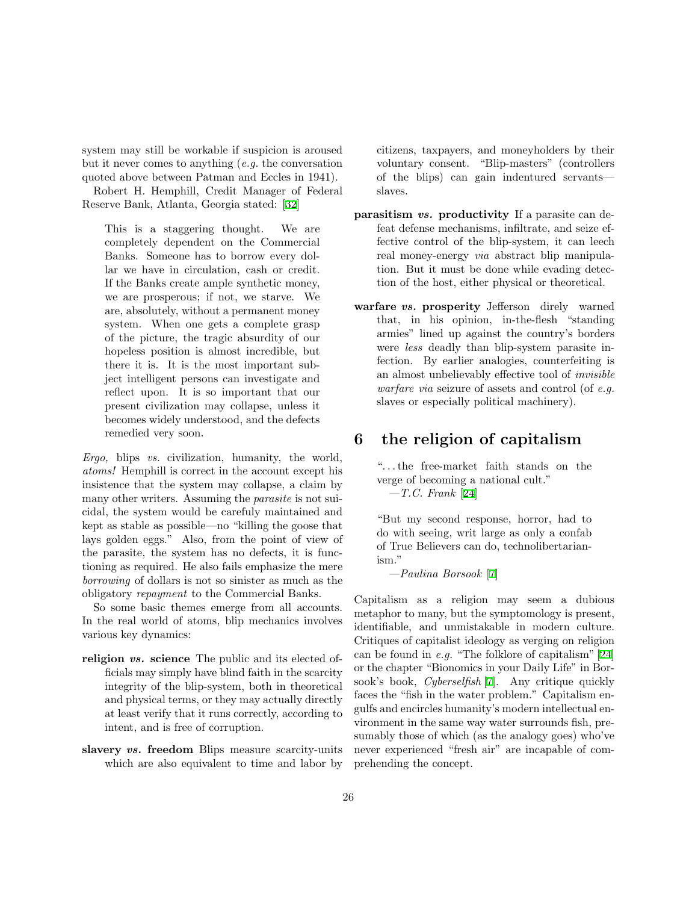system may still be workable if suspicion is aroused but it never comes to anything (*e.g.* the conversation quoted above between Patman and Eccles in 1941).

Robert H. Hemphill, Credit Manager of Federal Reserve Bank, Atlanta, Georgia stated: [32]

> This is a staggering thought. We are completely dependent on the Commercial Banks. Someone has to borrow every dollar we have in circulation, cash or credit. If the Banks create ample synthetic money, we are prosperous; if not, we starve. We are, absolutely, without a permanent money system. When one gets a complete grasp of the picture, the tragic absurdity of our hopeless position is almost incredible, but there it is. It is the most important subject intelligent persons can investigate and reflect upon. It is so important that our present civilization may collapse, unless it becomes widely understood, and the defects remedied very soon.

*Ergo,* blips *vs.* civilization, humanity, the world, *atoms!* Hemphill is correct in the account except his insistence that the system may collapse, a claim by many other writers. Assuming the *parasite* is not suicidal, the system would be carefuly maintained and kept as stable as possible—no "killing the goose that lays golden eggs." Also, from the point of view of the parasite, the system has no defects, it is functioning as required. He also fails emphasize the mere *borrowing* of dollars is not so sinister as much as the obligatory *repayment* to the Commercial Banks.

So some basic themes emerge from all accounts. In the real world of atoms, blip mechanics involves various key dynamics:

- **religion *vs.* science** The public and its elected officials may simply have blind faith in the scarcity integrity of the blip-system, both in theoretical and physical terms, or they may actually directly at least verify that it runs correctly, according to intent, and is free of corruption.
- **slavery *vs.* freedom** Blips measure scarcity-units which are also equivalent to time and labor by citizens, taxpayers, and moneyholders by their voluntary consent. "Blip-masters" (controllers of the blips) can gain indentured servants—slaves.
- **parasitism *vs.* productivity** If a parasite can defeat defense mechanisms, infiltrate, and seize effective control of the blip-system, it can leech real money-energy *via* abstract blip manipulation. But it must be done while evading detection of the host, either physical or theoretical.
- **warfare *vs.* prosperity** Jefferson direly warned that, in his opinion, in-the-flesh "standing armies" lined up against the country's borders were *less* deadly than blip-system parasite infection. By earlier analogies, counterfeiting is an almost unbelievably effective tool of *invisible warfare via* seizure of assets and control (of *e.g.* slaves or especially political machinery).

# 6 the religion of capitalism

> "...the free-market faith stands on the verge of becoming a national cult."
> —*T.C. Frank* [24]

> "But my second response, horror, had to do with seeing, writ large as only a confab of True Believers can do, technolibertarianism."
> —*Paulina Borsook* [7]

Capitalism as a religion may seem a dubious metaphor to many, but the symptomology is present, identifiable, and unmistakable in modern culture. Critiques of capitalist ideology as verging on religion can be found in *e.g.* "The folklore of capitalism" [24] or the chapter "Bionomics in your Daily Life" in Borsook's book, *Cyberselfish* [7]. Any critique quickly faces the "fish in the water problem." Capitalism engulfs and encircles humanity's modern intellectual environment in the same way water surrounds fish, presumably those of which (as the analogy goes) who've never experienced "fresh air" are incapable of comprehending the concept.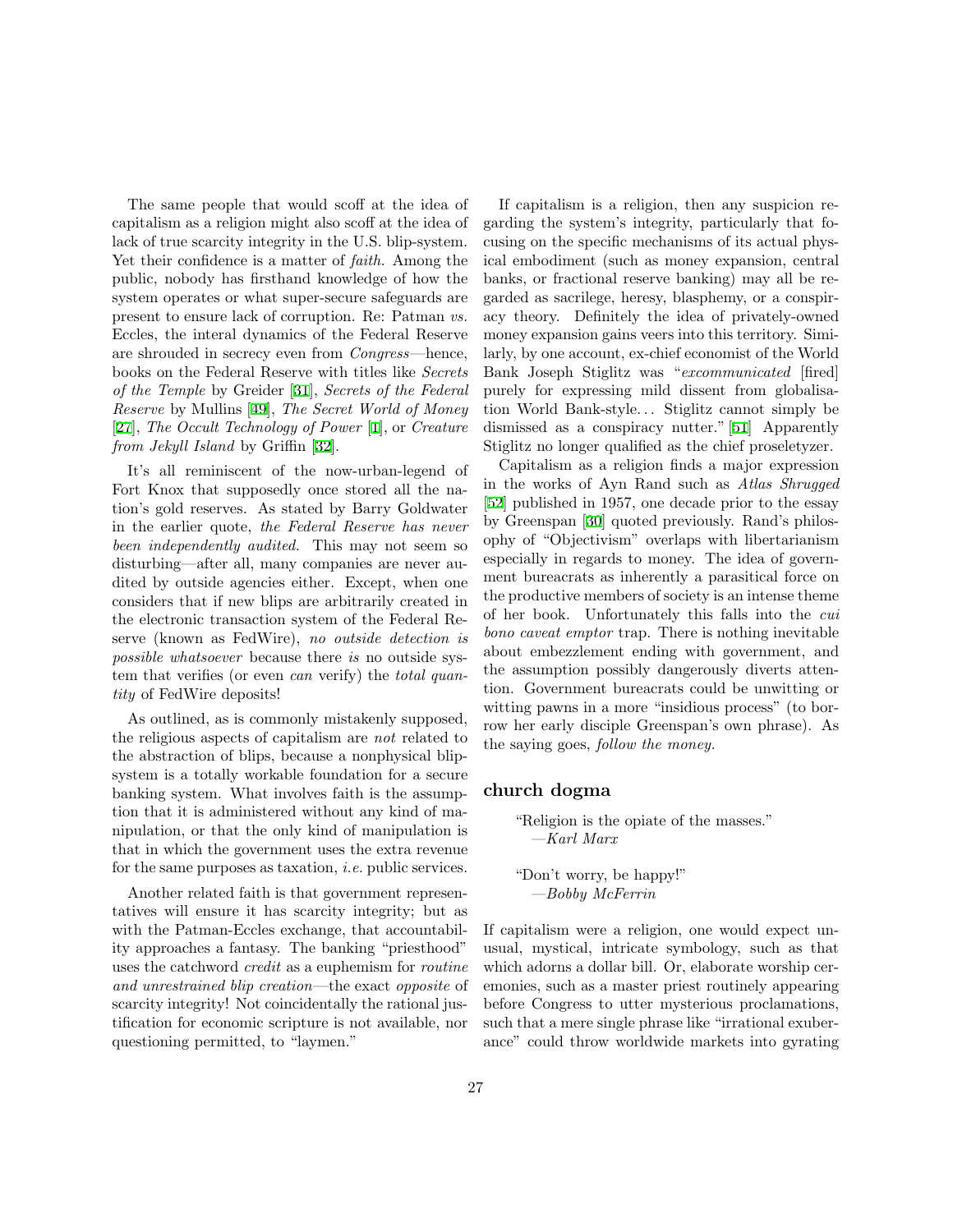The same people that would scoff at the idea of capitalism as a religion might also scoff at the idea of lack of true scarcity integrity in the U.S. blip-system. Yet their confidence is a matter of *faith*. Among the public, nobody has firsthand knowledge of how the system operates or what super-secure safeguards are present to ensure lack of corruption. Re: Patman *vs.* Eccles, the interal dynamics of the Federal Reserve are shrouded in secrecy even from *Congress*—hence, books on the Federal Reserve with titles like *Secrets of the Temple* by Greider [31], *Secrets of the Federal Reserve* by Mullins [49], *The Secret World of Money* [27], *The Occult Technology of Power* [1], or *Creature from Jekyll Island* by Griffin [32].

It's all reminiscent of the now-urban-legend of Fort Knox that supposedly once stored all the nation's gold reserves. As stated by Barry Goldwater in the earlier quote, *the Federal Reserve has never been independently audited.* This may not seem so disturbing—after all, many companies are never audited by outside agencies either. Except, when one considers that if new blips are arbitrarily created in the electronic transaction system of the Federal Reserve (known as FedWire), *no outside detection is possible whatsoever* because there *is* no outside system that verifies (or even *can* verify) the *total quantity* of FedWire deposits!

As outlined, as is commonly mistakenly supposed, the religious aspects of capitalism are *not* related to the abstraction of blips, because a nonphysical blip-system is a totally workable foundation for a secure banking system. What involves faith is the assumption that it is administered without any kind of manipulation, or that the only kind of manipulation is that in which the government uses the extra revenue for the same purposes as taxation, *i.e.* public services.

Another related faith is that government representatives will ensure it has scarcity integrity; but as with the Patman-Eccles exchange, that accountability approaches a fantasy. The banking "priesthood" uses the catchword *credit* as a euphemism for *routine and unrestrained blip creation*—the exact *opposite* of scarcity integrity! Not coincidentally the rational justification for economic scripture is not available, nor questioning permitted, to "laymen."

If capitalism is a religion, then any suspicion regarding the system's integrity, particularly that focusing on the specific mechanisms of its actual physical embodiment (such as money expansion, central banks, or fractional reserve banking) may all be regarded as sacrilege, heresy, blasphemy, or a conspiracy theory. Definitely the idea of privately-owned money expansion gains veers into this territory. Similarly, by one account, ex-chief economist of the World Bank Joseph Stiglitz was "*excommunicated* [fired] purely for expressing mild dissent from globalisation World Bank-style... Stiglitz cannot simply be dismissed as a conspiracy nutter." [51] Apparently Stiglitz no longer qualified as the chief proseletyzer.

Capitalism as a religion finds a major expression in the works of Ayn Rand such as *Atlas Shrugged* [52] published in 1957, one decade prior to the essay by Greenspan [30] quoted previously. Rand's philosophy of "Objectivism" overlaps with libertarianism especially in regards to money. The idea of government bureacrats as inherently a parasitical force on the productive members of society is an intense theme of her book. Unfortunately this falls into the *cui bono caveat emptor* trap. There is nothing inevitable about embezzlement ending with government, and the assumption possibly dangerously diverts attention. Government bureacrats could be unwitting or witting pawns in a more "insidious process" (to borrow her early disciple Greenspan's own phrase). As the saying goes, *follow the money.*

## church dogma

> "Religion is the opiate of the masses."
> —*Karl Marx*

> "Don't worry, be happy!"
> —*Bobby McFerrin*

If capitalism were a religion, one would expect unusual, mystical, intricate symbology, such as that which adorns a dollar bill. Or, elaborate worship ceremonies, such as a master priest routinely appearing before Congress to utter mysterious proclamations, such that a mere single phrase like "irrational exuberance" could throw worldwide markets into gyrating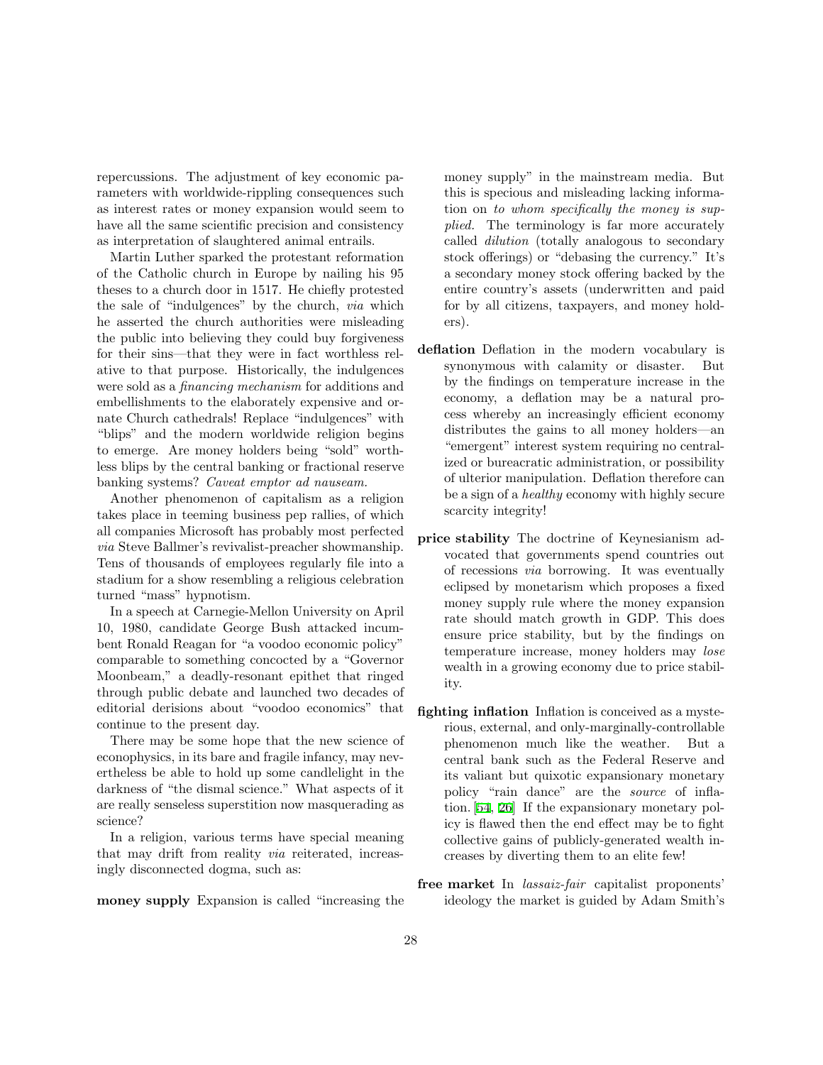repercussions. The adjustment of key economic parameters with worldwide-rippling consequences such as interest rates or money expansion would seem to have all the same scientific precision and consistency as interpretation of slaughtered animal entrails.

Martin Luther sparked the protestant reformation of the Catholic church in Europe by nailing his 95 theses to a church door in 1517. He chiefly protested the sale of "indulgences" by the church, *via* which he asserted the church authorities were misleading the public into believing they could buy forgiveness for their sins—that they were in fact worthless relative to that purpose. Historically, the indulgences were sold as a *financing mechanism* for additions and embellishments to the elaborately expensive and ornate Church cathedrals! Replace "indulgences" with "blips" and the modern worldwide religion begins to emerge. Are money holders being "sold" worthless blips by the central banking or fractional reserve banking systems? *Caveat emptor ad nauseam.*

Another phenomenon of capitalism as a religion takes place in teeming business pep rallies, of which all companies Microsoft has probably most perfected *via* Steve Ballmer's revivalist-preacher showmanship. Tens of thousands of employees regularly file into a stadium for a show resembling a religious celebration turned "mass" hypnotism.

In a speech at Carnegie-Mellon University on April 10, 1980, candidate George Bush attacked incumbent Ronald Reagan for "a voodoo economic policy" comparable to something concocted by a "Governor Moonbeam," a deadly-resonant epithet that ringed through public debate and launched two decades of editorial derisions about "voodoo economics" that continue to the present day.

There may be some hope that the new science of econophysics, in its bare and fragile infancy, may nevertheless be able to hold up some candlelight in the darkness of "the dismal science." What aspects of it are really senseless superstition now masquerading as science?

In a religion, various terms have special meaning that may drift from reality *via* reiterated, increasingly disconnected dogma, such as:

**money supply** Expansion is called "increasing the money supply" in the mainstream media. But this is specious and misleading lacking information on *to whom specifically the money is supplied.* The terminology is far more accurately called *dilution* (totally analogous to secondary stock offerings) or "debasing the currency." It's a secondary money stock offering backed by the entire country's assets (underwritten and paid for by all citizens, taxpayers, and money holders).

**deflation** Deflation in the modern vocabulary is synonymous with calamity or disaster. But by the findings on temperature increase in the economy, a deflation may be a natural process whereby an increasingly efficient economy distributes the gains to all money holders—an "emergent" interest system requiring no centralized or bureacratic administration, or possibility of ulterior manipulation. Deflation therefore can be a sign of a *healthy* economy with highly secure scarcity integrity!

**price stability** The doctrine of Keynesianism advocated that governments spend countries out of recessions *via* borrowing. It was eventually eclipsed by monetarism which proposes a fixed money supply rule where the money expansion rate should match growth in GDP. This does ensure price stability, but by the findings on temperature increase, money holders may *lose* wealth in a growing economy due to price stability.

**fighting inflation** Inflation is conceived as a mysterious, external, and only-marginally-controllable phenomenon much like the weather. But a central bank such as the Federal Reserve and its valiant but quixotic expansionary monetary policy "rain dance" are the *source* of inflation. [54, 26] If the expansionary monetary policy is flawed then the end effect may be to fight collective gains of publicly-generated wealth increases by diverting them to an elite few!

**free market** In *lassaiz-fair* capitalist proponents' ideology the market is guided by Adam Smith's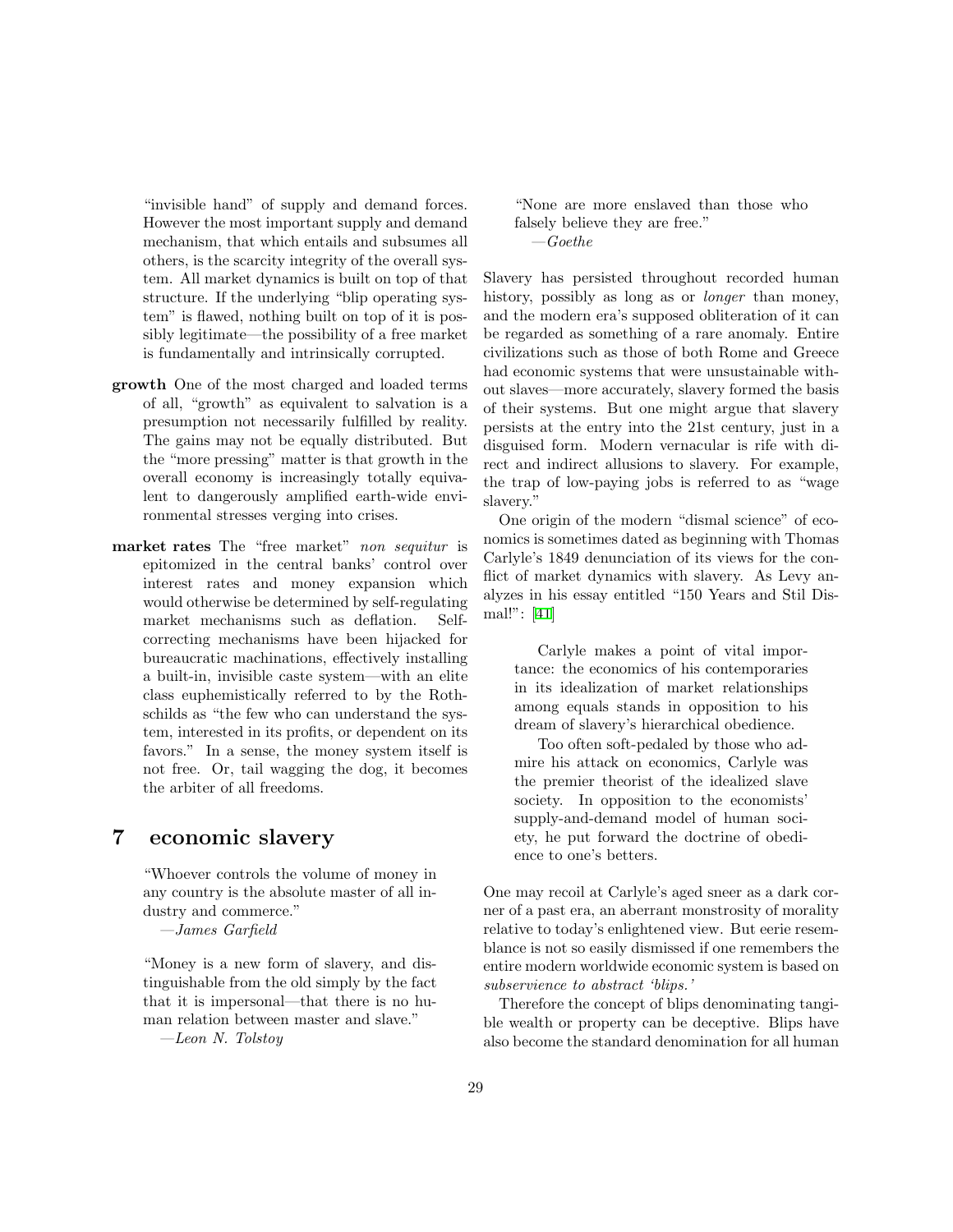"invisible hand" of supply and demand forces. However the most important supply and demand mechanism, that which entails and subsumes all others, is the scarcity integrity of the overall system. All market dynamics is built on top of that structure. If the underlying "blip operating system" is flawed, nothing built on top of it is possibly legitimate—the possibility of a free market is fundamentally and intrinsically corrupted.

**growth** One of the most charged and loaded terms of all, "growth" as equivalent to salvation is a presumption not necessarily fulfilled by reality. The gains may not be equally distributed. But the "more pressing" matter is that growth in the overall economy is increasingly totally equivalent to dangerously amplified earth-wide environmental stresses verging into crises.

**market rates** The "free market" *non sequitur* is epitomized in the central banks' control over interest rates and money expansion which would otherwise be determined by self-regulating market mechanisms such as deflation. Self-correcting mechanisms have been hijacked for bureaucratic machinations, effectively installing a built-in, invisible caste system—with an elite class euphemistically referred to by the Rothschilds as "the few who can understand the system, interested in its profits, or dependent on its favors." In a sense, the money system itself is not free. Or, tail wagging the dog, it becomes the arbiter of all freedoms.

# 7 economic slavery

> "Whoever controls the volume of money in any country is the absolute master of all industry and commerce."
> —*James Garfield*

> "Money is a new form of slavery, and distinguishable from the old simply by the fact that it is impersonal—that there is no human relation between master and slave."
> —*Leon N. Tolstoy*

> "None are more enslaved than those who falsely believe they are free."
> —*Goethe*

Slavery has persisted throughout recorded human history, possibly as long as or *longer* than money, and the modern era's supposed obliteration of it can be regarded as something of a rare anomaly. Entire civilizations such as those of both Rome and Greece had economic systems that were unsustainable without slaves—more accurately, slavery formed the basis of their systems. But one might argue that slavery persists at the entry into the 21st century, just in a disguised form. Modern vernacular is rife with direct and indirect allusions to slavery. For example, the trap of low-paying jobs is referred to as "wage slavery."

One origin of the modern "dismal science" of economics is sometimes dated as beginning with Thomas Carlyle's 1849 denunciation of its views for the conflict of market dynamics with slavery. As Levy analyzes in his essay entitled "150 Years and Stil Dismal!": [41]

> Carlyle makes a point of vital importance: the economics of his contemporaries in its idealization of market relationships among equals stands in opposition to his dream of slavery's hierarchical obedience.
>
> Too often soft-pedaled by those who admire his attack on economics, Carlyle was the premier theorist of the idealized slave society. In opposition to the economists' supply-and-demand model of human society, he put forward the doctrine of obedience to one's betters.

One may recoil at Carlyle's aged sneer as a dark corner of a past era, an aberrant monstrosity of morality relative to today's enlightened view. But eerie resemblance is not so easily dismissed if one remembers the entire modern worldwide economic system is based on *subservience to abstract 'blips.'*

Therefore the concept of blips denominating tangible wealth or property can be deceptive. Blips have also become the standard denomination for all human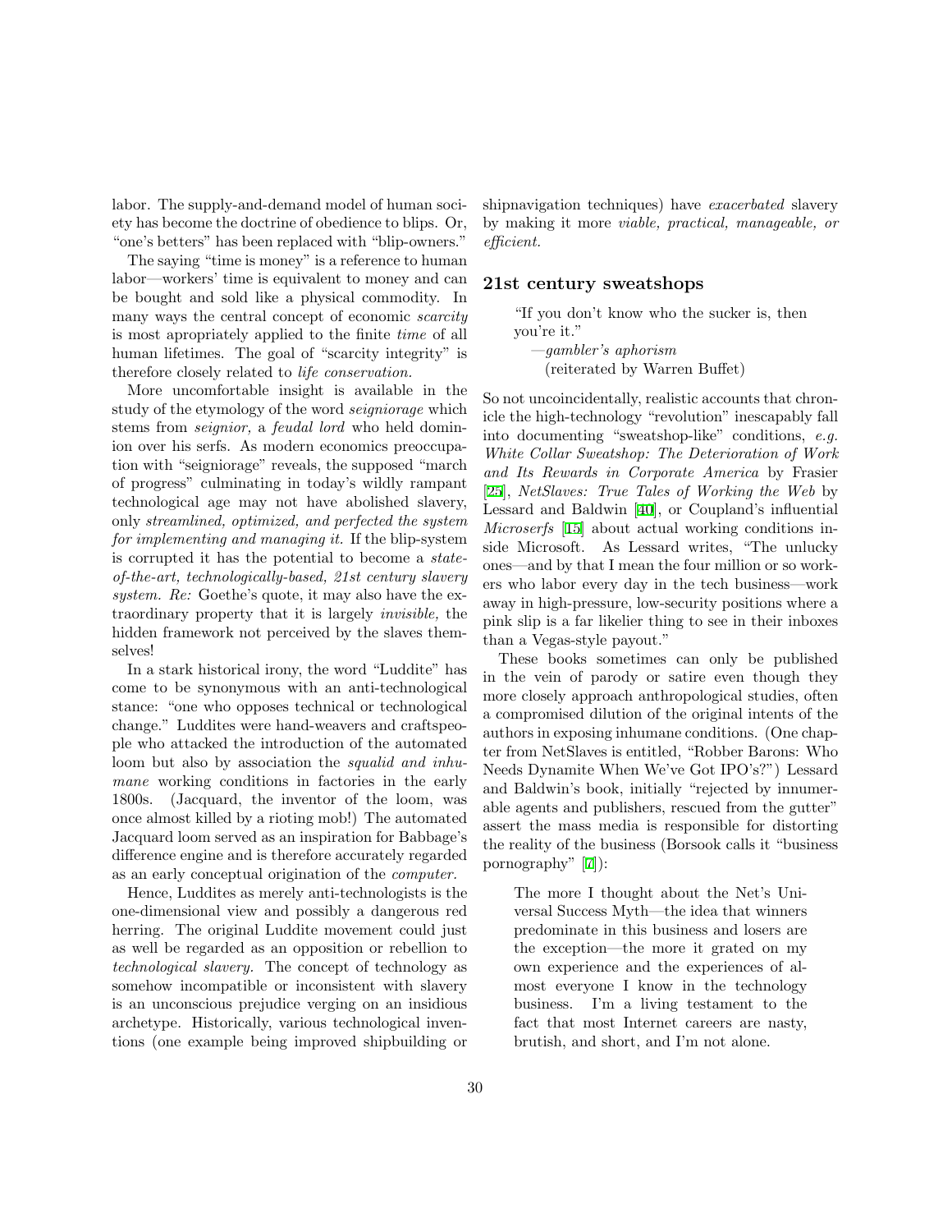labor. The supply-and-demand model of human society has become the doctrine of obedience to blips. Or, "one's betters" has been replaced with "blip-owners."

The saying "time is money" is a reference to human labor—workers' time is equivalent to money and can be bought and sold like a physical commodity. In many ways the central concept of economic *scarcity* is most apropriately applied to the finite *time* of all human lifetimes. The goal of "scarcity integrity" is therefore closely related to *life conservation.*

More uncomfortable insight is available in the study of the etymology of the word *seigniorage* which stems from *seignior,* a *feudal lord* who held dominion over his serfs. As modern economics preoccupation with "seigniorage" reveals, the supposed "march of progress" culminating in today's wildly rampant technological age may not have abolished slavery, only *streamlined, optimized, and perfected the system for implementing and managing it.* If the blip-system is corrupted it has the potential to become a *state-of-the-art, technologically-based, 21st century slavery system. Re:* Goethe's quote, it may also have the extraordinary property that it is largely *invisible,* the hidden framework not perceived by the slaves themselves!

In a stark historical irony, the word "Luddite" has come to be synonymous with an anti-technological stance: "one who opposes technical or technological change." Luddites were hand-weavers and craftspeople who attacked the introduction of the automated loom but also by association the *squalid and inhumane* working conditions in factories in the early 1800s. (Jacquard, the inventor of the loom, was once almost killed by a rioting mob!) The automated Jacquard loom served as an inspiration for Babbage's difference engine and is therefore accurately regarded as an early conceptual origination of the *computer.*

Hence, Luddites as merely anti-technologists is the one-dimensional view and possibly a dangerous red herring. The original Luddite movement could just as well be regarded as an opposition or rebellion to *technological slavery.* The concept of technology as somehow incompatible or inconsistent with slavery is an unconscious prejudice verging on an insidious archetype. Historically, various technological inventions (one example being improved shipbuilding or shipnavigation techniques) have *exacerbated* slavery by making it more *viable, practical, manageable, or efficient.*

## 21st century sweatshops

> "If you don't know who the sucker is, then you're it."
> —*gambler's aphorism*
> (reiterated by Warren Buffet)

So not uncoincidentally, realistic accounts that chronicle the high-technology "revolution" inescapably fall into documenting "sweatshop-like" conditions, *e.g. White Collar Sweatshop: The Deterioration of Work and Its Rewards in Corporate America* by Frasier [25], *NetSlaves: True Tales of Working the Web* by Lessard and Baldwin [40], or Coupland's influential *Microserfs* [15] about actual working conditions inside Microsoft. As Lessard writes, "The unlucky ones—and by that I mean the four million or so workers who labor every day in the tech business—work away in high-pressure, low-security positions where a pink slip is a far likelier thing to see in their inboxes than a Vegas-style payout."

These books sometimes can only be published in the vein of parody or satire even though they more closely approach anthropological studies, often a compromised dilution of the original intents of the authors in exposing inhumane conditions. (One chapter from NetSlaves is entitled, "Robber Barons: Who Needs Dynamite When We've Got IPO's?") Lessard and Baldwin's book, initially "rejected by innumerable agents and publishers, rescued from the gutter" assert the mass media is responsible for distorting the reality of the business (Borsook calls it "business pornography" [7]):

> The more I thought about the Net's Universal Success Myth—the idea that winners predominate in this business and losers are the exception—the more it grated on my own experience and the experiences of almost everyone I know in the technology business. I'm a living testament to the fact that most Internet careers are nasty, brutish, and short, and I'm not alone.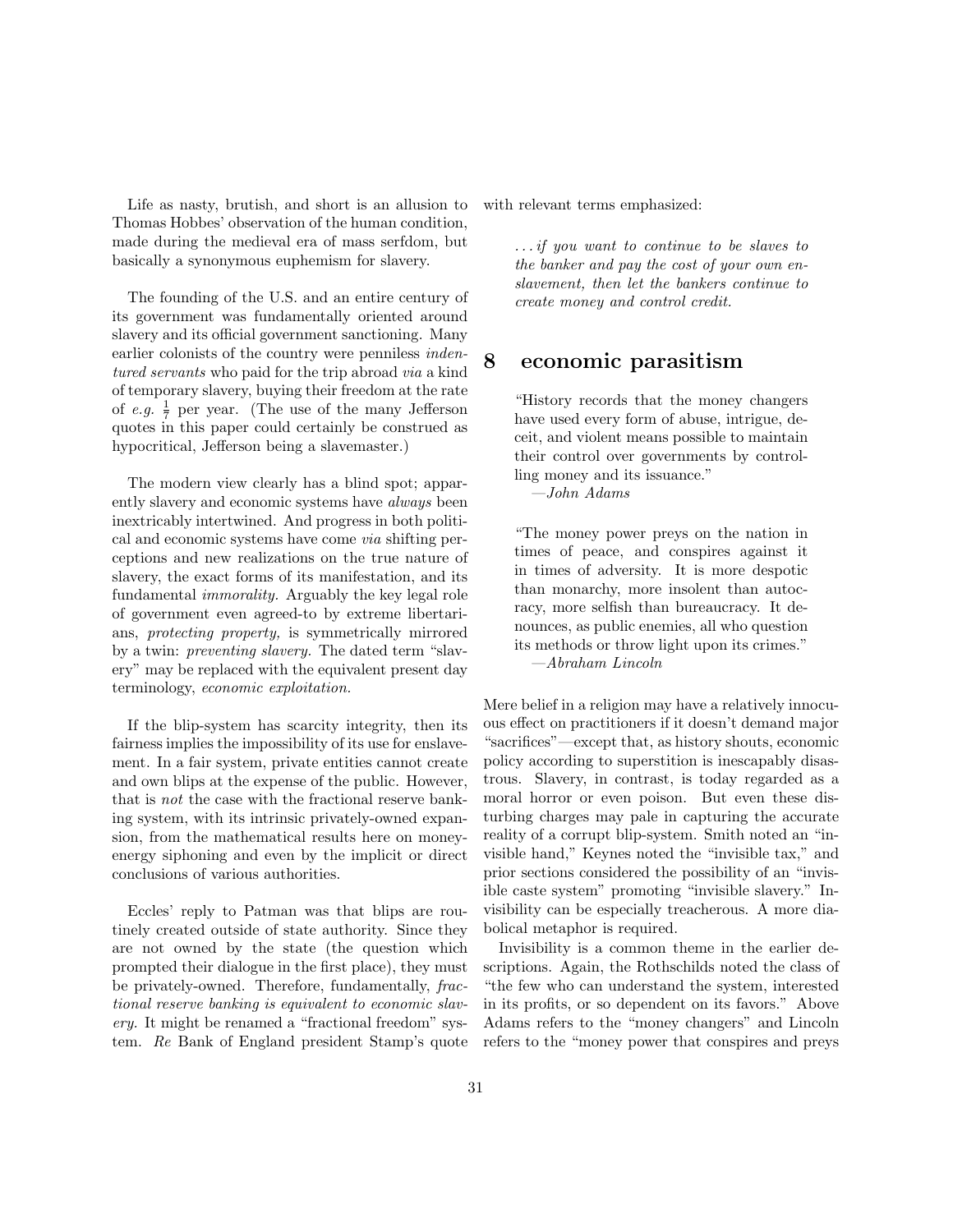Life as nasty, brutish, and short is an allusion to Thomas Hobbes' observation of the human condition, made during the medieval era of mass serfdom, but basically a synonymous euphemism for slavery.

The founding of the U.S. and an entire century of its government was fundamentally oriented around slavery and its official government sanctioning. Many earlier colonists of the country were penniless *indentured servants* who paid for the trip abroad *via* a kind of temporary slavery, buying their freedom at the rate of *e.g.* $\frac{1}{7}$ per year. (The use of the many Jefferson quotes in this paper could certainly be construed as hypocritical, Jefferson being a slavemaster.)

The modern view clearly has a blind spot; apparently slavery and economic systems have *always* been inextricably intertwined. And progress in both political and economic systems have come *via* shifting perceptions and new realizations on the true nature of slavery, the exact forms of its manifestation, and its fundamental *immorality.* Arguably the key legal role of government even agreed-to by extreme libertarians, *protecting property,* is symmetrically mirrored by a twin: *preventing slavery.* The dated term "slavery" may be replaced with the equivalent present day terminology, *economic exploitation.*

If the blip-system has scarcity integrity, then its fairness implies the impossibility of its use for enslavement. In a fair system, private entities cannot create and own blips at the expense of the public. However, that is *not* the case with the fractional reserve banking system, with its intrinsic privately-owned expansion, from the mathematical results here on money-energy siphoning and even by the implicit or direct conclusions of various authorities.

Eccles' reply to Patman was that blips are routinely created outside of state authority. Since they are not owned by the state (the question which prompted their dialogue in the first place), they must be privately-owned. Therefore, fundamentally, *fractional reserve banking is equivalent to economic slavery.* It might be renamed a "fractional freedom" system. *Re* Bank of England president Stamp's quote with relevant terms emphasized:

> *. . . if you want to continue to be slaves to the banker and pay the cost of your own enslavement, then let the bankers continue to create money and control credit.*

# 8 economic parasitism

> "History records that the money changers have used every form of abuse, intrigue, deceit, and violent means possible to maintain their control over governments by controlling money and its issuance."
> —*John Adams*

> "The money power preys on the nation in times of peace, and conspires against it in times of adversity. It is more despotic than monarchy, more insolent than autocracy, more selfish than bureaucracy. It denounces, as public enemies, all who question its methods or throw light upon its crimes."
> —*Abraham Lincoln*

Mere belief in a religion may have a relatively innocuous effect on practitioners if it doesn't demand major "sacrifices"—except that, as history shouts, economic policy according to superstition is inescapably disastrous. Slavery, in contrast, is today regarded as a moral horror or even poison. But even these disturbing charges may pale in capturing the accurate reality of a corrupt blip-system. Smith noted an "invisible hand," Keynes noted the "invisible tax," and prior sections considered the possibility of an "invisible caste system" promoting "invisible slavery." Invisibility can be especially treacherous. A more diabolical metaphor is required.

Invisibility is a common theme in the earlier descriptions. Again, the Rothschilds noted the class of "the few who can understand the system, interested in its profits, or so dependent on its favors." Above Adams refers to the "money changers" and Lincoln refers to the "money power that conspires and preys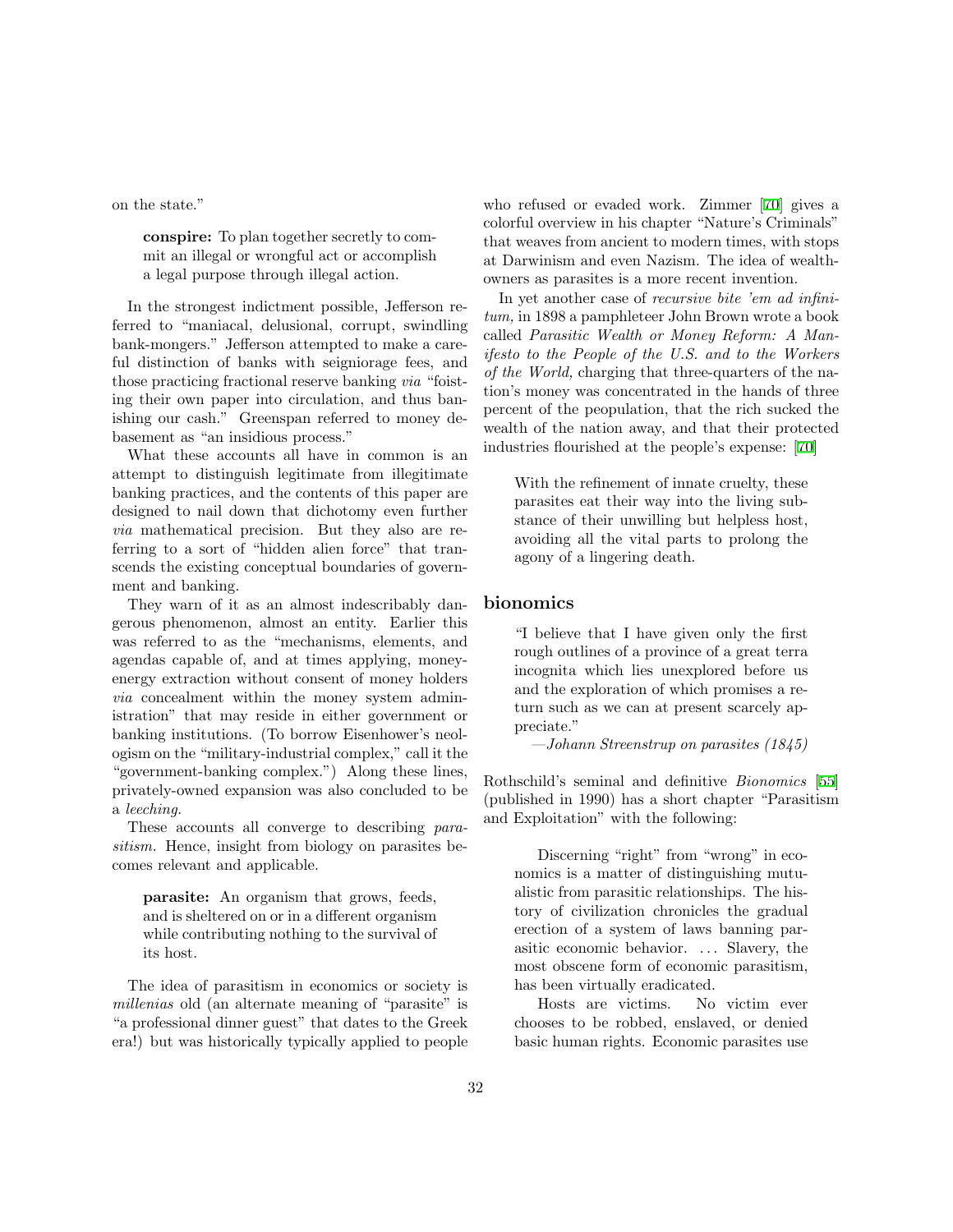on the state."

> **conspire:** To plan together secretly to commit an illegal or wrongful act or accomplish a legal purpose through illegal action.

In the strongest indictment possible, Jefferson referred to "maniacal, delusional, corrupt, swindling bank-mongers." Jefferson attempted to make a careful distinction of banks with seigniorage fees, and those practicing fractional reserve banking *via* "foisting their own paper into circulation, and thus banishing our cash." Greenspan referred to money debasement as "an insidious process."

What these accounts all have in common is an attempt to distinguish legitimate from illegitimate banking practices, and the contents of this paper are designed to nail down that dichotomy even further *via* mathematical precision. But they also are referring to a sort of "hidden alien force" that transcends the existing conceptual boundaries of government and banking.

They warn of it as an almost indescribably dangerous phenomenon, almost an entity. Earlier this was referred to as the "mechanisms, elements, and agendas capable of, and at times applying, money-energy extraction without consent of money holders *via* concealment within the money system administration" that may reside in either government or banking institutions. (To borrow Eisenhower's neologism on the "military-industrial complex," call it the "government-banking complex.") Along these lines, privately-owned expansion was also concluded to be a *leeching.*

These accounts all converge to describing *parasitism.* Hence, insight from biology on parasites becomes relevant and applicable.

> **parasite:** An organism that grows, feeds, and is sheltered on or in a different organism while contributing nothing to the survival of its host.

The idea of parasitism in economics or society is *millenias* old (an alternate meaning of "parasite" is "a professional dinner guest" that dates to the Greek era!) but was historically typically applied to people who refused or evaded work. Zimmer [70] gives a colorful overview in his chapter "Nature's Criminals" that weaves from ancient to modern times, with stops at Darwinism and even Nazism. The idea of wealth-owners as parasites is a more recent invention.

In yet another case of *recursive bite 'em ad infinitum,* in 1898 a pamphleteer John Brown wrote a book called *Parasitic Wealth or Money Reform: A Manifesto to the People of the U.S. and to the Workers of the World,* charging that three-quarters of the nation's money was concentrated in the hands of three percent of the peopulation, that the rich sucked the wealth of the nation away, and that their protected industries flourished at the people's expense: [70]

> With the refinement of innate cruelty, these parasites eat their way into the living substance of their unwilling but helpless host, avoiding all the vital parts to prolong the agony of a lingering death.

## bionomics

> "I believe that I have given only the first rough outlines of a province of a great terra incognita which lies unexplored before us and the exploration of which promises a return such as we can at present scarcely appreciate."
>
> —*Johann Streenstrup on parasites (1845)*

Rothschild's seminal and definitive *Bionomics* [55] (published in 1990) has a short chapter "Parasitism and Exploitation" with the following:

> Discerning "right" from "wrong" in economics is a matter of distinguishing mutualistic from parasitic relationships. The history of civilization chronicles the gradual erection of a system of laws banning parasitic economic behavior. ... Slavery, the most obscene form of economic parasitism, has been virtually eradicated.
>
> Hosts are victims. No victim ever chooses to be robbed, enslaved, or denied basic human rights. Economic parasites use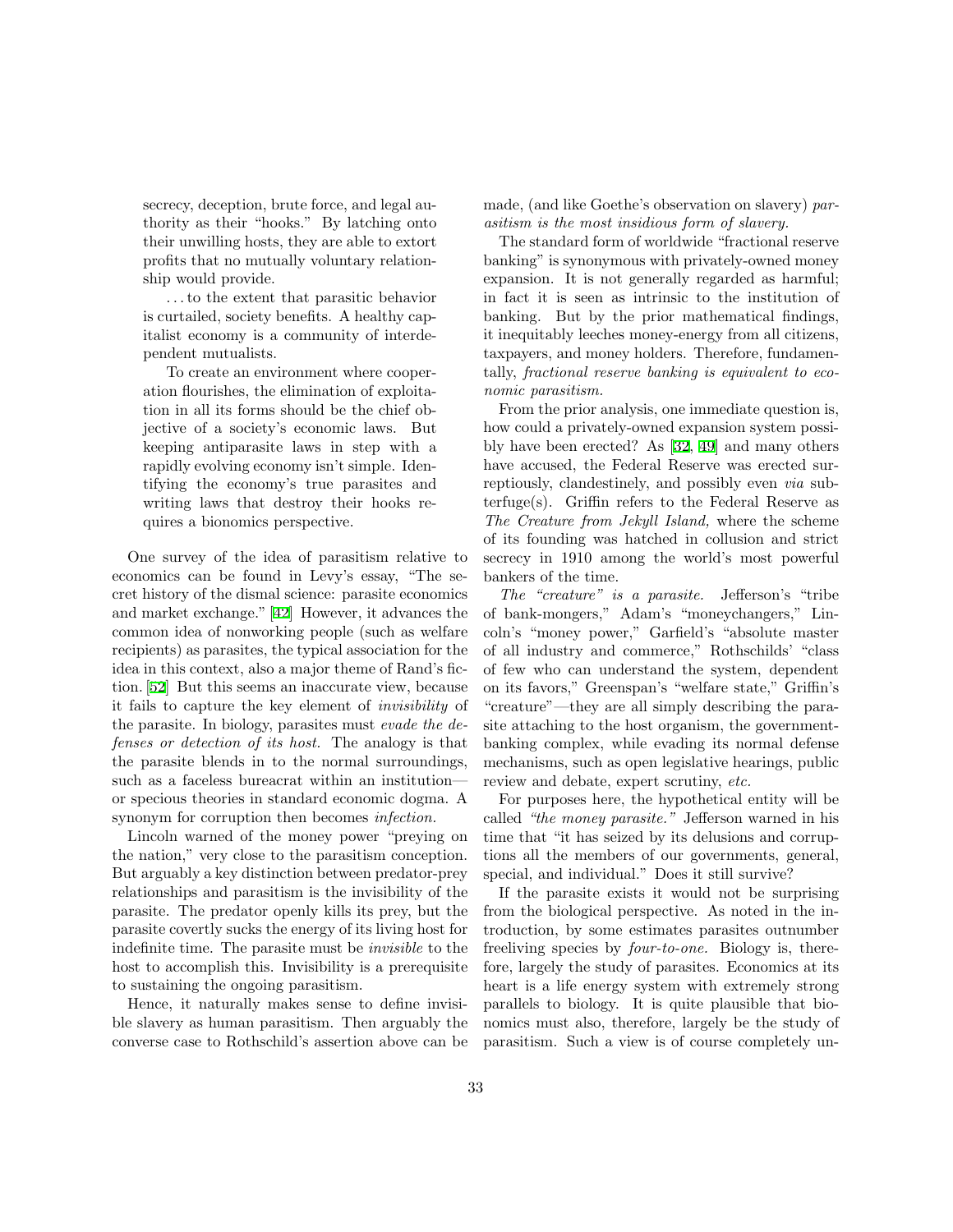> secrecy, deception, brute force, and legal authority as their "hooks." By latching onto their unwilling hosts, they are able to extort profits that no mutually voluntary relationship would provide.
>
> . . . to the extent that parasitic behavior is curtailed, society benefits. A healthy capitalist economy is a community of interdependent mutualists.
>
> To create an environment where cooperation flourishes, the elimination of exploitation in all its forms should be the chief objective of a society's economic laws. But keeping antiparasite laws in step with a rapidly evolving economy isn't simple. Identifying the economy's true parasites and writing laws that destroy their hooks requires a bionomics perspective.

One survey of the idea of parasitism relative to economics can be found in Levy's essay, "The secret history of the dismal science: parasite economics and market exchange." [42] However, it advances the common idea of nonworking people (such as welfare recipients) as parasites, the typical association for the idea in this context, also a major theme of Rand's fiction. [52] But this seems an inaccurate view, because it fails to capture the key element of *invisibility* of the parasite. In biology, parasites must *evade the defenses or detection of its host.* The analogy is that the parasite blends in to the normal surroundings, such as a faceless bureacrat within an institution—or specious theories in standard economic dogma. A synonym for corruption then becomes *infection.*

Lincoln warned of the money power "preying on the nation," very close to the parasitism conception. But arguably a key distinction between predator-prey relationships and parasitism is the invisibility of the parasite. The predator openly kills its prey, but the parasite covertly sucks the energy of its living host for indefinite time. The parasite must be *invisible* to the host to accomplish this. Invisibility is a prerequisite to sustaining the ongoing parasitism.

Hence, it naturally makes sense to define invisible slavery as human parasitism. Then arguably the converse case to Rothschild's assertion above can be made, (and like Goethe's observation on slavery) *parasitism is the most insidious form of slavery.*

The standard form of worldwide "fractional reserve banking" is synonymous with privately-owned money expansion. It is not generally regarded as harmful; in fact it is seen as intrinsic to the institution of banking. But by the prior mathematical findings, it inequitably leeches money-energy from all citizens, taxpayers, and money holders. Therefore, fundamentally, *fractional reserve banking is equivalent to economic parasitism.*

From the prior analysis, one immediate question is, how could a privately-owned expansion system possibly have been erected? As [32, 49] and many others have accused, the Federal Reserve was erected surreptiously, clandestinely, and possibly even *via* subterfuge(s). Griffin refers to the Federal Reserve as *The Creature from Jekyll Island,* where the scheme of its founding was hatched in collusion and strict secrecy in 1910 among the world's most powerful bankers of the time.

*The "creature" is a parasite.* Jefferson's "tribe of bank-mongers," Adam's "moneychangers," Lincoln's "money power," Garfield's "absolute master of all industry and commerce," Rothschilds' "class of few who can understand the system, dependent on its favors," Greenspan's "welfare state," Griffin's "creature"—they are all simply describing the parasite attaching to the host organism, the government-banking complex, while evading its normal defense mechanisms, such as open legislative hearings, public review and debate, expert scrutiny, *etc.*

For purposes here, the hypothetical entity will be called *"the money parasite."* Jefferson warned in his time that "it has seized by its delusions and corruptions all the members of our governments, general, special, and individual." Does it still survive?

If the parasite exists it would not be surprising from the biological perspective. As noted in the introduction, by some estimates parasites outnumber freeliving species by *four-to-one.* Biology is, therefore, largely the study of parasites. Economics at its heart is a life energy system with extremely strong parallels to biology. It is quite plausible that bionomics must also, therefore, largely be the study of parasitism. Such a view is of course completely un-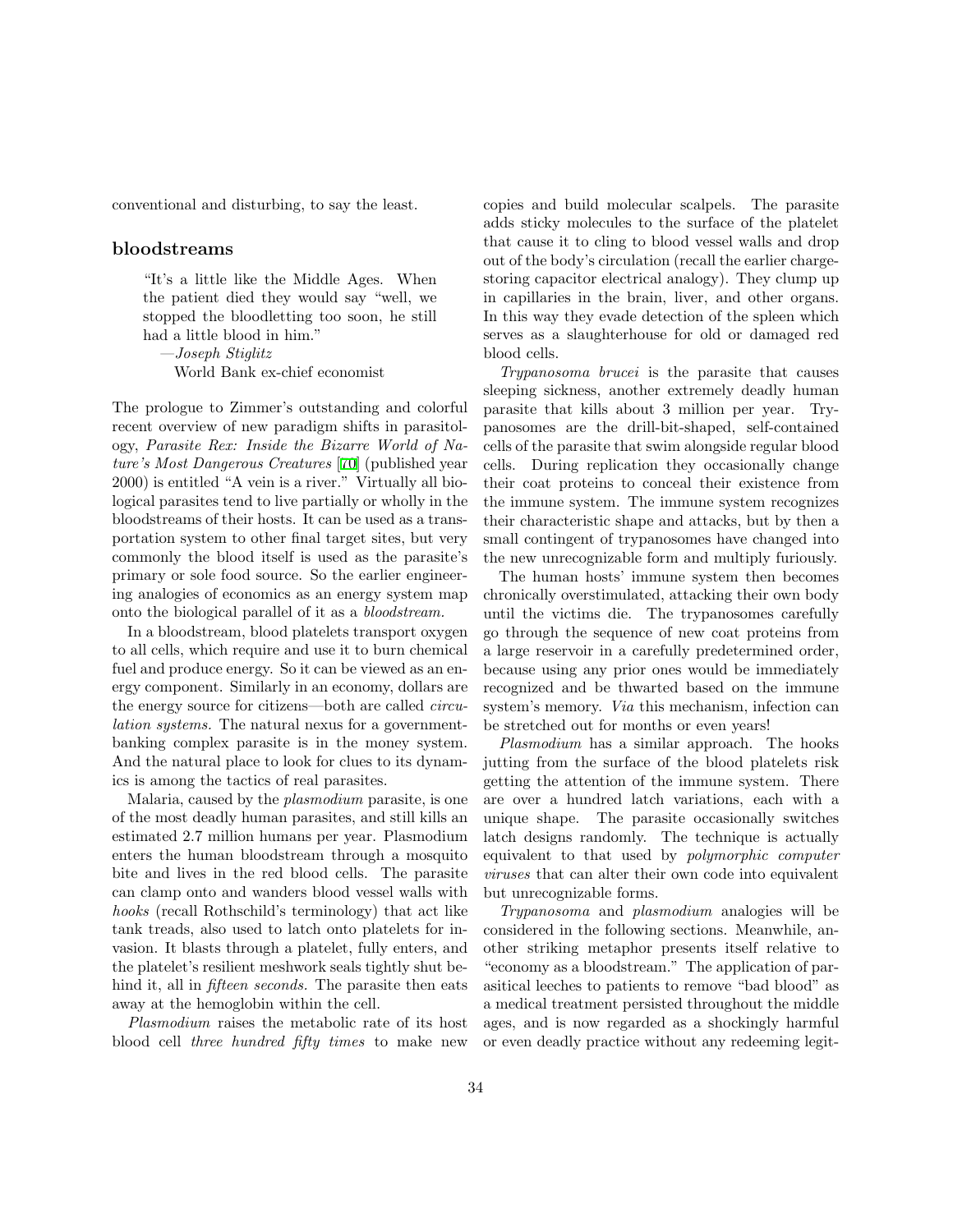conventional and disturbing, to say the least.

## bloodstreams

> "It's a little like the Middle Ages. When the patient died they would say "well, we stopped the bloodletting too soon, he still had a little blood in him."
>
> —*Joseph Stiglitz*
> World Bank ex-chief economist

The prologue to Zimmer's outstanding and colorful recent overview of new paradigm shifts in parasitology, *Parasite Rex: Inside the Bizarre World of Nature's Most Dangerous Creatures* [70] (published year 2000) is entitled "A vein is a river." Virtually all biological parasites tend to live partially or wholly in the bloodstreams of their hosts. It can be used as a transportation system to other final target sites, but very commonly the blood itself is used as the parasite's primary or sole food source. So the earlier engineering analogies of economics as an energy system map onto the biological parallel of it as a *bloodstream*.

In a bloodstream, blood platelets transport oxygen to all cells, which require and use it to burn chemical fuel and produce energy. So it can be viewed as an energy component. Similarly in an economy, dollars are the energy source for citizens—both are called *circulation systems*. The natural nexus for a government-banking complex parasite is in the money system. And the natural place to look for clues to its dynamics is among the tactics of real parasites.

Malaria, caused by the *plasmodium* parasite, is one of the most deadly human parasites, and still kills an estimated 2.7 million humans per year. Plasmodium enters the human bloodstream through a mosquito bite and lives in the red blood cells. The parasite can clamp onto and wanders blood vessel walls with *hooks* (recall Rothschild's terminology) that act like tank treads, also used to latch onto platelets for invasion. It blasts through a platelet, fully enters, and the platelet's resilient meshwork seals tightly shut behind it, all in *fifteen seconds*. The parasite then eats away at the hemoglobin within the cell.

*Plasmodium* raises the metabolic rate of its host blood cell *three hundred fifty times* to make new copies and build molecular scalpels. The parasite adds sticky molecules to the surface of the platelet that cause it to cling to blood vessel walls and drop out of the body's circulation (recall the earlier charge-storing capacitor electrical analogy). They clump up in capillaries in the brain, liver, and other organs. In this way they evade detection of the spleen which serves as a slaughterhouse for old or damaged red blood cells.

*Trypanosoma brucei* is the parasite that causes sleeping sickness, another extremely deadly human parasite that kills about 3 million per year. Trypanosomes are the drill-bit-shaped, self-contained cells of the parasite that swim alongside regular blood cells. During replication they occasionally change their coat proteins to conceal their existence from the immune system. The immune system recognizes their characteristic shape and attacks, but by then a small contingent of trypanosomes have changed into the new unrecognizable form and multiply furiously.

The human hosts' immune system then becomes chronically overstimulated, attacking their own body until the victims die. The trypanosomes carefully go through the sequence of new coat proteins from a large reservoir in a carefully predetermined order, because using any prior ones would be immediately recognized and be thwarted based on the immune system's memory. *Via* this mechanism, infection can be stretched out for months or even years!

*Plasmodium* has a similar approach. The hooks jutting from the surface of the blood platelets risk getting the attention of the immune system. There are over a hundred latch variations, each with a unique shape. The parasite occasionally switches latch designs randomly. The technique is actually equivalent to that used by *polymorphic computer viruses* that can alter their own code into equivalent but unrecognizable forms.

*Trypanosoma* and *plasmodium* analogies will be considered in the following sections. Meanwhile, another striking metaphor presents itself relative to "economy as a bloodstream." The application of parasitical leeches to patients to remove "bad blood" as a medical treatment persisted throughout the middle ages, and is now regarded as a shockingly harmful or even deadly practice without any redeeming legit-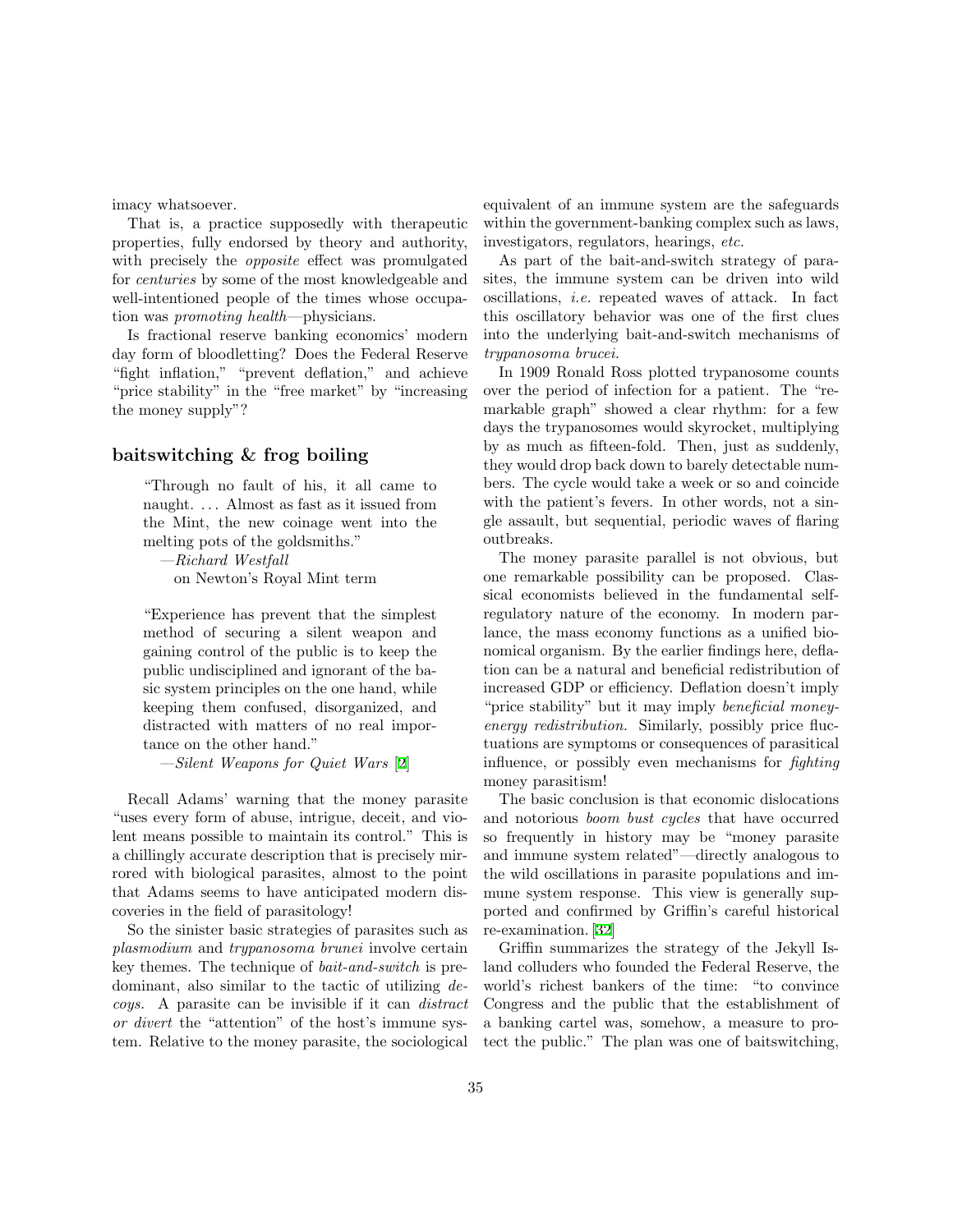imacy whatsoever.

That is, a practice supposedly with therapeutic properties, fully endorsed by theory and authority, with precisely the *opposite* effect was promulgated for *centuries* by some of the most knowledgeable and well-intentioned people of the times whose occupation was *promoting health*—physicians.

Is fractional reserve banking economics' modern day form of bloodletting? Does the Federal Reserve "fight inflation," "prevent deflation," and achieve "price stability" in the "free market" by "increasing the money supply"?

## baitswitching & frog boiling

> "Through no fault of his, it all came to naught. ... Almost as fast as it issued from the Mint, the new coinage went into the melting pots of the goldsmiths."
>
> —*Richard Westfall*
> on Newton's Royal Mint term

> "Experience has prevent that the simplest method of securing a silent weapon and gaining control of the public is to keep the public undisciplined and ignorant of the basic system principles on the one hand, while keeping them confused, disorganized, and distracted with matters of no real importance on the other hand."
>
> —*Silent Weapons for Quiet Wars* [2]

Recall Adams' warning that the money parasite "uses every form of abuse, intrigue, deceit, and violent means possible to maintain its control." This is a chillingly accurate description that is precisely mirrored with biological parasites, almost to the point that Adams seems to have anticipated modern discoveries in the field of parasitology!

So the sinister basic strategies of parasites such as *plasmodium* and *trypanosoma brunei* involve certain key themes. The technique of *bait-and-switch* is predominant, also similar to the tactic of utilizing *decoys.* A parasite can be invisible if it can *distract or divert* the "attention" of the host's immune system. Relative to the money parasite, the sociological equivalent of an immune system are the safeguards within the government-banking complex such as laws, investigators, regulators, hearings, *etc.*

As part of the bait-and-switch strategy of parasites, the immune system can be driven into wild oscillations, *i.e.* repeated waves of attack. In fact this oscillatory behavior was one of the first clues into the underlying bait-and-switch mechanisms of *trypanosoma brucei.*

In 1909 Ronald Ross plotted trypanosome counts over the period of infection for a patient. The "remarkable graph" showed a clear rhythm: for a few days the trypanosomes would skyrocket, multiplying by as much as fifteen-fold. Then, just as suddenly, they would drop back down to barely detectable numbers. The cycle would take a week or so and coincide with the patient's fevers. In other words, not a single assault, but sequential, periodic waves of flaring outbreaks.

The money parasite parallel is not obvious, but one remarkable possibility can be proposed. Classical economists believed in the fundamental self-regulatory nature of the economy. In modern parlance, the mass economy functions as a unified bionomical organism. By the earlier findings here, deflation can be a natural and beneficial redistribution of increased GDP or efficiency. Deflation doesn't imply "price stability" but it may imply *beneficial money-energy redistribution.* Similarly, possibly price fluctuations are symptoms or consequences of parasitical influence, or possibly even mechanisms for *fighting* money parasitism!

The basic conclusion is that economic dislocations and notorious *boom bust cycles* that have occurred so frequently in history may be "money parasite and immune system related"—directly analogous to the wild oscillations in parasite populations and immune system response. This view is generally supported and confirmed by Griffin's careful historical re-examination. [32]

Griffin summarizes the strategy of the Jekyll Island colluders who founded the Federal Reserve, the world's richest bankers of the time: "to convince Congress and the public that the establishment of a banking cartel was, somehow, a measure to protect the public." The plan was one of baitswitching,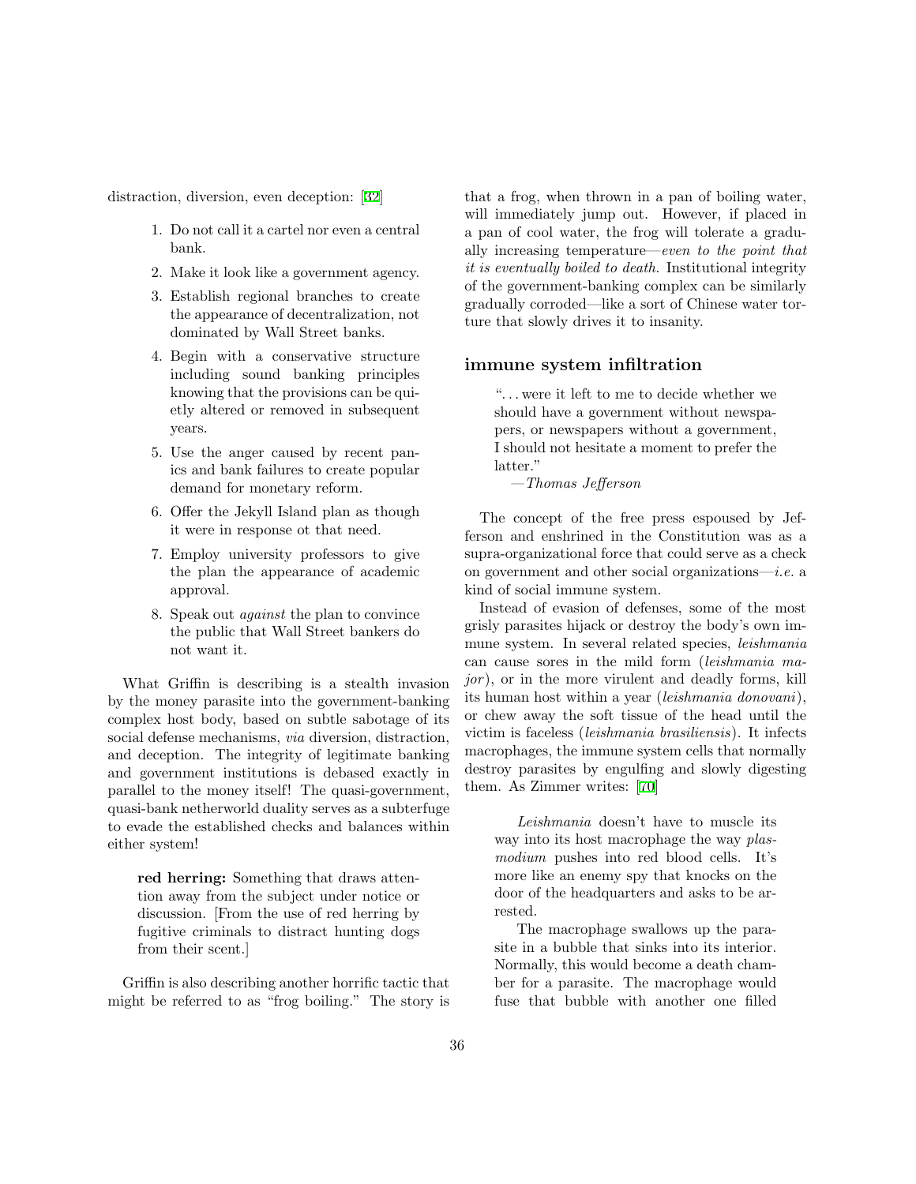distraction, diversion, even deception: [32]

1. Do not call it a cartel nor even a central bank.
2. Make it look like a government agency.
3. Establish regional branches to create the appearance of decentralization, not dominated by Wall Street banks.
4. Begin with a conservative structure including sound banking principles knowing that the provisions can be quietly altered or removed in subsequent years.
5. Use the anger caused by recent panics and bank failures to create popular demand for monetary reform.
6. Offer the Jekyll Island plan as though it were in response ot that need.
7. Employ university professors to give the plan the appearance of academic approval.
8. Speak out *against* the plan to convince the public that Wall Street bankers do not want it.

What Griffin is describing is a stealth invasion by the money parasite into the government-banking complex host body, based on subtle sabotage of its social defense mechanisms, *via* diversion, distraction, and deception. The integrity of legitimate banking and government institutions is debased exactly in parallel to the money itself! The quasi-government, quasi-bank netherworld duality serves as a subterfuge to evade the established checks and balances within either system!

> **red herring:** Something that draws attention away from the subject under notice or discussion. [From the use of red herring by fugitive criminals to distract hunting dogs from their scent.]

Griffin is also describing another horrific tactic that might be referred to as "frog boiling." The story is that a frog, when thrown in a pan of boiling water, will immediately jump out. However, if placed in a pan of cool water, the frog will tolerate a gradually increasing temperature—*even to the point that it is eventually boiled to death.* Institutional integrity of the government-banking complex can be similarly gradually corroded—like a sort of Chinese water torture that slowly drives it to insanity.

## immune system infiltration

> "...were it left to me to decide whether we should have a government without newspapers, or newspapers without a government, I should not hesitate a moment to prefer the latter."
>
> —*Thomas Jefferson*

The concept of the free press espoused by Jefferson and enshrined in the Constitution was as a supra-organizational force that could serve as a check on government and other social organizations—*i.e.* a kind of social immune system.

Instead of evasion of defenses, some of the most grisly parasites hijack or destroy the body's own immune system. In several related species, *leishmania* can cause sores in the mild form (*leishmania major*), or in the more virulent and deadly forms, kill its human host within a year (*leishmania donovani*), or chew away the soft tissue of the head until the victim is faceless (*leishmania brasiliensis*). It infects macrophages, the immune system cells that normally destroy parasites by engulfing and slowly digesting them. As Zimmer writes: [70]

> *Leishmania* doesn't have to muscle its way into its host macrophage the way *plasmodium* pushes into red blood cells. It's more like an enemy spy that knocks on the door of the headquarters and asks to be arrested.
>
> The macrophage swallows up the parasite in a bubble that sinks into its interior. Normally, this would become a death chamber for a parasite. The macrophage would fuse that bubble with another one filled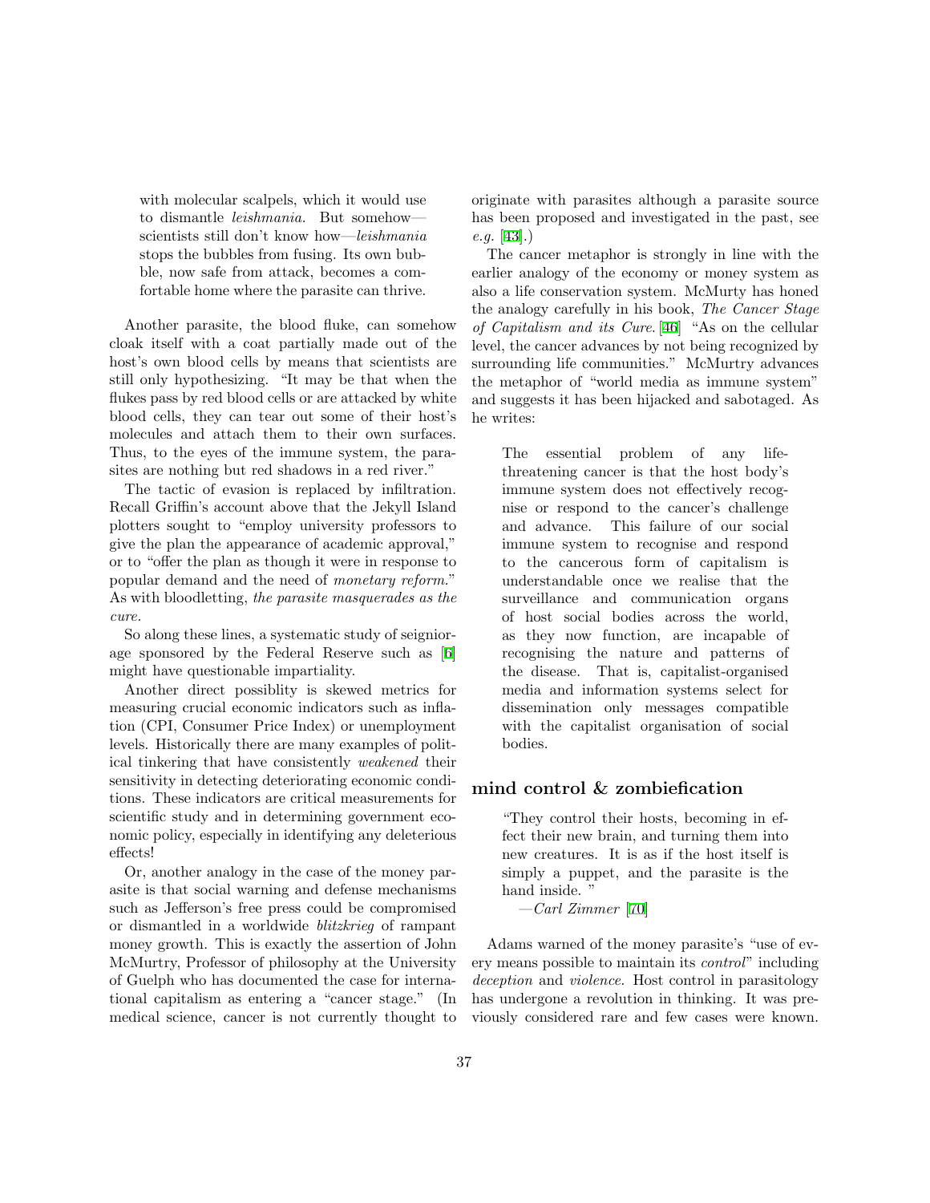> with molecular scalpels, which it would use to dismantle *leishmania*. But somehow—scientists still don't know how—*leishmania* stops the bubbles from fusing. Its own bubble, now safe from attack, becomes a comfortable home where the parasite can thrive.

Another parasite, the blood fluke, can somehow cloak itself with a coat partially made out of the host's own blood cells by means that scientists are still only hypothesizing. "It may be that when the flukes pass by red blood cells or are attacked by white blood cells, they can tear out some of their host's molecules and attach them to their own surfaces. Thus, to the eyes of the immune system, the parasites are nothing but red shadows in a red river."

The tactic of evasion is replaced by infiltration. Recall Griffin's account above that the Jekyll Island plotters sought to "employ university professors to give the plan the appearance of academic approval," or to "offer the plan as though it were in response to popular demand and the need of *monetary reform*." As with bloodletting, *the parasite masquerades as the cure.*

So along these lines, a systematic study of seigniorage sponsored by the Federal Reserve such as [6] might have questionable impartiality.

Another direct possiblity is skewed metrics for measuring crucial economic indicators such as inflation (CPI, Consumer Price Index) or unemployment levels. Historically there are many examples of political tinkering that have consistently *weakened* their sensitivity in detecting deteriorating economic conditions. These indicators are critical measurements for scientific study and in determining government economic policy, especially in identifying any deleterious effects!

Or, another analogy in the case of the money parasite is that social warning and defense mechanisms such as Jefferson's free press could be compromised or dismantled in a worldwide *blitzkrieg* of rampant money growth. This is exactly the assertion of John McMurtry, Professor of philosophy at the University of Guelph who has documented the case for international capitalism as entering a "cancer stage." (In medical science, cancer is not currently thought to originate with parasites although a parasite source has been proposed and investigated in the past, see *e.g.* [43].)

The cancer metaphor is strongly in line with the earlier analogy of the economy or money system as also a life conservation system. McMurty has honed the analogy carefully in his book, *The Cancer Stage of Capitalism and its Cure.* [46] "As on the cellular level, the cancer advances by not being recognized by surrounding life communities." McMurtry advances the metaphor of "world media as immune system" and suggests it has been hijacked and sabotaged. As he writes:

> The essential problem of any life-threatening cancer is that the host body's immune system does not effectively recognise or respond to the cancer's challenge and advance. This failure of our social immune system to recognise and respond to the cancerous form of capitalism is understandable once we realise that the surveillance and communication organs of host social bodies across the world, as they now function, are incapable of recognising the nature and patterns of the disease. That is, capitalist-organised media and information systems select for dissemination only messages compatible with the capitalist organisation of social bodies.

## mind control & zombiefication

> "They control their hosts, becoming in effect their new brain, and turning them into new creatures. It is as if the host itself is simply a puppet, and the parasite is the hand inside. "
>
> —*Carl Zimmer* [70]

Adams warned of the money parasite's "use of every means possible to maintain its *control*" including *deception* and *violence*. Host control in parasitology has undergone a revolution in thinking. It was previously considered rare and few cases were known.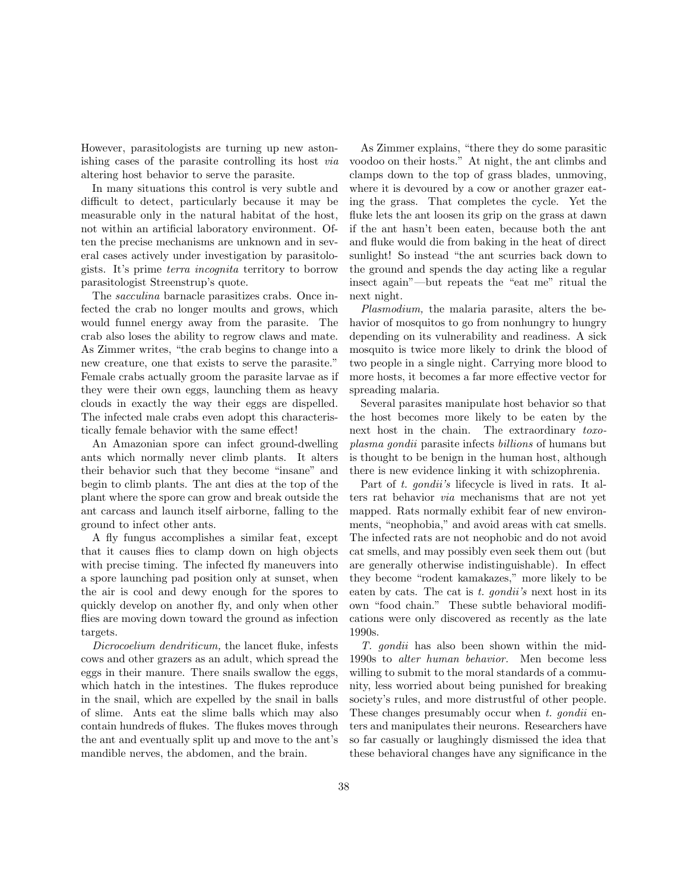However, parasitologists are turning up new astonishing cases of the parasite controlling its host *via* altering host behavior to serve the parasite.

In many situations this control is very subtle and difficult to detect, particularly because it may be measurable only in the natural habitat of the host, not within an artificial laboratory environment. Often the precise mechanisms are unknown and in several cases actively under investigation by parasitologists. It's prime *terra incognita* territory to borrow parasitologist Streenstrup's quote.

The *sacculina* barnacle parasitizes crabs. Once infected the crab no longer moults and grows, which would funnel energy away from the parasite. The crab also loses the ability to regrow claws and mate. As Zimmer writes, "the crab begins to change into a new creature, one that exists to serve the parasite." Female crabs actually groom the parasite larvae as if they were their own eggs, launching them as heavy clouds in exactly the way their eggs are dispelled. The infected male crabs even adopt this characteristically female behavior with the same effect!

An Amazonian spore can infect ground-dwelling ants which normally never climb plants. It alters their behavior such that they become "insane" and begin to climb plants. The ant dies at the top of the plant where the spore can grow and break outside the ant carcass and launch itself airborne, falling to the ground to infect other ants.

A fly fungus accomplishes a similar feat, except that it causes flies to clamp down on high objects with precise timing. The infected fly maneuvers into a spore launching pad position only at sunset, when the air is cool and dewy enough for the spores to quickly develop on another fly, and only when other flies are moving down toward the ground as infection targets.

*Dicrocoelium dendriticum,* the lancet fluke, infests cows and other grazers as an adult, which spread the eggs in their manure. There snails swallow the eggs, which hatch in the intestines. The flukes reproduce in the snail, which are expelled by the snail in balls of slime. Ants eat the slime balls which may also contain hundreds of flukes. The flukes moves through the ant and eventually split up and move to the ant's mandible nerves, the abdomen, and the brain.

As Zimmer explains, "there they do some parasitic voodoo on their hosts." At night, the ant climbs and clamps down to the top of grass blades, unmoving, where it is devoured by a cow or another grazer eating the grass. That completes the cycle. Yet the fluke lets the ant loosen its grip on the grass at dawn if the ant hasn't been eaten, because both the ant and fluke would die from baking in the heat of direct sunlight! So instead "the ant scurries back down to the ground and spends the day acting like a regular insect again"—but repeats the "eat me" ritual the next night.

*Plasmodium,* the malaria parasite, alters the behavior of mosquitos to go from nonhungry to hungry depending on its vulnerability and readiness. A sick mosquito is twice more likely to drink the blood of two people in a single night. Carrying more blood to more hosts, it becomes a far more effective vector for spreading malaria.

Several parasites manipulate host behavior so that the host becomes more likely to be eaten by the next host in the chain. The extraordinary *toxoplasma gondii* parasite infects *billions* of humans but is thought to be benign in the human host, although there is new evidence linking it with schizophrenia.

Part of *t. gondii's* lifecycle is lived in rats. It alters rat behavior *via* mechanisms that are not yet mapped. Rats normally exhibit fear of new environments, "neophobia," and avoid areas with cat smells. The infected rats are not neophobic and do not avoid cat smells, and may possibly even seek them out (but are generally otherwise indistinguishable). In effect they become "rodent kamakazes," more likely to be eaten by cats. The cat is *t. gondii's* next host in its own "food chain." These subtle behavioral modifications were only discovered as recently as the late 1990s.

*T. gondii* has also been shown within the mid-1990s to *alter human behavior.* Men become less willing to submit to the moral standards of a community, less worried about being punished for breaking society's rules, and more distrustful of other people. These changes presumably occur when *t. gondii* enters and manipulates their neurons. Researchers have so far casually or laughingly dismissed the idea that these behavioral changes have any significance in the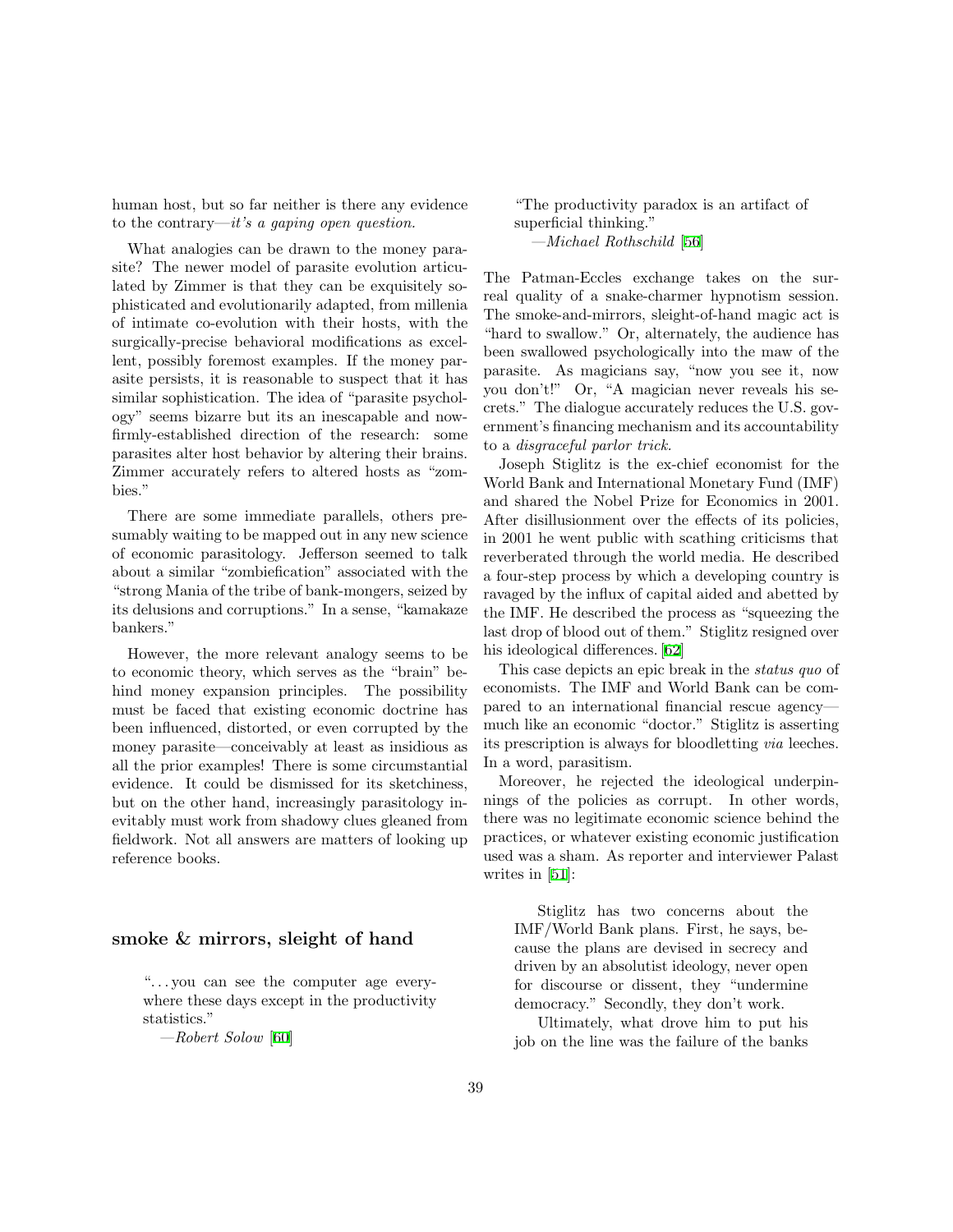human host, but so far neither is there any evidence to the contrary—*it's a gaping open question.*

What analogies can be drawn to the money parasite? The newer model of parasite evolution articulated by Zimmer is that they can be exquisitely sophisticated and evolutionarily adapted, from millenia of intimate co-evolution with their hosts, with the surgically-precise behavioral modifications as excellent, possibly foremost examples. If the money parasite persists, it is reasonable to suspect that it has similar sophistication. The idea of "parasite psychology" seems bizarre but its an inescapable and now-firmly-established direction of the research: some parasites alter host behavior by altering their brains. Zimmer accurately refers to altered hosts as "zombies."

There are some immediate parallels, others presumably waiting to be mapped out in any new science of economic parasitology. Jefferson seemed to talk about a similar "zombiefication" associated with the "strong Mania of the tribe of bank-mongers, seized by its delusions and corruptions." In a sense, "kamakaze bankers."

However, the more relevant analogy seems to be to economic theory, which serves as the "brain" behind money expansion principles. The possibility must be faced that existing economic doctrine has been influenced, distorted, or even corrupted by the money parasite—conceivably at least as insidious as all the prior examples! There is some circumstantial evidence. It could be dismissed for its sketchiness, but on the other hand, increasingly parasitology inevitably must work from shadowy clues gleaned from fieldwork. Not all answers are matters of looking up reference books.

## smoke & mirrors, sleight of hand

> "...you can see the computer age everywhere these days except in the productivity statistics."
>
> —*Robert Solow* [60]

> "The productivity paradox is an artifact of superficial thinking."
>
> —*Michael Rothschild* [56]

The Patman-Eccles exchange takes on the surreal quality of a snake-charmer hypnotism session. The smoke-and-mirrors, sleight-of-hand magic act is "hard to swallow." Or, alternately, the audience has been swallowed psychologically into the maw of the parasite. As magicians say, "now you see it, now you don't!" Or, "A magician never reveals his secrets." The dialogue accurately reduces the U.S. government's financing mechanism and its accountability to a *disgraceful parlor trick*.

Joseph Stiglitz is the ex-chief economist for the World Bank and International Monetary Fund (IMF) and shared the Nobel Prize for Economics in 2001. After disillusionment over the effects of its policies, in 2001 he went public with scathing criticisms that reverberated through the world media. He described a four-step process by which a developing country is ravaged by the influx of capital aided and abetted by the IMF. He described the process as "squeezing the last drop of blood out of them." Stiglitz resigned over his ideological differences. [62]

This case depicts an epic break in the *status quo* of economists. The IMF and World Bank can be compared to an international financial rescue agency—much like an economic "doctor." Stiglitz is asserting its prescription is always for bloodletting *via* leeches. In a word, parasitism.

Moreover, he rejected the ideological underpinnings of the policies as corrupt. In other words, there was no legitimate economic science behind the practices, or whatever existing economic justification used was a sham. As reporter and interviewer Palast writes in [51]:

> Stiglitz has two concerns about the IMF/World Bank plans. First, he says, because the plans are devised in secrecy and driven by an absolutist ideology, never open for discourse or dissent, they "undermine democracy." Secondly, they don't work.
>
> Ultimately, what drove him to put his job on the line was the failure of the banks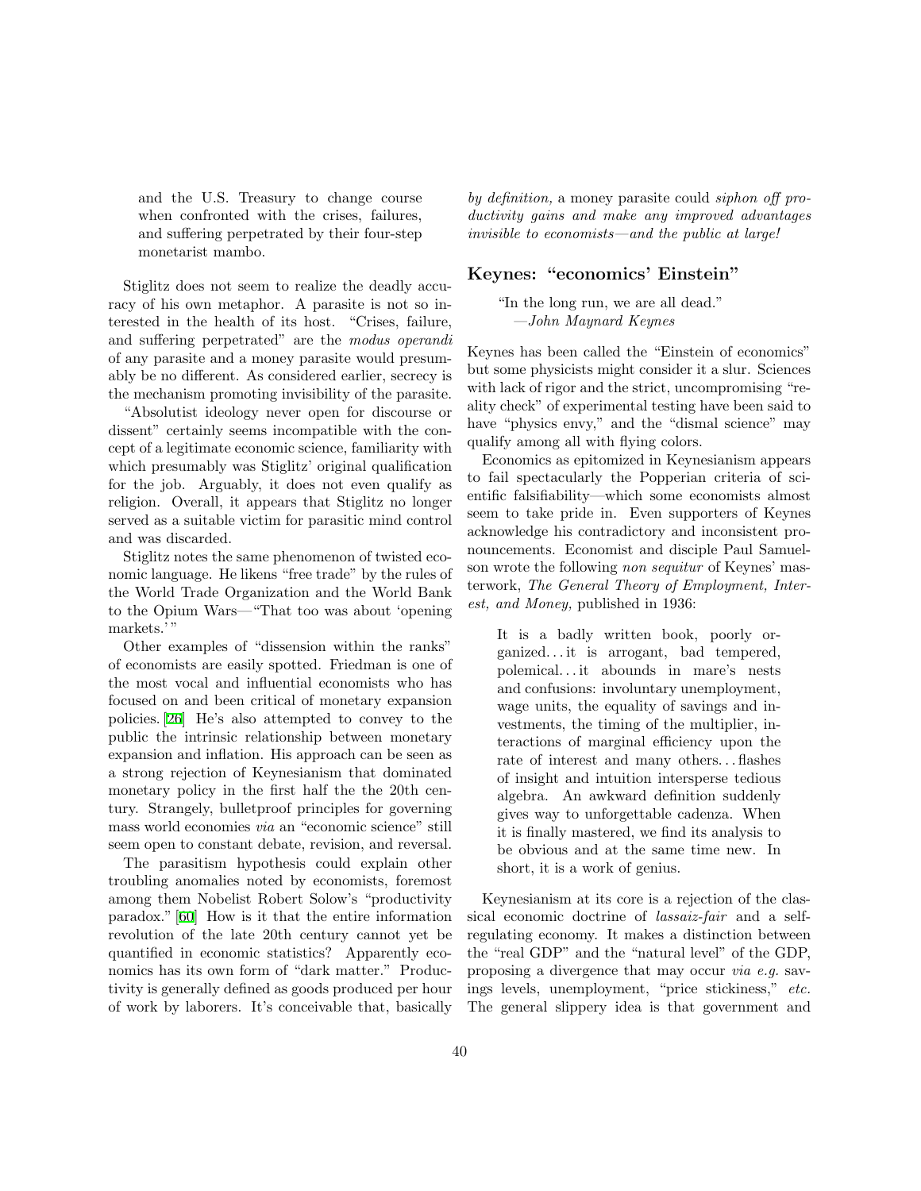> and the U.S. Treasury to change course when confronted with the crises, failures, and suffering perpetrated by their four-step monetarist mambo.

Stiglitz does not seem to realize the deadly accuracy of his own metaphor. A parasite is not so interested in the health of its host. "Crises, failure, and suffering perpetrated" are the *modus operandi* of any parasite and a money parasite would presumably be no different. As considered earlier, secrecy is the mechanism promoting invisibility of the parasite.

"Absolutist ideology never open for discourse or dissent" certainly seems incompatible with the concept of a legitimate economic science, familiarity with which presumably was Stiglitz' original qualification for the job. Arguably, it does not even qualify as religion. Overall, it appears that Stiglitz no longer served as a suitable victim for parasitic mind control and was discarded.

Stiglitz notes the same phenomenon of twisted economic language. He likens "free trade" by the rules of the World Trade Organization and the World Bank to the Opium Wars—"That too was about 'opening markets.'"

Other examples of "dissension within the ranks" of economists are easily spotted. Friedman is one of the most vocal and influential economists who has focused on and been critical of monetary expansion policies. [26] He's also attempted to convey to the public the intrinsic relationship between monetary expansion and inflation. His approach can be seen as a strong rejection of Keynesianism that dominated monetary policy in the first half the the 20th century. Strangely, bulletproof principles for governing mass world economies *via* an "economic science" still seem open to constant debate, revision, and reversal.

The parasitism hypothesis could explain other troubling anomalies noted by economists, foremost among them Nobelist Robert Solow's "productivity paradox." [60] How is it that the entire information revolution of the late 20th century cannot yet be quantified in economic statistics? Apparently economics has its own form of "dark matter." Productivity is generally defined as goods produced per hour of work by laborers. It's conceivable that, basically *by definition,* a money parasite could *siphon off productivity gains and make any improved advantages invisible to economists—and the public at large!*

## Keynes: "economics' Einstein"

> "In the long run, we are all dead."
> —*John Maynard Keynes*

Keynes has been called the "Einstein of economics" but some physicists might consider it a slur. Sciences with lack of rigor and the strict, uncompromising "reality check" of experimental testing have been said to have "physics envy," and the "dismal science" may qualify among all with flying colors.

Economics as epitomized in Keynesianism appears to fail spectacularly the Popperian criteria of scientific falsifiability—which some economists almost seem to take pride in. Even supporters of Keynes acknowledge his contradictory and inconsistent pronouncements. Economist and disciple Paul Samuelson wrote the following *non sequitur* of Keynes' masterwork, *The General Theory of Employment, Interest, and Money,* published in 1936:

> It is a badly written book, poorly organized... it is arrogant, bad tempered, polemical... it abounds in mare's nests and confusions: involuntary unemployment, wage units, the equality of savings and investments, the timing of the multiplier, interactions of marginal efficiency upon the rate of interest and many others... flashes of insight and intuition intersperse tedious algebra. An awkward definition suddenly gives way to unforgettable cadenza. When it is finally mastered, we find its analysis to be obvious and at the same time new. In short, it is a work of genius.

Keynesianism at its core is a rejection of the classical economic doctrine of *lassaiz-fair* and a self-regulating economy. It makes a distinction between the "real GDP" and the "natural level" of the GDP, proposing a divergence that may occur *via e.g.* savings levels, unemployment, "price stickiness," *etc.* The general slippery idea is that government and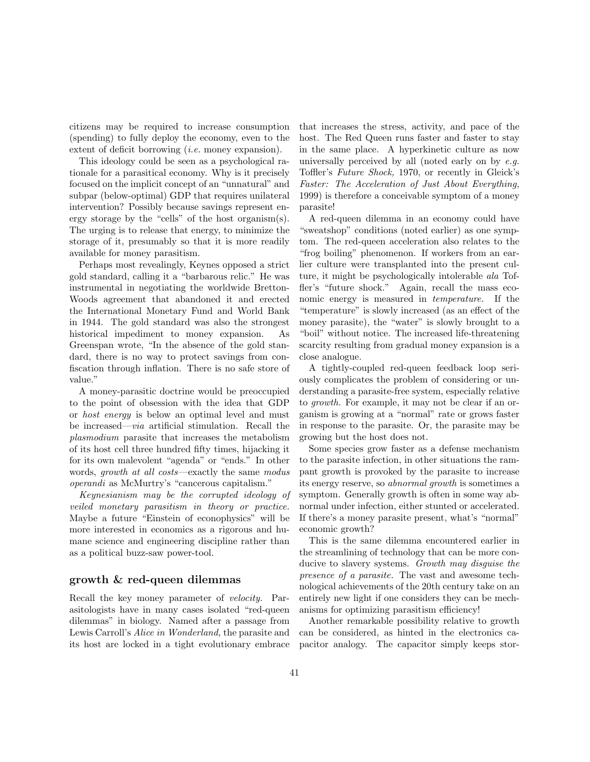citizens may be required to increase consumption (spending) to fully deploy the economy, even to the extent of deficit borrowing (*i.e.* money expansion).

This ideology could be seen as a psychological rationale for a parasitical economy. Why is it precisely focused on the implicit concept of an "unnatural" and subpar (below-optimal) GDP that requires unilateral intervention? Possibly because savings represent energy storage by the "cells" of the host organism(s). The urging is to release that energy, to minimize the storage of it, presumably so that it is more readily available for money parasitism.

Perhaps most revealingly, Keynes opposed a strict gold standard, calling it a "barbarous relic." He was instrumental in negotiating the worldwide Bretton-Woods agreement that abandoned it and erected the International Monetary Fund and World Bank in 1944. The gold standard was also the strongest historical impediment to money expansion. As Greenspan wrote, "In the absence of the gold standard, there is no way to protect savings from confiscation through inflation. There is no safe store of value."

A money-parasitic doctrine would be preoccupied to the point of obsession with the idea that GDP or *host energy* is below an optimal level and must be increased—*via* artificial stimulation. Recall the *plasmodium* parasite that increases the metabolism of its host cell three hundred fifty times, hijacking it for its own malevolent "agenda" or "ends." In other words, *growth at all costs*—exactly the same *modus operandi* as McMurtry's "cancerous capitalism."

*Keynesianism may be the corrupted ideology of veiled monetary parasitism in theory or practice.* Maybe a future "Einstein of econophysics" will be more interested in economics as a rigorous and humane science and engineering discipline rather than as a political buzz-saw power-tool.

## growth & red-queen dilemmas

Recall the key money parameter of *velocity.* Parasitologists have in many cases isolated "red-queen dilemmas" in biology. Named after a passage from Lewis Carroll's *Alice in Wonderland,* the parasite and its host are locked in a tight evolutionary embrace that increases the stress, activity, and pace of the host. The Red Queen runs faster and faster to stay in the same place. A hyperkinetic culture as now universally perceived by all (noted early on by *e.g.* Toffler's *Future Shock,* 1970, or recently in Gleick's *Faster: The Acceleration of Just About Everything,* 1999) is therefore a conceivable symptom of a money parasite!

A red-queen dilemma in an economy could have "sweatshop" conditions (noted earlier) as one symptom. The red-queen acceleration also relates to the "frog boiling" phenomenon. If workers from an earlier culture were transplanted into the present culture, it might be psychologically intolerable *ala* Toffler's "future shock." Again, recall the mass economic energy is measured in *temperature.* If the "temperature" is slowly increased (as an effect of the money parasite), the "water" is slowly brought to a "boil" without notice. The increased life-threatening scarcity resulting from gradual money expansion is a close analogue.

A tightly-coupled red-queen feedback loop seriously complicates the problem of considering or understanding a parasite-free system, especially relative to *growth.* For example, it may not be clear if an organism is growing at a "normal" rate or grows faster in response to the parasite. Or, the parasite may be growing but the host does not.

Some species grow faster as a defense mechanism to the parasite infection, in other situations the rampant growth is provoked by the parasite to increase its energy reserve, so *abnormal growth* is sometimes a symptom. Generally growth is often in some way abnormal under infection, either stunted or accelerated. If there's a money parasite present, what's "normal" economic growth?

This is the same dilemma encountered earlier in the streamlining of technology that can be more conducive to slavery systems. *Growth may disguise the presence of a parasite.* The vast and awesome technological achievements of the 20th century take on an entirely new light if one considers they can be mechanisms for optimizing parasitism efficiency!

Another remarkable possibility relative to growth can be considered, as hinted in the electronics capacitor analogy. The capacitor simply keeps stor-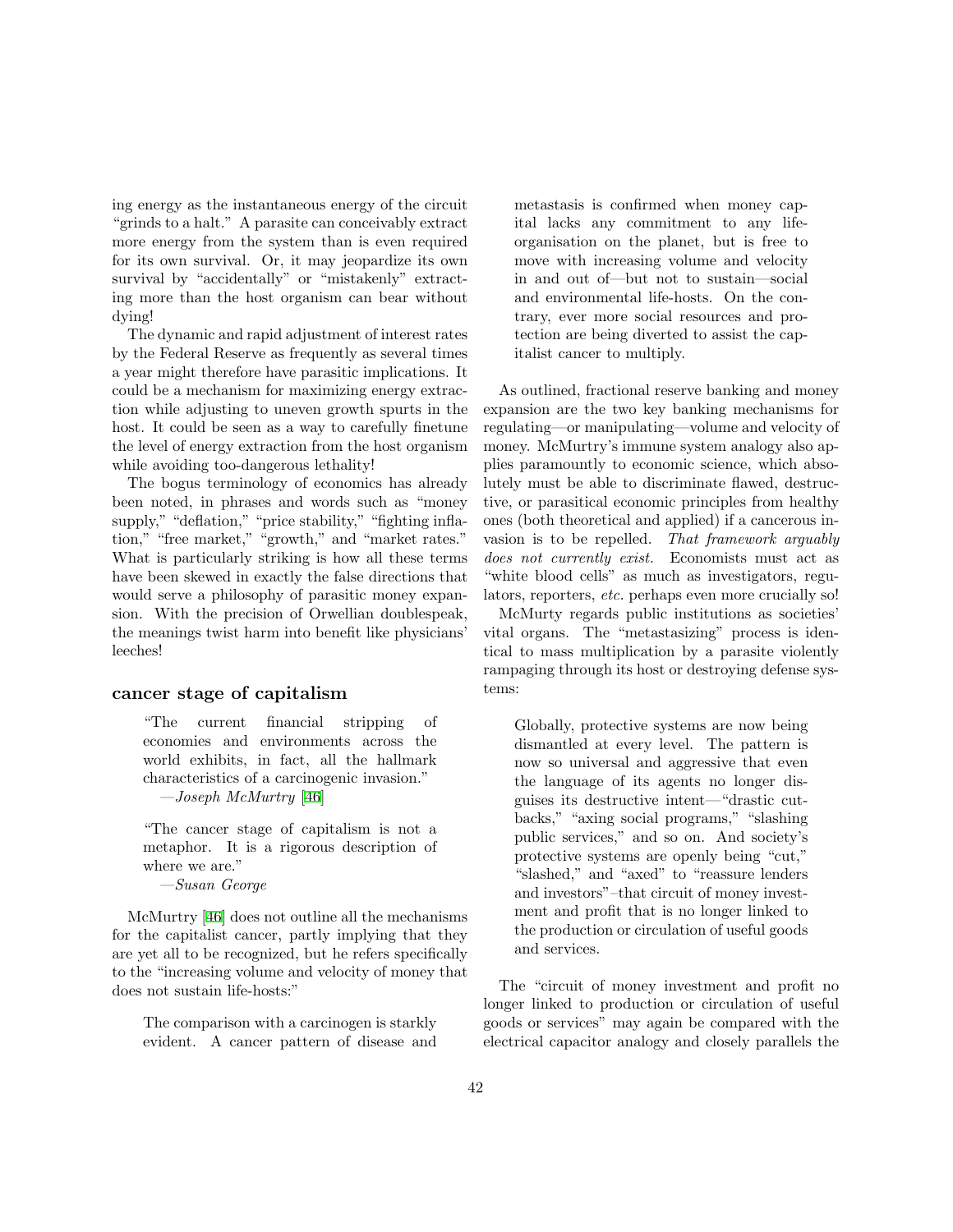ing energy as the instantaneous energy of the circuit "grinds to a halt." A parasite can conceivably extract more energy from the system than is even required for its own survival. Or, it may jeopardize its own survival by "accidentally" or "mistakenly" extracting more than the host organism can bear without dying!

The dynamic and rapid adjustment of interest rates by the Federal Reserve as frequently as several times a year might therefore have parasitic implications. It could be a mechanism for maximizing energy extraction while adjusting to uneven growth spurts in the host. It could be seen as a way to carefully finetune the level of energy extraction from the host organism while avoiding too-dangerous lethality!

The bogus terminology of economics has already been noted, in phrases and words such as "money supply," "deflation," "price stability," "fighting inflation," "free market," "growth," and "market rates." What is particularly striking is how all these terms have been skewed in exactly the false directions that would serve a philosophy of parasitic money expansion. With the precision of Orwellian doublespeak, the meanings twist harm into benefit like physicians' leeches!

### cancer stage of capitalism

> "The current financial stripping of economies and environments across the world exhibits, in fact, all the hallmark characteristics of a carcinogenic invasion."
>
> —*Joseph McMurtry* [46]

> "The cancer stage of capitalism is not a metaphor. It is a rigorous description of where we are."
>
> —*Susan George*

McMurtry [46] does not outline all the mechanisms for the capitalist cancer, partly implying that they are yet all to be recognized, but he refers specifically to the "increasing volume and velocity of money that does not sustain life-hosts:"

> The comparison with a carcinogen is starkly evident. A cancer pattern of disease and metastasis is confirmed when money capital lacks any commitment to any life-organisation on the planet, but is free to move with increasing volume and velocity in and out of—but not to sustain—social and environmental life-hosts. On the contrary, ever more social resources and protection are being diverted to assist the capitalist cancer to multiply.

As outlined, fractional reserve banking and money expansion are the two key banking mechanisms for regulating—or manipulating—volume and velocity of money. McMurtry's immune system analogy also applies paramountly to economic science, which absolutely must be able to discriminate flawed, destructive, or parasitical economic principles from healthy ones (both theoretical and applied) if a cancerous invasion is to be repelled. *That framework arguably does not currently exist.* Economists must act as "white blood cells" as much as investigators, regulators, reporters, *etc.* perhaps even more crucially so!

McMurty regards public institutions as societies' vital organs. The "metastasizing" process is identical to mass multiplication by a parasite violently rampaging through its host or destroying defense systems:

> Globally, protective systems are now being dismantled at every level. The pattern is now so universal and aggressive that even the language of its agents no longer disguises its destructive intent—"drastic cutbacks," "axing social programs," "slashing public services," and so on. And society's protective systems are openly being "cut," "slashed," and "axed" to "reassure lenders and investors"–that circuit of money investment and profit that is no longer linked to the production or circulation of useful goods and services.

The "circuit of money investment and profit no longer linked to production or circulation of useful goods or services" may again be compared with the electrical capacitor analogy and closely parallels the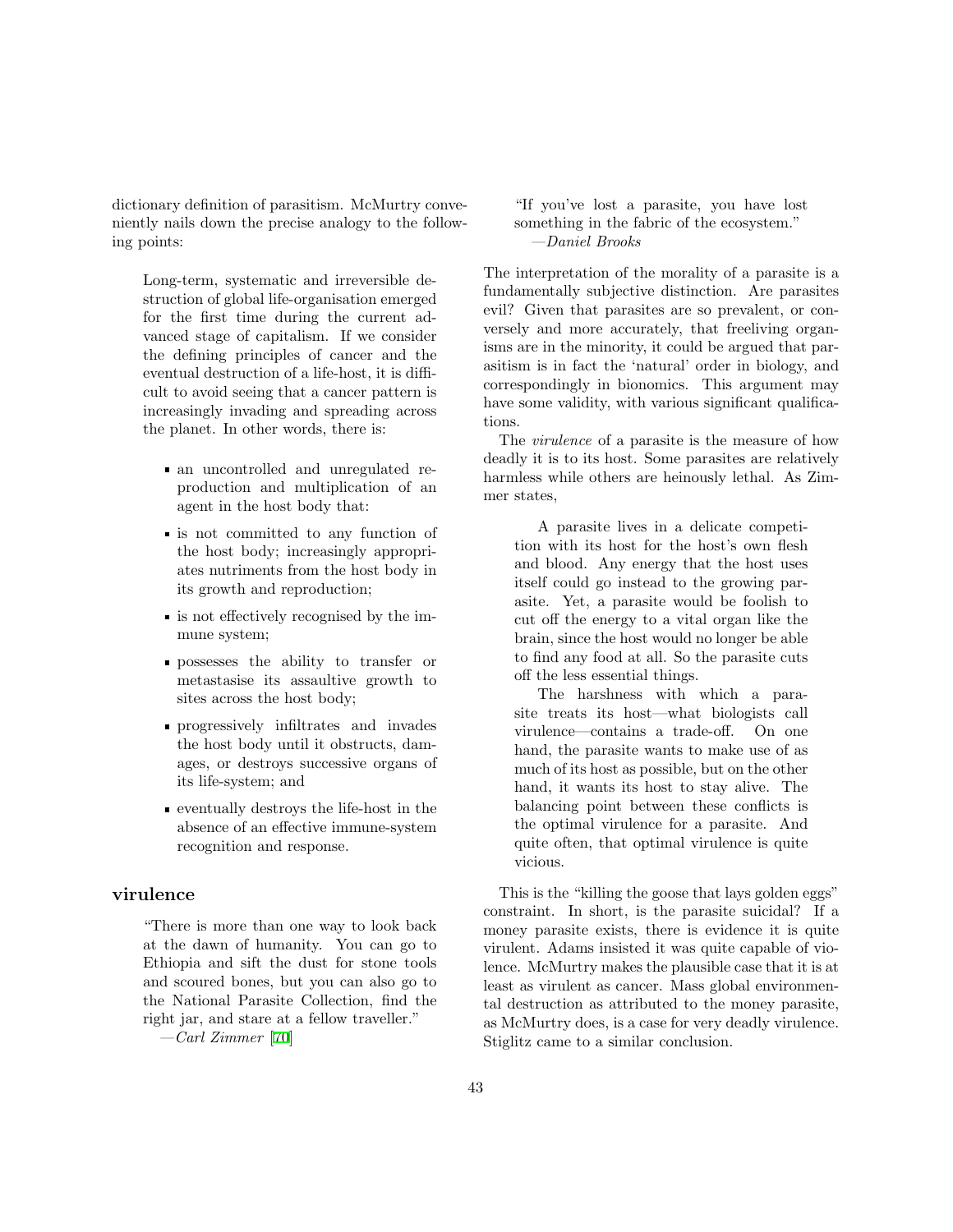dictionary definition of parasitism. McMurtry conveniently nails down the precise analogy to the following points:

> Long-term, systematic and irreversible destruction of global life-organisation emerged for the first time during the current advanced stage of capitalism. If we consider the defining principles of cancer and the eventual destruction of a life-host, it is difficult to avoid seeing that a cancer pattern is increasingly invading and spreading across the planet. In other words, there is:
>
> - an uncontrolled and unregulated reproduction and multiplication of an agent in the host body that:
> - is not committed to any function of the host body; increasingly appropriates nutriments from the host body in its growth and reproduction;
> - is not effectively recognised by the immune system;
> - possesses the ability to transfer or metastasise its assaultive growth to sites across the host body;
> - progressively infiltrates and invades the host body until it obstructs, damages, or destroys successive organs of its life-system; and
> - eventually destroys the life-host in the absence of an effective immune-system recognition and response.

## virulence

> "There is more than one way to look back at the dawn of humanity. You can go to Ethiopia and sift the dust for stone tools and scoured bones, but you can also go to the National Parasite Collection, find the right jar, and stare at a fellow traveller."
> —*Carl Zimmer* [70]

> "If you've lost a parasite, you have lost something in the fabric of the ecosystem."
> —*Daniel Brooks*

The interpretation of the morality of a parasite is a fundamentally subjective distinction. Are parasites evil? Given that parasites are so prevalent, or conversely and more accurately, that freeliving organisms are in the minority, it could be argued that parasitism is in fact the 'natural' order in biology, and correspondingly in bionomics. This argument may have some validity, with various significant qualifications.

The *virulence* of a parasite is the measure of how deadly it is to its host. Some parasites are relatively harmless while others are heinously lethal. As Zimmer states,

> A parasite lives in a delicate competition with its host for the host's own flesh and blood. Any energy that the host uses itself could go instead to the growing parasite. Yet, a parasite would be foolish to cut off the energy to a vital organ like the brain, since the host would no longer be able to find any food at all. So the parasite cuts off the less essential things.
>
> The harshness with which a parasite treats its host—what biologists call virulence—contains a trade-off. On one hand, the parasite wants to make use of as much of its host as possible, but on the other hand, it wants its host to stay alive. The balancing point between these conflicts is the optimal virulence for a parasite. And quite often, that optimal virulence is quite vicious.

This is the "killing the goose that lays golden eggs" constraint. In short, is the parasite suicidal? If a money parasite exists, there is evidence it is quite virulent. Adams insisted it was quite capable of violence. McMurtry makes the plausible case that it is at least as virulent as cancer. Mass global environmental destruction as attributed to the money parasite, as McMurtry does, is a case for very deadly virulence. Stiglitz came to a similar conclusion.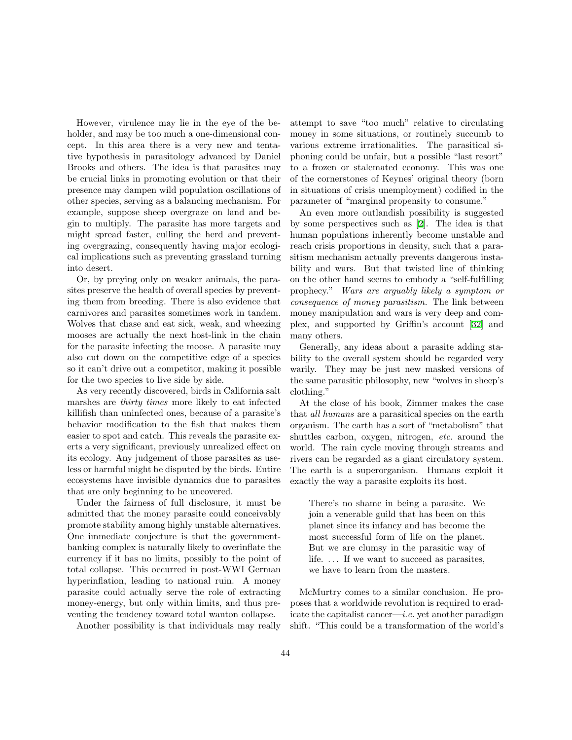However, virulence may lie in the eye of the beholder, and may be too much a one-dimensional concept. In this area there is a very new and tentative hypothesis in parasitology advanced by Daniel Brooks and others. The idea is that parasites may be crucial links in promoting evolution or that their presence may dampen wild population oscillations of other species, serving as a balancing mechanism. For example, suppose sheep overgraze on land and begin to multiply. The parasite has more targets and might spread faster, culling the herd and preventing overgrazing, consequently having major ecological implications such as preventing grassland turning into desert.

Or, by preying only on weaker animals, the parasites preserve the health of overall species by preventing them from breeding. There is also evidence that carnivores and parasites sometimes work in tandem. Wolves that chase and eat sick, weak, and wheezing mooses are actually the next host-link in the chain for the parasite infecting the moose. A parasite may also cut down on the competitive edge of a species so it can't drive out a competitor, making it possible for the two species to live side by side.

As very recently discovered, birds in California salt marshes are *thirty times* more likely to eat infected killifish than uninfected ones, because of a parasite's behavior modification to the fish that makes them easier to spot and catch. This reveals the parasite exerts a very significant, previously unrealized effect on its ecology. Any judgement of those parasites as useless or harmful might be disputed by the birds. Entire ecosystems have invisible dynamics due to parasites that are only beginning to be uncovered.

Under the fairness of full disclosure, it must be admitted that the money parasite could conceivably promote stability among highly unstable alternatives. One immediate conjecture is that the government-banking complex is naturally likely to overinflate the currency if it has no limits, possibly to the point of total collapse. This occurred in post-WWI German hyperinflation, leading to national ruin. A money parasite could actually serve the role of extracting money-energy, but only within limits, and thus preventing the tendency toward total wanton collapse.

Another possibility is that individuals may really attempt to save "too much" relative to circulating money in some situations, or routinely succumb to various extreme irrationalities. The parasitical siphoning could be unfair, but a possible "last resort" to a frozen or stalemated economy. This was one of the cornerstones of Keynes' original theory (born in situations of crisis unemployment) codified in the parameter of "marginal propensity to consume."

An even more outlandish possibility is suggested by some perspectives such as [2]. The idea is that human populations inherently become unstable and reach crisis proportions in density, such that a parasitism mechanism actually prevents dangerous instability and wars. But that twisted line of thinking on the other hand seems to embody a "self-fulfilling prophecy." *Wars are arguably likely a symptom or consequence of money parasitism.* The link between money manipulation and wars is very deep and complex, and supported by Griffin's account [32] and many others.

Generally, any ideas about a parasite adding stability to the overall system should be regarded very warily. They may be just new masked versions of the same parasitic philosophy, new "wolves in sheep's clothing."

At the close of his book, Zimmer makes the case that *all humans* are a parasitical species on the earth organism. The earth has a sort of "metabolism" that shuttles carbon, oxygen, nitrogen, *etc.* around the world. The rain cycle moving through streams and rivers can be regarded as a giant circulatory system. The earth is a superorganism. Humans exploit it exactly the way a parasite exploits its host.

> There's no shame in being a parasite. We join a venerable guild that has been on this planet since its infancy and has become the most successful form of life on the planet. But we are clumsy in the parasitic way of life. ... If we want to succeed as parasites, we have to learn from the masters.

McMurtry comes to a similar conclusion. He proposes that a worldwide revolution is required to eradicate the capitalist cancer—*i.e.* yet another paradigm shift. "This could be a transformation of the world's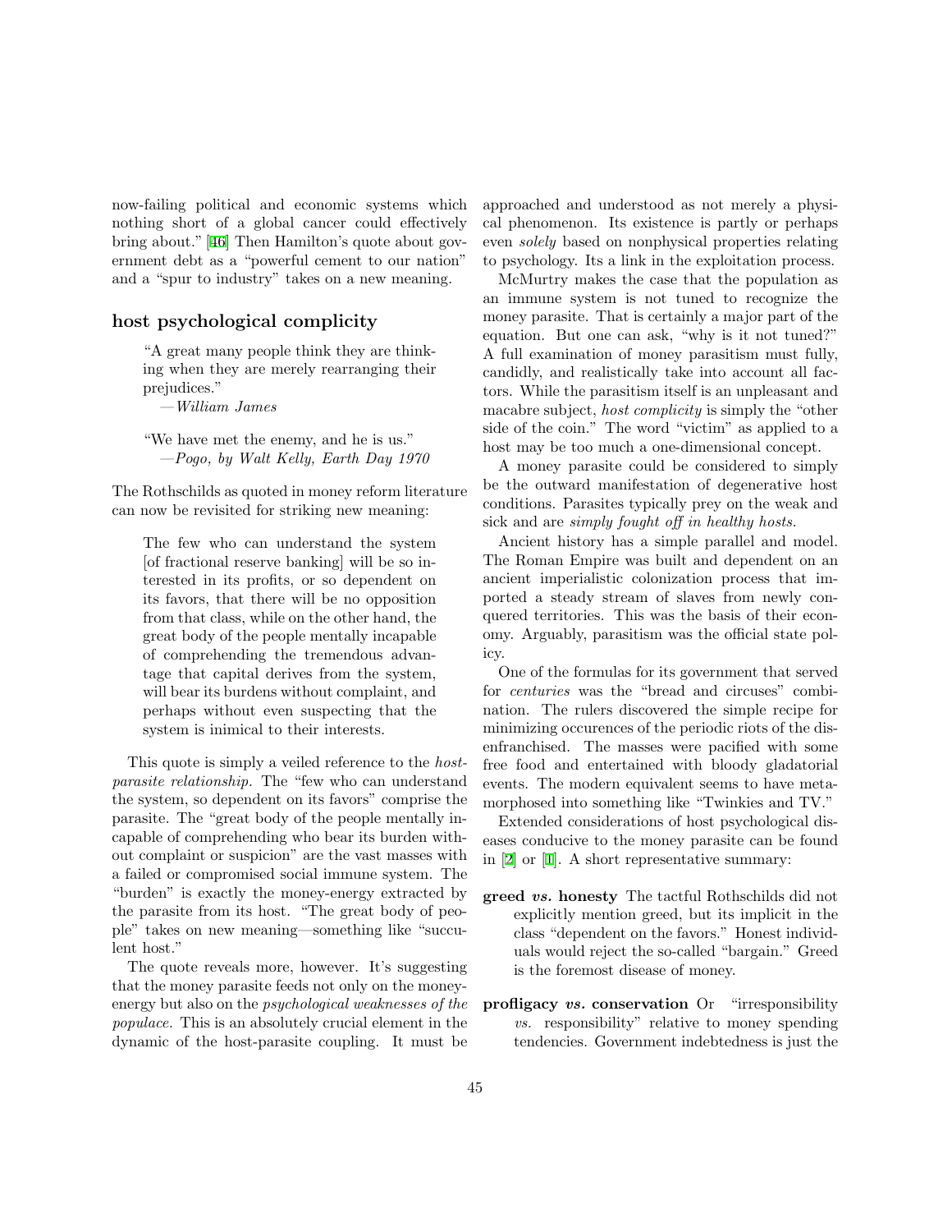now-failing political and economic systems which nothing short of a global cancer could effectively bring about." [46] Then Hamilton's quote about government debt as a "powerful cement to our nation" and a "spur to industry" takes on a new meaning.

### host psychological complicity

> "A great many people think they are thinking when they are merely rearranging their prejudices."
> —*William James*

> "We have met the enemy, and he is us."
> —*Pogo, by Walt Kelly, Earth Day 1970*

The Rothschilds as quoted in money reform literature can now be revisited for striking new meaning:

> The few who can understand the system [of fractional reserve banking] will be so interested in its profits, or so dependent on its favors, that there will be no opposition from that class, while on the other hand, the great body of the people mentally incapable of comprehending the tremendous advantage that capital derives from the system, will bear its burdens without complaint, and perhaps without even suspecting that the system is inimical to their interests.

This quote is simply a veiled reference to the *host-parasite relationship.* The "few who can understand the system, so dependent on its favors" comprise the parasite. The "great body of the people mentally incapable of comprehending who bear its burden without complaint or suspicion" are the vast masses with a failed or compromised social immune system. The "burden" is exactly the money-energy extracted by the parasite from its host. "The great body of people" takes on new meaning—something like "succulent host."

The quote reveals more, however. It's suggesting that the money parasite feeds not only on the money-energy but also on the *psychological weaknesses of the populace.* This is an absolutely crucial element in the dynamic of the host-parasite coupling. It must be approached and understood as not merely a physical phenomenon. Its existence is partly or perhaps even *solely* based on nonphysical properties relating to psychology. Its a link in the exploitation process.

McMurtry makes the case that the population as an immune system is not tuned to recognize the money parasite. That is certainly a major part of the equation. But one can ask, "why is it not tuned?" A full examination of money parasitism must fully, candidly, and realistically take into account all factors. While the parasitism itself is an unpleasant and macabre subject, *host complicity* is simply the "other side of the coin." The word "victim" as applied to a host may be too much a one-dimensional concept.

A money parasite could be considered to simply be the outward manifestation of degenerative host conditions. Parasites typically prey on the weak and sick and are *simply fought off in healthy hosts.*

Ancient history has a simple parallel and model. The Roman Empire was built and dependent on an ancient imperialistic colonization process that imported a steady stream of slaves from newly conquered territories. This was the basis of their economy. Arguably, parasitism was the official state policy.

One of the formulas for its government that served for *centuries* was the "bread and circuses" combination. The rulers discovered the simple recipe for minimizing occurences of the periodic riots of the disenfranchised. The masses were pacified with some free food and entertained with bloody gladatorial events. The modern equivalent seems to have metamorphosed into something like "Twinkies and TV."

Extended considerations of host psychological diseases conducive to the money parasite can be found in [2] or [1]. A short representative summary:

**greed *vs.* honesty** The tactful Rothschilds did not explicitly mention greed, but its implicit in the class "dependent on the favors." Honest individuals would reject the so-called "bargain." Greed is the foremost disease of money.

**profligacy *vs.* conservation** Or "irresponsibility *vs.* responsibility" relative to money spending tendencies. Government indebtedness is just the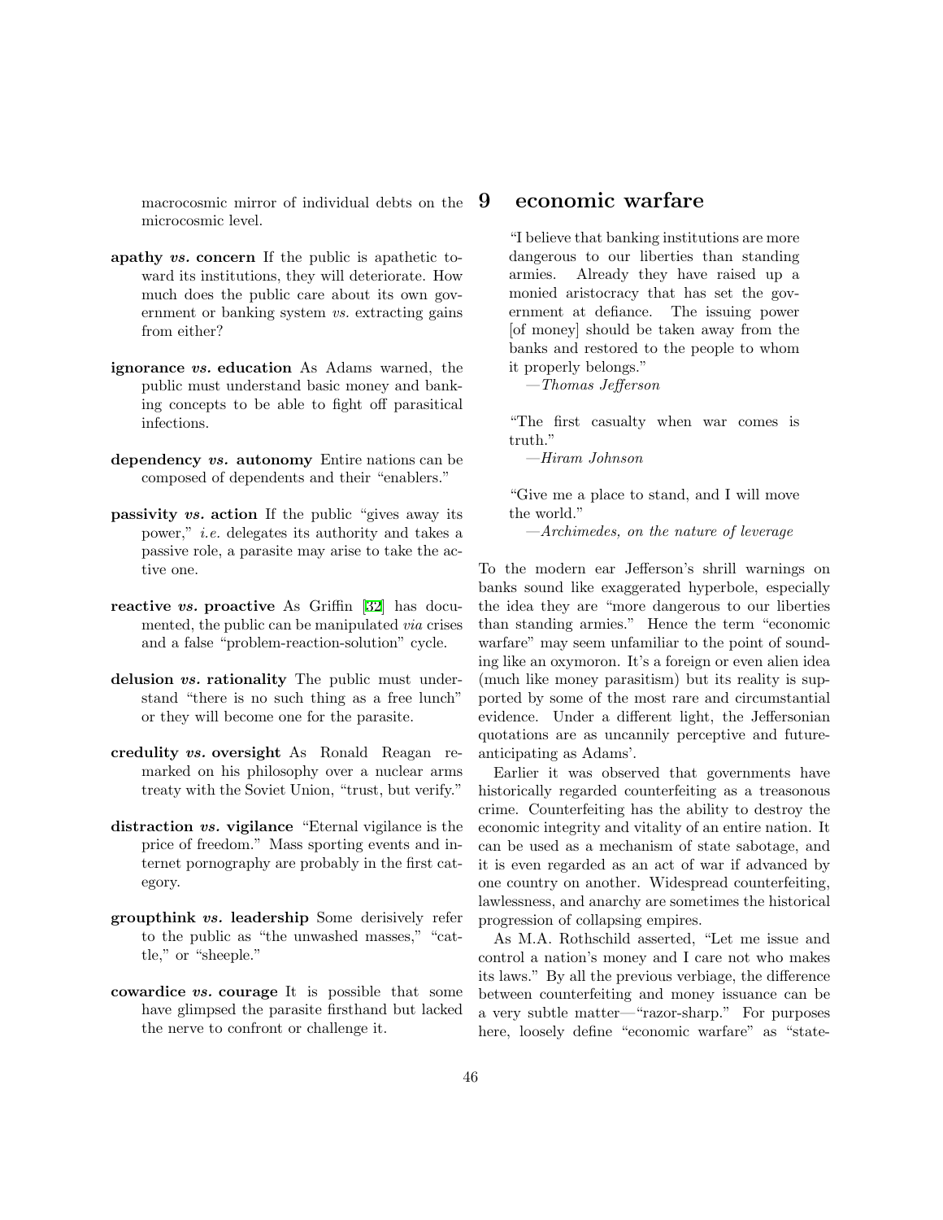macrocosmic mirror of individual debts on the microcosmic level.

**apathy *vs.* concern** If the public is apathetic toward its institutions, they will deteriorate. How much does the public care about its own government or banking system *vs.* extracting gains from either?

**ignorance *vs.* education** As Adams warned, the public must understand basic money and banking concepts to be able to fight off parasitical infections.

**dependency *vs.* autonomy** Entire nations can be composed of dependents and their "enablers."

**passivity *vs.* action** If the public "gives away its power," *i.e.* delegates its authority and takes a passive role, a parasite may arise to take the active one.

**reactive *vs.* proactive** As Griffin [32] has documented, the public can be manipulated *via* crises and a false "problem-reaction-solution" cycle.

**delusion *vs.* rationality** The public must understand "there is no such thing as a free lunch" or they will become one for the parasite.

**credulity *vs.* oversight** As Ronald Reagan remarked on his philosophy over a nuclear arms treaty with the Soviet Union, "trust, but verify."

**distraction *vs.* vigilance** "Eternal vigilance is the price of freedom." Mass sporting events and internet pornography are probably in the first category.

**groupthink *vs.* leadership** Some derisively refer to the public as "the unwashed masses," "cattle," or "sheeple."

**cowardice *vs.* courage** It is possible that some have glimpsed the parasite firsthand but lacked the nerve to confront or challenge it.

# 9 economic warfare

> "I believe that banking institutions are more dangerous to our liberties than standing armies. Already they have raised up a monied aristocracy that has set the government at defiance. The issuing power [of money] should be taken away from the banks and restored to the people to whom it properly belongs."
> —*Thomas Jefferson*

> "The first casualty when war comes is truth."
> —*Hiram Johnson*

> "Give me a place to stand, and I will move the world."
> —*Archimedes, on the nature of leverage*

To the modern ear Jefferson's shrill warnings on banks sound like exaggerated hyperbole, especially the idea they are "more dangerous to our liberties than standing armies." Hence the term "economic warfare" may seem unfamiliar to the point of sounding like an oxymoron. It's a foreign or even alien idea (much like money parasitism) but its reality is supported by some of the most rare and circumstantial evidence. Under a different light, the Jeffersonian quotations are as uncannily perceptive and future-anticipating as Adams'.

Earlier it was observed that governments have historically regarded counterfeiting as a treasonous crime. Counterfeiting has the ability to destroy the economic integrity and vitality of an entire nation. It can be used as a mechanism of state sabotage, and it is even regarded as an act of war if advanced by one country on another. Widespread counterfeiting, lawlessness, and anarchy are sometimes the historical progression of collapsing empires.

As M.A. Rothschild asserted, "Let me issue and control a nation's money and I care not who makes its laws." By all the previous verbiage, the difference between counterfeiting and money issuance can be a very subtle matter—"razor-sharp." For purposes here, loosely define "economic warfare" as "state-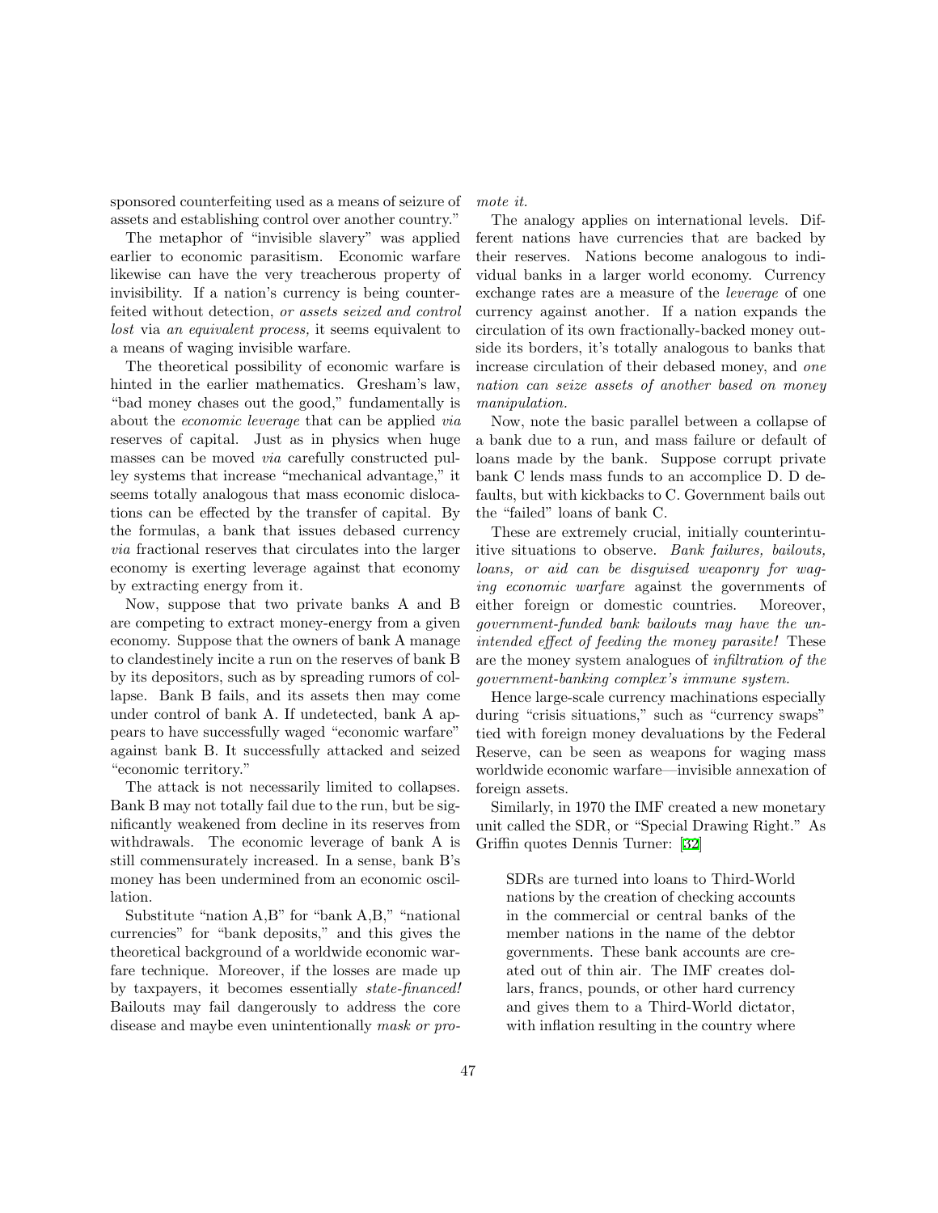sponsored counterfeiting used as a means of seizure of assets and establishing control over another country."

The metaphor of "invisible slavery" was applied earlier to economic parasitism. Economic warfare likewise can have the very treacherous property of invisibility. If a nation's currency is being counterfeited without detection, *or assets seized and control lost* via *an equivalent process,* it seems equivalent to a means of waging invisible warfare.

The theoretical possibility of economic warfare is hinted in the earlier mathematics. Gresham's law, "bad money chases out the good," fundamentally is about the *economic leverage* that can be applied *via* reserves of capital. Just as in physics when huge masses can be moved *via* carefully constructed pulley systems that increase "mechanical advantage," it seems totally analogous that mass economic dislocations can be effected by the transfer of capital. By the formulas, a bank that issues debased currency *via* fractional reserves that circulates into the larger economy is exerting leverage against that economy by extracting energy from it.

Now, suppose that two private banks A and B are competing to extract money-energy from a given economy. Suppose that the owners of bank A manage to clandestinely incite a run on the reserves of bank B by its depositors, such as by spreading rumors of collapse. Bank B fails, and its assets then may come under control of bank A. If undetected, bank A appears to have successfully waged "economic warfare" against bank B. It successfully attacked and seized "economic territory."

The attack is not necessarily limited to collapses. Bank B may not totally fail due to the run, but be significantly weakened from decline in its reserves from withdrawals. The economic leverage of bank A is still commensurately increased. In a sense, bank B's money has been undermined from an economic oscillation.

Substitute "nation A,B" for "bank A,B," "national currencies" for "bank deposits," and this gives the theoretical background of a worldwide economic warfare technique. Moreover, if the losses are made up by taxpayers, it becomes essentially *state-financed!* Bailouts may fail dangerously to address the core disease and maybe even unintentionally *mask or promote it.*

The analogy applies on international levels. Different nations have currencies that are backed by their reserves. Nations become analogous to individual banks in a larger world economy. Currency exchange rates are a measure of the *leverage* of one currency against another. If a nation expands the circulation of its own fractionally-backed money outside its borders, it's totally analogous to banks that increase circulation of their debased money, and *one nation can seize assets of another based on money manipulation.*

Now, note the basic parallel between a collapse of a bank due to a run, and mass failure or default of loans made by the bank. Suppose corrupt private bank C lends mass funds to an accomplice D. D defaults, but with kickbacks to C. Government bails out the "failed" loans of bank C.

These are extremely crucial, initially counterintuitive situations to observe. *Bank failures, bailouts, loans, or aid can be disguised weaponry for waging economic warfare* against the governments of either foreign or domestic countries. Moreover, *government-funded bank bailouts may have the unintended effect of feeding the money parasite!* These are the money system analogues of *infiltration of the government-banking complex's immune system.*

Hence large-scale currency machinations especially during "crisis situations," such as "currency swaps" tied with foreign money devaluations by the Federal Reserve, can be seen as weapons for waging mass worldwide economic warfare—invisible annexation of foreign assets.

Similarly, in 1970 the IMF created a new monetary unit called the SDR, or "Special Drawing Right." As Griffin quotes Dennis Turner: [32]

> SDRs are turned into loans to Third-World nations by the creation of checking accounts in the commercial or central banks of the member nations in the name of the debtor governments. These bank accounts are created out of thin air. The IMF creates dollars, francs, pounds, or other hard currency and gives them to a Third-World dictator, with inflation resulting in the country where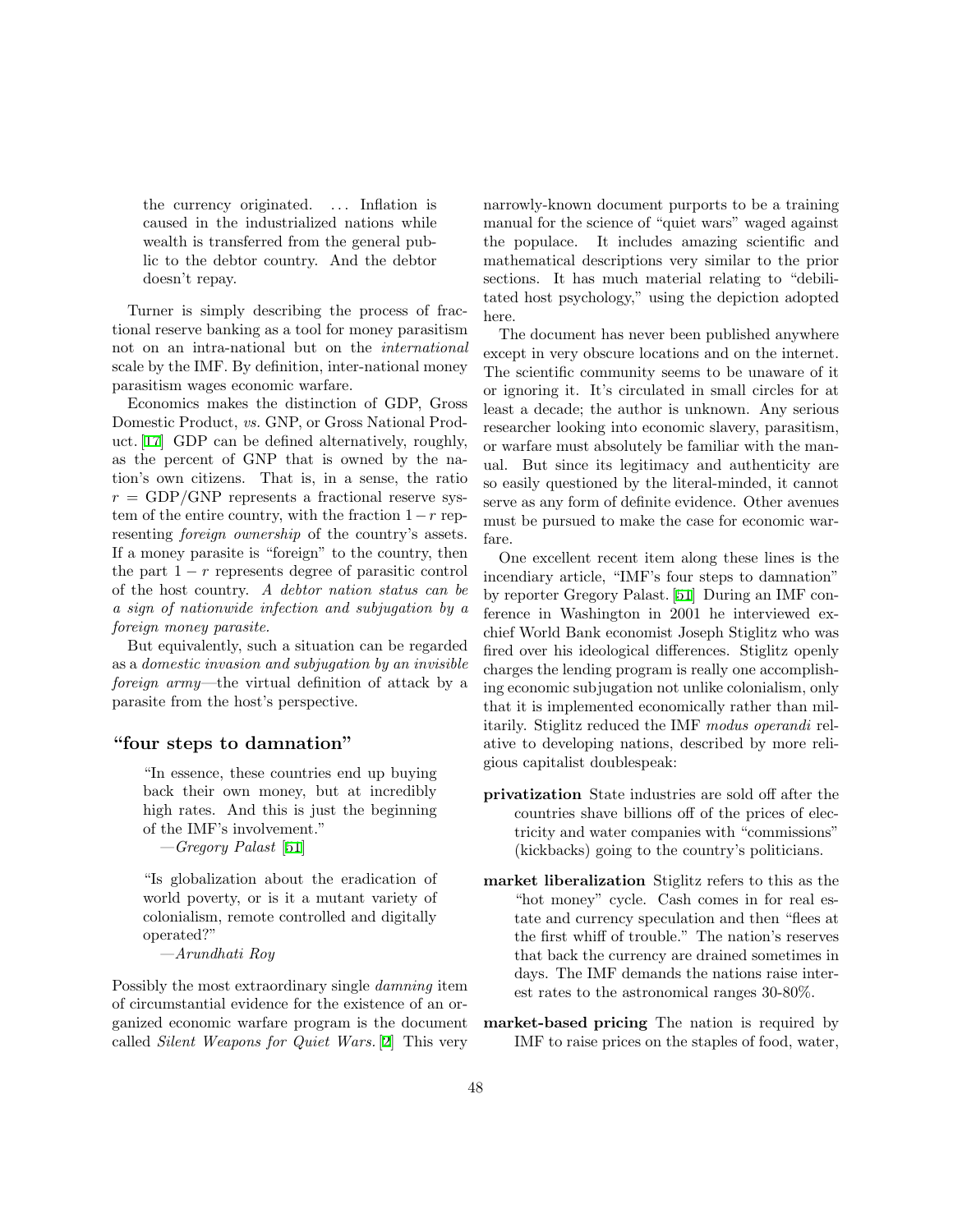> the currency originated. ... Inflation is caused in the industrialized nations while wealth is transferred from the general public to the debtor country. And the debtor doesn't repay.

Turner is simply describing the process of fractional reserve banking as a tool for money parasitism not on an intra-national but on the *international* scale by the IMF. By definition, inter-national money parasitism wages economic warfare.

Economics makes the distinction of GDP, Gross Domestic Product, *vs.* GNP, or Gross National Product. [17] GDP can be defined alternatively, roughly, as the percent of GNP that is owned by the nation's own citizens. That is, in a sense, the ratio $r = \text{GDP/GNP}$ represents a fractional reserve system of the entire country, with the fraction $1 - r$ representing *foreign ownership* of the country's assets. If a money parasite is "foreign" to the country, then the part $1 - r$ represents degree of parasitic control of the host country. *A debtor nation status can be a sign of nationwide infection and subjugation by a foreign money parasite.*

But equivalently, such a situation can be regarded as a *domestic invasion and subjugation by an invisible foreign army*—the virtual definition of attack by a parasite from the host's perspective.

## "four steps to damnation"

> "In essence, these countries end up buying back their own money, but at incredibly high rates. And this is just the beginning of the IMF's involvement."
>
> —*Gregory Palast* [51]

> "Is globalization about the eradication of world poverty, or is it a mutant variety of colonialism, remote controlled and digitally operated?"
>
> —*Arundhati Roy*

Possibly the most extraordinary single *damning* item of circumstantial evidence for the existence of an organized economic warfare program is the document called *Silent Weapons for Quiet Wars.* [2] This very narrowly-known document purports to be a training manual for the science of "quiet wars" waged against the populace. It includes amazing scientific and mathematical descriptions very similar to the prior sections. It has much material relating to "debilitated host psychology," using the depiction adopted here.

The document has never been published anywhere except in very obscure locations and on the internet. The scientific community seems to be unaware of it or ignoring it. It's circulated in small circles for at least a decade; the author is unknown. Any serious researcher looking into economic slavery, parasitism, or warfare must absolutely be familiar with the manual. But since its legitimacy and authenticity are so easily questioned by the literal-minded, it cannot serve as any form of definite evidence. Other avenues must be pursued to make the case for economic warfare.

One excellent recent item along these lines is the incendiary article, "IMF's four steps to damnation" by reporter Gregory Palast. [51] During an IMF conference in Washington in 2001 he interviewed ex-chief World Bank economist Joseph Stiglitz who was fired over his ideological differences. Stiglitz openly charges the lending program is really one accomplishing economic subjugation not unlike colonialism, only that it is implemented economically rather than militarily. Stiglitz reduced the IMF *modus operandi* relative to developing nations, described by more religious capitalist doublespeak:

**privatization** State industries are sold off after the countries shave billions off of the prices of electricity and water companies with "commissions" (kickbacks) going to the country's politicians.

**market liberalization** Stiglitz refers to this as the "hot money" cycle. Cash comes in for real estate and currency speculation and then "flees at the first whiff of trouble." The nation's reserves that back the currency are drained sometimes in days. The IMF demands the nations raise interest rates to the astronomical ranges 30-80%.

**market-based pricing** The nation is required by IMF to raise prices on the staples of food, water,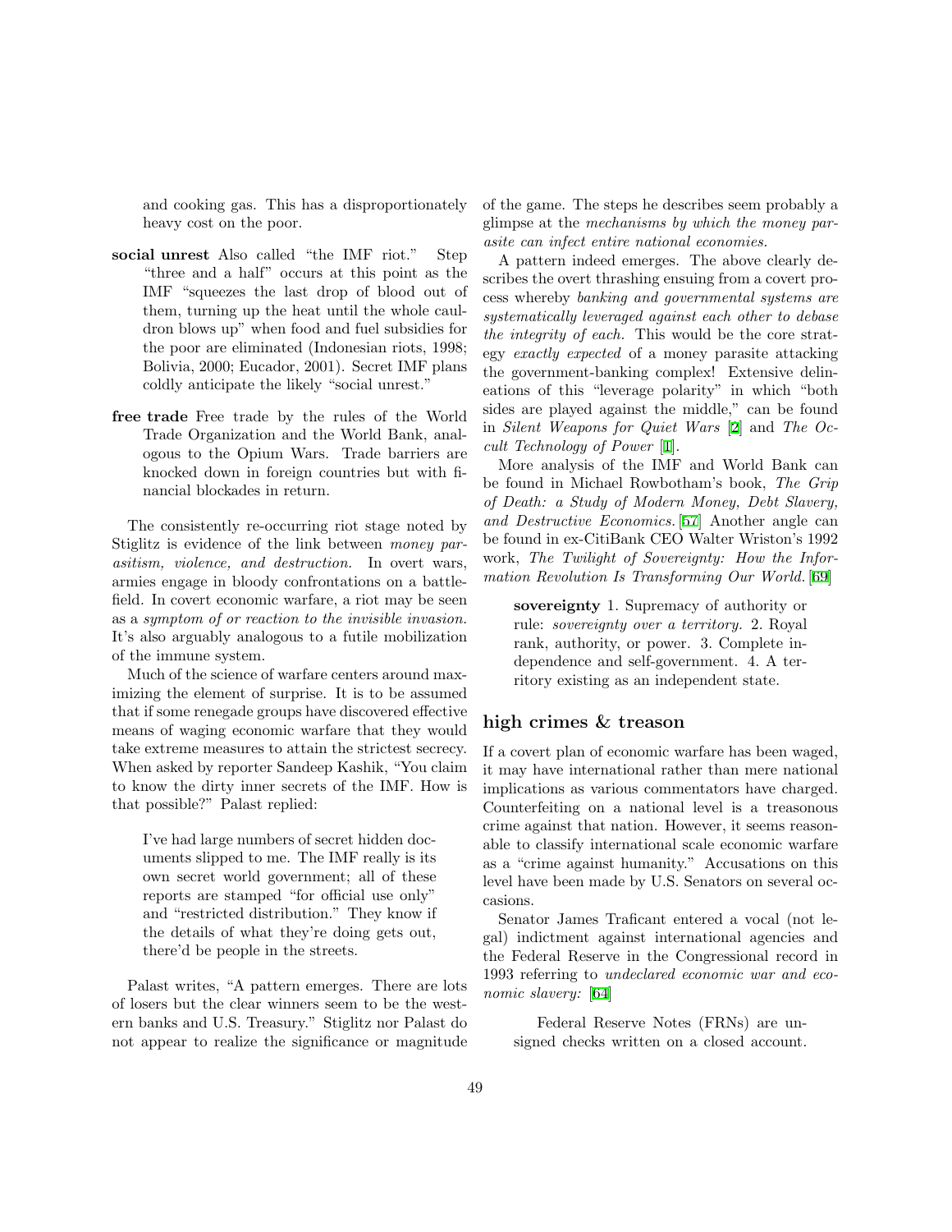and cooking gas. This has a disproportionately heavy cost on the poor.

**social unrest** Also called "the IMF riot." Step "three and a half" occurs at this point as the IMF "squeezes the last drop of blood out of them, turning up the heat until the whole cauldron blows up" when food and fuel subsidies for the poor are eliminated (Indonesian riots, 1998; Bolivia, 2000; Eucador, 2001). Secret IMF plans coldly anticipate the likely "social unrest."

**free trade** Free trade by the rules of the World Trade Organization and the World Bank, analogous to the Opium Wars. Trade barriers are knocked down in foreign countries but with financial blockades in return.

The consistently re-occurring riot stage noted by Stiglitz is evidence of the link between *money parasitism, violence, and destruction.* In overt wars, armies engage in bloody confrontations on a battlefield. In covert economic warfare, a riot may be seen as a *symptom of or reaction to the invisible invasion.* It's also arguably analogous to a futile mobilization of the immune system.

Much of the science of warfare centers around maximizing the element of surprise. It is to be assumed that if some renegade groups have discovered effective means of waging economic warfare that they would take extreme measures to attain the strictest secrecy. When asked by reporter Sandeep Kashik, "You claim to know the dirty inner secrets of the IMF. How is that possible?" Palast replied:

> I've had large numbers of secret hidden documents slipped to me. The IMF really is its own secret world government; all of these reports are stamped "for official use only" and "restricted distribution." They know if the details of what they're doing gets out, there'd be people in the streets.

Palast writes, "A pattern emerges. There are lots of losers but the clear winners seem to be the western banks and U.S. Treasury." Stiglitz nor Palast do not appear to realize the significance or magnitude of the game. The steps he describes seem probably a glimpse at the *mechanisms by which the money parasite can infect entire national economies.*

A pattern indeed emerges. The above clearly describes the overt thrashing ensuing from a covert process whereby *banking and governmental systems are systematically leveraged against each other to debase the integrity of each.* This would be the core strategy *exactly expected* of a money parasite attacking the government-banking complex! Extensive delineations of this "leverage polarity" in which "both sides are played against the middle," can be found in *Silent Weapons for Quiet Wars* [2] and *The Occult Technology of Power* [1].

More analysis of the IMF and World Bank can be found in Michael Rowbotham's book, *The Grip of Death: a Study of Modern Money, Debt Slavery, and Destructive Economics.* [57] Another angle can be found in ex-CitiBank CEO Walter Wriston's 1992 work, *The Twilight of Sovereignty: How the Information Revolution Is Transforming Our World.* [69]

> **sovereignty** 1. Supremacy of authority or rule: *sovereignty over a territory.* 2. Royal rank, authority, or power. 3. Complete independence and self-government. 4. A territory existing as an independent state.

## high crimes & treason

If a covert plan of economic warfare has been waged, it may have international rather than mere national implications as various commentators have charged. Counterfeiting on a national level is a treasonous crime against that nation. However, it seems reasonable to classify international scale economic warfare as a "crime against humanity." Accusations on this level have been made by U.S. Senators on several occasions.

Senator James Traficant entered a vocal (not legal) indictment against international agencies and the Federal Reserve in the Congressional record in 1993 referring to *undeclared economic war and economic slavery:* [64]

> Federal Reserve Notes (FRNs) are unsigned checks written on a closed account.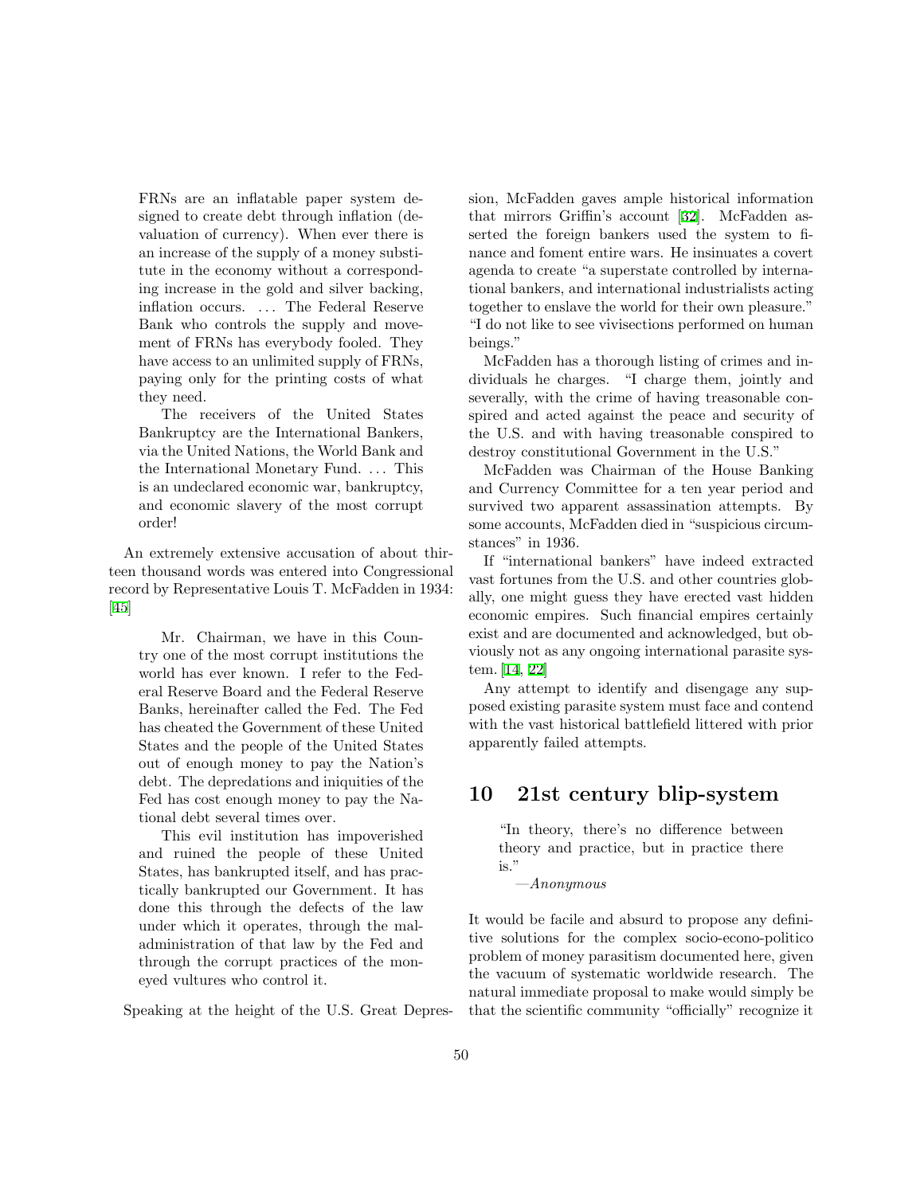> FRNs are an inflatable paper system designed to create debt through inflation (devaluation of currency). When ever there is an increase of the supply of a money substitute in the economy without a corresponding increase in the gold and silver backing, inflation occurs. ... The Federal Reserve Bank who controls the supply and movement of FRNs has everybody fooled. They have access to an unlimited supply of FRNs, paying only for the printing costs of what they need.
>
> The receivers of the United States Bankruptcy are the International Bankers, via the United Nations, the World Bank and the International Monetary Fund. ... This is an undeclared economic war, bankruptcy, and economic slavery of the most corrupt order!

An extremely extensive accusation of about thirteen thousand words was entered into Congressional record by Representative Louis T. McFadden in 1934: [45]

> Mr. Chairman, we have in this Country one of the most corrupt institutions the world has ever known. I refer to the Federal Reserve Board and the Federal Reserve Banks, hereinafter called the Fed. The Fed has cheated the Government of these United States and the people of the United States out of enough money to pay the Nation's debt. The depredations and iniquities of the Fed has cost enough money to pay the National debt several times over.
>
> This evil institution has impoverished and ruined the people of these United States, has bankrupted itself, and has practically bankrupted our Government. It has done this through the defects of the law under which it operates, through the maladministration of that law by the Fed and through the corrupt practices of the moneyed vultures who control it.

Speaking at the height of the U.S. Great Depression, McFadden gaves ample historical information that mirrors Griffin's account [32]. McFadden asserted the foreign bankers used the system to finance and foment entire wars. He insinuates a covert agenda to create "a superstate controlled by international bankers, and international industrialists acting together to enslave the world for their own pleasure." "I do not like to see vivisections performed on human beings."

McFadden has a thorough listing of crimes and individuals he charges. "I charge them, jointly and severally, with the crime of having treasonable conspired and acted against the peace and security of the U.S. and with having treasonable conspired to destroy constitutional Government in the U.S."

McFadden was Chairman of the House Banking and Currency Committee for a ten year period and survived two apparent assassination attempts. By some accounts, McFadden died in "suspicious circumstances" in 1936.

If "international bankers" have indeed extracted vast fortunes from the U.S. and other countries globally, one might guess they have erected vast hidden economic empires. Such financial empires certainly exist and are documented and acknowledged, but obviously not as any ongoing international parasite system. [14, 22]

Any attempt to identify and disengage any supposed existing parasite system must face and contend with the vast historical battlefield littered with prior apparently failed attempts.

## 10 21st century blip-system

> "In theory, there's no difference between theory and practice, but in practice there is."
>
> —*Anonymous*

It would be facile and absurd to propose any definitive solutions for the complex socio-econo-politico problem of money parasitism documented here, given the vacuum of systematic worldwide research. The natural immediate proposal to make would simply be that the scientific community "officially" recognize it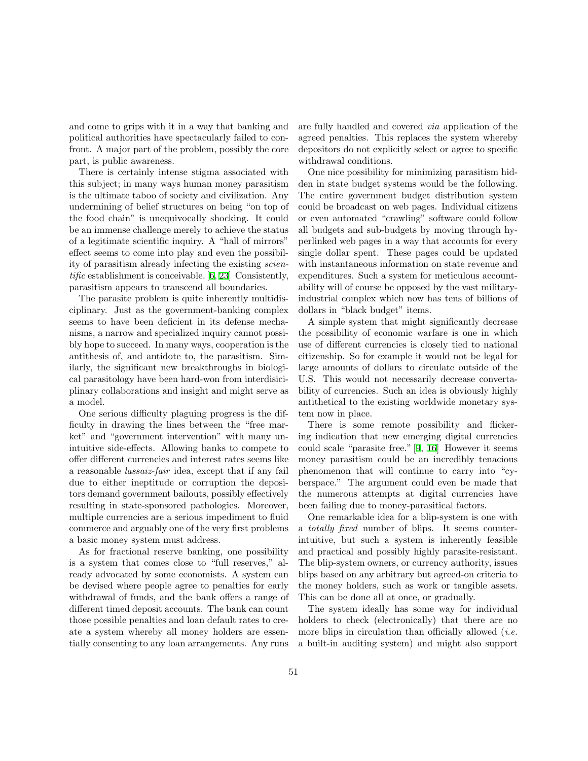and come to grips with it in a way that banking and political authorities have spectacularly failed to confront. A major part of the problem, possibly the core part, is public awareness.

There is certainly intense stigma associated with this subject; in many ways human money parasitism is the ultimate taboo of society and civilization. Any undermining of belief structures on being "on top of the food chain" is unequivocally shocking. It could be an immense challenge merely to achieve the status of a legitimate scientific inquiry. A "hall of mirrors" effect seems to come into play and even the possibility of parasitism already infecting the existing *scientific* establishment is conceivable. [6, 23] Consistently, parasitism appears to transcend all boundaries.

The parasite problem is quite inherently multidisciplinary. Just as the government-banking complex seems to have been deficient in its defense mechanisms, a narrow and specialized inquiry cannot possibly hope to succeed. In many ways, cooperation is the antithesis of, and antidote to, the parasitism. Similarly, the significant new breakthroughs in biological parasitology have been hard-won from interdisiciplinary collaborations and insight and might serve as a model.

One serious difficulty plaguing progress is the difficulty in drawing the lines between the "free market" and "government intervention" with many unintuitive side-effects. Allowing banks to compete to offer different currencies and interest rates seems like a reasonable *lassaiz-fair* idea, except that if any fail due to either ineptitude or corruption the depositors demand government bailouts, possibly effectively resulting in state-sponsored pathologies. Moreover, multiple currencies are a serious impediment to fluid commerce and arguably one of the very first problems a basic money system must address.

As for fractional reserve banking, one possibility is a system that comes close to "full reserves," already advocated by some economists. A system can be devised where people agree to penalties for early withdrawal of funds, and the bank offers a range of different timed deposit accounts. The bank can count those possible penalties and loan default rates to create a system whereby all money holders are essentially consenting to any loan arrangements. Any runs are fully handled and covered *via* application of the agreed penalties. This replaces the system whereby depositors do not explicitly select or agree to specific withdrawal conditions.

One nice possibility for minimizing parasitism hidden in state budget systems would be the following. The entire government budget distribution system could be broadcast on web pages. Individual citizens or even automated "crawling" software could follow all budgets and sub-budgets by moving through hyperlinked web pages in a way that accounts for every single dollar spent. These pages could be updated with instantaneous information on state revenue and expenditures. Such a system for meticulous accountability will of course be opposed by the vast military-industrial complex which now has tens of billions of dollars in "black budget" items.

A simple system that might significantly decrease the possibility of economic warfare is one in which use of different currencies is closely tied to national citizenship. So for example it would not be legal for large amounts of dollars to circulate outside of the U.S. This would not necessarily decrease convertability of currencies. Such an idea is obviously highly antithetical to the existing worldwide monetary system now in place.

There is some remote possibility and flickering indication that new emerging digital currencies could scale "parasite free." [9, 16] However it seems money parasitism could be an incredibly tenacious phenomenon that will continue to carry into "cyberspace." The argument could even be made that the numerous attempts at digital currencies have been failing due to money-parasitical factors.

One remarkable idea for a blip-system is one with a *totally fixed* number of blips. It seems counterintuitive, but such a system is inherently feasible and practical and possibly highly parasite-resistant. The blip-system owners, or currency authority, issues blips based on any arbitrary but agreed-on criteria to the money holders, such as work or tangible assets. This can be done all at once, or gradually.

The system ideally has some way for individual holders to check (electronically) that there are no more blips in circulation than officially allowed (*i.e.* a built-in auditing system) and might also support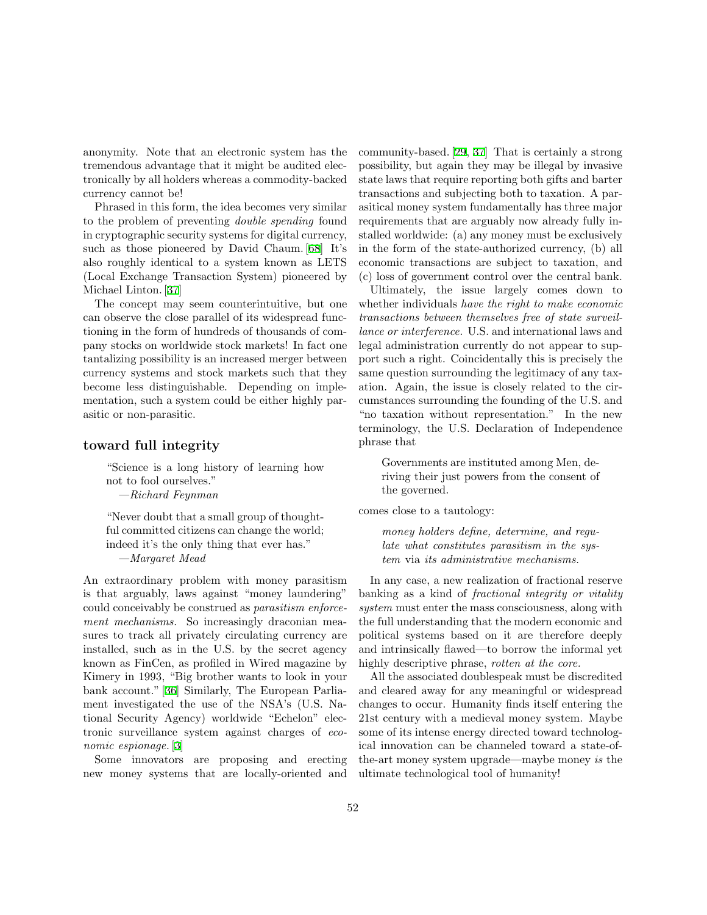anonymity. Note that an electronic system has the tremendous advantage that it might be audited electronically by all holders whereas a commodity-backed currency cannot be!

Phrased in this form, the idea becomes very similar to the problem of preventing *double spending* found in cryptographic security systems for digital currency, such as those pioneered by David Chaum. [68] It's also roughly identical to a system known as LETS (Local Exchange Transaction System) pioneered by Michael Linton. [37]

The concept may seem counterintuitive, but one can observe the close parallel of its widespread functioning in the form of hundreds of thousands of company stocks on worldwide stock markets! In fact one tantalizing possibility is an increased merger between currency systems and stock markets such that they become less distinguishable. Depending on implementation, such a system could be either highly parasitic or non-parasitic.

## toward full integrity

> "Science is a long history of learning how not to fool ourselves."
> —*Richard Feynman*

> "Never doubt that a small group of thoughtful committed citizens can change the world; indeed it's the only thing that ever has."
> —*Margaret Mead*

An extraordinary problem with money parasitism is that arguably, laws against "money laundering" could conceivably be construed as *parasitism enforcement mechanisms.* So increasingly draconian measures to track all privately circulating currency are installed, such as in the U.S. by the secret agency known as FinCen, as profiled in Wired magazine by Kimery in 1993, "Big brother wants to look in your bank account." [36] Similarly, The European Parliament investigated the use of the NSA's (U.S. National Security Agency) worldwide "Echelon" electronic surveillance system against charges of *economic espionage.* [3]

Some innovators are proposing and erecting new money systems that are locally-oriented and community-based. [29, 37] That is certainly a strong possibility, but again they may be illegal by invasive state laws that require reporting both gifts and barter transactions and subjecting both to taxation. A parasitical money system fundamentally has three major requirements that are arguably now already fully installed worldwide: (a) any money must be exclusively in the form of the state-authorized currency, (b) all economic transactions are subject to taxation, and (c) loss of government control over the central bank.

Ultimately, the issue largely comes down to whether individuals *have the right to make economic transactions between themselves free of state surveillance or interference.* U.S. and international laws and legal administration currently do not appear to support such a right. Coincidentally this is precisely the same question surrounding the legitimacy of any taxation. Again, the issue is closely related to the circumstances surrounding the founding of the U.S. and "no taxation without representation." In the new terminology, the U.S. Declaration of Independence phrase that

> Governments are instituted among Men, deriving their just powers from the consent of the governed.

comes close to a tautology:

> *money holders define, determine, and regulate what constitutes parasitism in the system* via *its administrative mechanisms.*

In any case, a new realization of fractional reserve banking as a kind of *fractional integrity or vitality system* must enter the mass consciousness, along with the full understanding that the modern economic and political systems based on it are therefore deeply and intrinsically flawed—to borrow the informal yet highly descriptive phrase, *rotten at the core.*

All the associated doublespeak must be discredited and cleared away for any meaningful or widespread changes to occur. Humanity finds itself entering the 21st century with a medieval money system. Maybe some of its intense energy directed toward technological innovation can be channeled toward a state-of-the-art money system upgrade—maybe money *is* the ultimate technological tool of humanity!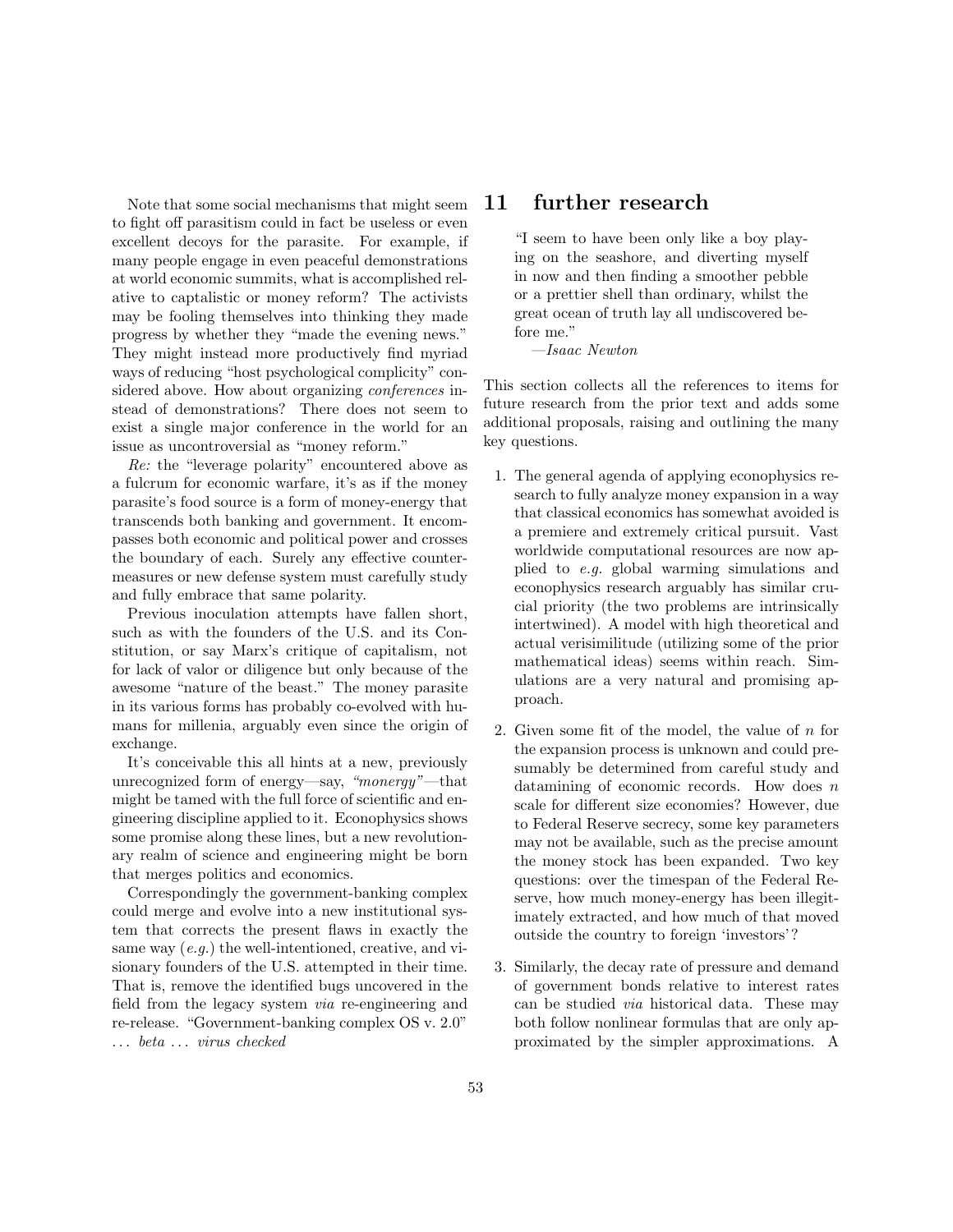Note that some social mechanisms that might seem to fight off parasitism could in fact be useless or even excellent decoys for the parasite. For example, if many people engage in even peaceful demonstrations at world economic summits, what is accomplished relative to captalistic or money reform? The activists may be fooling themselves into thinking they made progress by whether they "made the evening news." They might instead more productively find myriad ways of reducing "host psychological complicity" considered above. How about organizing *conferences* instead of demonstrations? There does not seem to exist a single major conference in the world for an issue as uncontroversial as "money reform."

*Re:* the "leverage polarity" encountered above as a fulcrum for economic warfare, it's as if the money parasite's food source is a form of money-energy that transcends both banking and government. It encompasses both economic and political power and crosses the boundary of each. Surely any effective countermeasures or new defense system must carefully study and fully embrace that same polarity.

Previous inoculation attempts have fallen short, such as with the founders of the U.S. and its Constitution, or say Marx's critique of capitalism, not for lack of valor or diligence but only because of the awesome "nature of the beast." The money parasite in its various forms has probably co-evolved with humans for millenia, arguably even since the origin of exchange.

It's conceivable this all hints at a new, previously unrecognized form of energy—say, *"monergy"*—that might be tamed with the full force of scientific and engineering discipline applied to it. Econophysics shows some promise along these lines, but a new revolutionary realm of science and engineering might be born that merges politics and economics.

Correspondingly the government-banking complex could merge and evolve into a new institutional system that corrects the present flaws in exactly the same way (*e.g.*) the well-intentioned, creative, and visionary founders of the U.S. attempted in their time. That is, remove the identified bugs uncovered in the field from the legacy system *via* re-engineering and re-release. "Government-banking complex OS v. 2.0" ... *beta* ... *virus checked*

# 11 further research

> "I seem to have been only like a boy playing on the seashore, and diverting myself in now and then finding a smoother pebble or a prettier shell than ordinary, whilst the great ocean of truth lay all undiscovered before me."
>
> —*Isaac Newton*

This section collects all the references to items for future research from the prior text and adds some additional proposals, raising and outlining the many key questions.

1. The general agenda of applying econophysics research to fully analyze money expansion in a way that classical economics has somewhat avoided is a premiere and extremely critical pursuit. Vast worldwide computational resources are now applied to *e.g.* global warming simulations and econophysics research arguably has similar crucial priority (the two problems are intrinsically intertwined). A model with high theoretical and actual verisimilitude (utilizing some of the prior mathematical ideas) seems within reach. Simulations are a very natural and promising approach.

2. Given some fit of the model, the value of $n$ for the expansion process is unknown and could presumably be determined from careful study and datamining of economic records. How does $n$ scale for different size economies? However, due to Federal Reserve secrecy, some key parameters may not be available, such as the precise amount the money stock has been expanded. Two key questions: over the timespan of the Federal Reserve, how much money-energy has been illegitimately extracted, and how much of that moved outside the country to foreign 'investors'?

3. Similarly, the decay rate of pressure and demand of government bonds relative to interest rates can be studied *via* historical data. These may both follow nonlinear formulas that are only approximated by the simpler approximations. A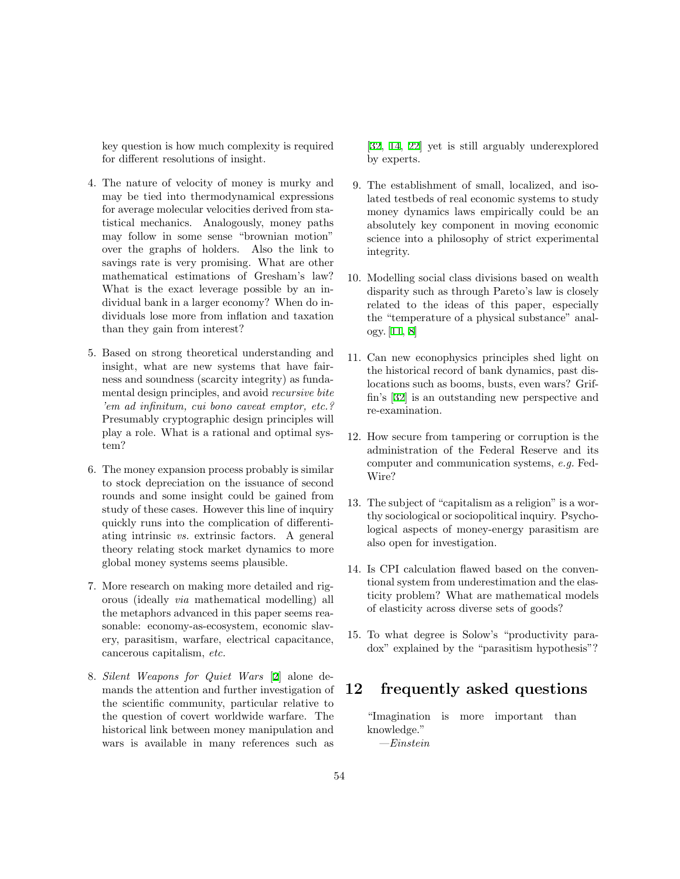key question is how much complexity is required for different resolutions of insight.

4. The nature of velocity of money is murky and may be tied into thermodynamical expressions for average molecular velocities derived from statistical mechanics. Analogously, money paths may follow in some sense "brownian motion" over the graphs of holders. Also the link to savings rate is very promising. What are other mathematical estimations of Gresham's law? What is the exact leverage possible by an individual bank in a larger economy? When do individuals lose more from inflation and taxation than they gain from interest?

5. Based on strong theoretical understanding and insight, what are new systems that have fairness and soundness (scarcity integrity) as fundamental design principles, and avoid *recursive bite 'em ad infinitum, cui bono caveat emptor, etc.?* Presumably cryptographic design principles will play a role. What is a rational and optimal system?

6. The money expansion process probably is similar to stock depreciation on the issuance of second rounds and some insight could be gained from study of these cases. However this line of inquiry quickly runs into the complication of differentiating intrinsic *vs.* extrinsic factors. A general theory relating stock market dynamics to more global money systems seems plausible.

7. More research on making more detailed and rigorous (ideally *via* mathematical modelling) all the metaphors advanced in this paper seems reasonable: economy-as-ecosystem, economic slavery, parasitism, warfare, electrical capacitance, cancerous capitalism, *etc.*

8. *Silent Weapons for Quiet Wars* [2] alone demands the attention and further investigation of the scientific community, particular relative to the question of covert worldwide warfare. The historical link between money manipulation and wars is available in many references such as [32, 14, 22] yet is still arguably underexplored by experts.

9. The establishment of small, localized, and isolated testbeds of real economic systems to study money dynamics laws empirically could be an absolutely key component in moving economic science into a philosophy of strict experimental integrity.

10. Modelling social class divisions based on wealth disparity such as through Pareto's law is closely related to the ideas of this paper, especially the "temperature of a physical substance" analogy. [11, 8]

11. Can new econophysics principles shed light on the historical record of bank dynamics, past dislocations such as booms, busts, even wars? Griffin's [32] is an outstanding new perspective and re-examination.

12. How secure from tampering or corruption is the administration of the Federal Reserve and its computer and communication systems, *e.g.* FedWire?

13. The subject of "capitalism as a religion" is a worthy sociological or sociopolitical inquiry. Psychological aspects of money-energy parasitism are also open for investigation.

14. Is CPI calculation flawed based on the conventional system from underestimation and the elasticity problem? What are mathematical models of elasticity across diverse sets of goods?

15. To what degree is Solow's "productivity paradox" explained by the "parasitism hypothesis"?

# 12 frequently asked questions

"Imagination is more important than knowledge."
—*Einstein*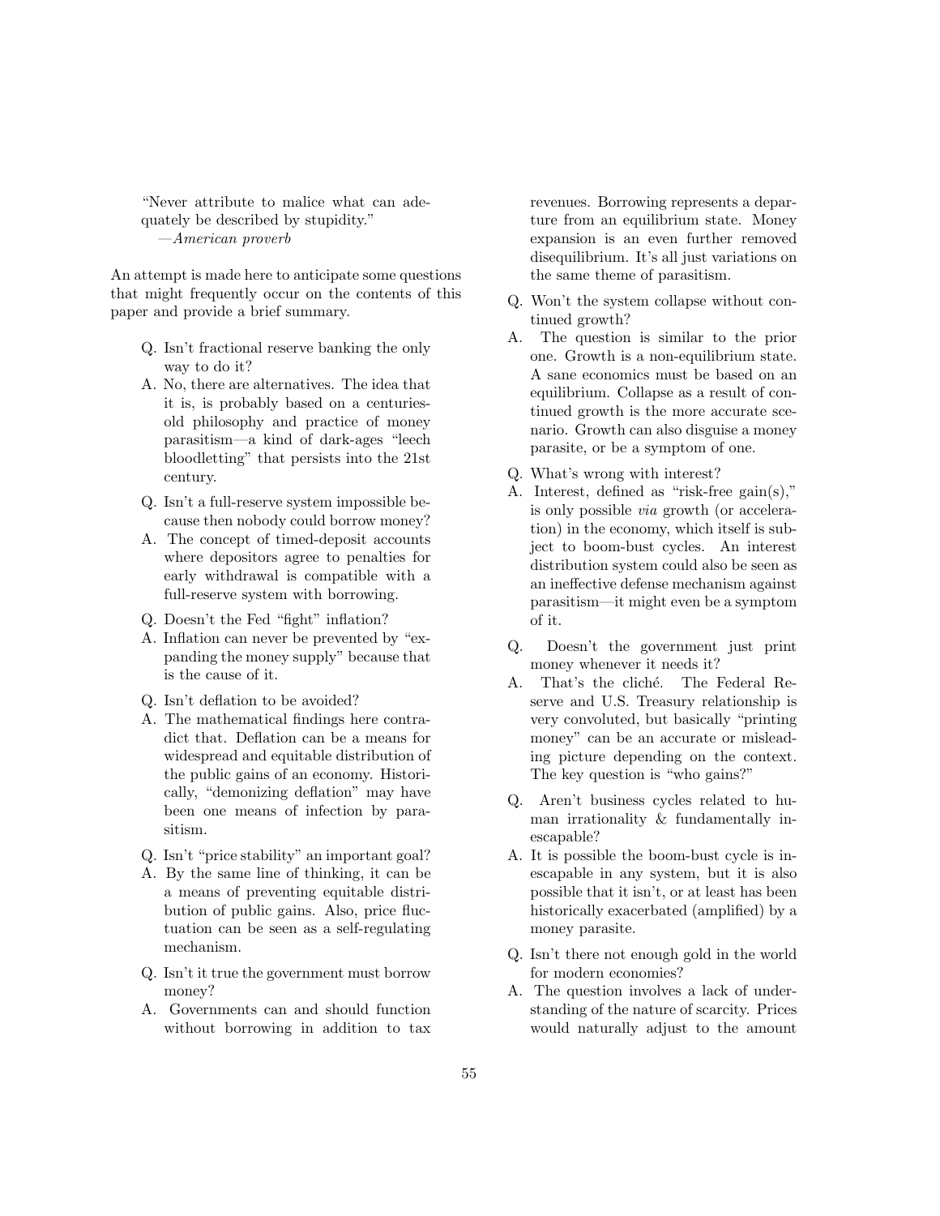"Never attribute to malice what can adequately be described by stupidity."
—*American proverb*

An attempt is made here to anticipate some questions that might frequently occur on the contents of this paper and provide a brief summary.

Q. Isn't fractional reserve banking the only way to do it?
A. No, there are alternatives. The idea that it is, is probably based on a centuries-old philosophy and practice of money parasitism—a kind of dark-ages "leech bloodletting" that persists into the 21st century.

Q. Isn't a full-reserve system impossible because then nobody could borrow money?
A. The concept of timed-deposit accounts where depositors agree to penalties for early withdrawal is compatible with a full-reserve system with borrowing.

Q. Doesn't the Fed "fight" inflation?
A. Inflation can never be prevented by "expanding the money supply" because that is the cause of it.

Q. Isn't deflation to be avoided?
A. The mathematical findings here contradict that. Deflation can be a means for widespread and equitable distribution of the public gains of an economy. Historically, "demonizing deflation" may have been one means of infection by parasitism.

Q. Isn't "price stability" an important goal?
A. By the same line of thinking, it can be a means of preventing equitable distribution of public gains. Also, price fluctuation can be seen as a self-regulating mechanism.

Q. Isn't it true the government must borrow money?
A. Governments can and should function without borrowing in addition to tax revenues. Borrowing represents a departure from an equilibrium state. Money expansion is an even further removed disequilibrium. It's all just variations on the same theme of parasitism.

Q. Won't the system collapse without continued growth?
A. The question is similar to the prior one. Growth is a non-equilibrium state. A sane economics must be based on an equilibrium. Collapse as a result of continued growth is the more accurate scenario. Growth can also disguise a money parasite, or be a symptom of one.

Q. What's wrong with interest?
A. Interest, defined as "risk-free gain(s)," is only possible *via* growth (or acceleration) in the economy, which itself is subject to boom-bust cycles. An interest distribution system could also be seen as an ineffective defense mechanism against parasitism—it might even be a symptom of it.

Q. Doesn't the government just print money whenever it needs it?
A. That's the cliché. The Federal Reserve and U.S. Treasury relationship is very convoluted, but basically "printing money" can be an accurate or misleading picture depending on the context. The key question is "who gains?"

Q. Aren't business cycles related to human irrationality & fundamentally inescapable?
A. It is possible the boom-bust cycle is inescapable in any system, but it is also possible that it isn't, or at least has been historically exacerbated (amplified) by a money parasite.

Q. Isn't there not enough gold in the world for modern economies?
A. The question involves a lack of understanding of the nature of scarcity. Prices would naturally adjust to the amount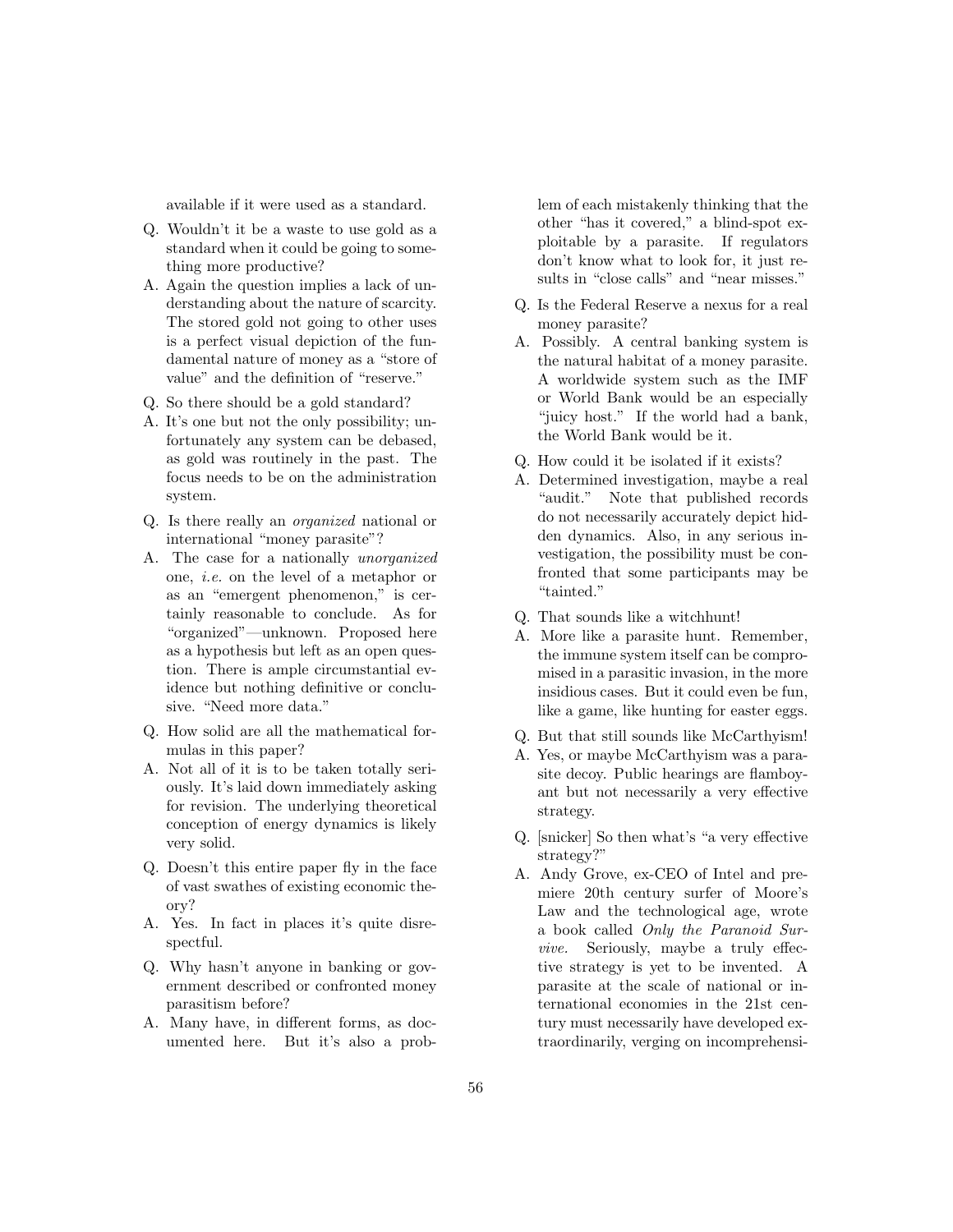available if it were used as a standard.

Q. Wouldn't it be a waste to use gold as a standard when it could be going to something more productive?

A. Again the question implies a lack of understanding about the nature of scarcity. The stored gold not going to other uses is a perfect visual depiction of the fundamental nature of money as a "store of value" and the definition of "reserve."

Q. So there should be a gold standard?

A. It's one but not the only possibility; unfortunately any system can be debased, as gold was routinely in the past. The focus needs to be on the administration system.

Q. Is there really an *organized* national or international "money parasite"?

A. The case for a nationally *unorganized* one, *i.e.* on the level of a metaphor or as an "emergent phenomenon," is certainly reasonable to conclude. As for "organized"—unknown. Proposed here as a hypothesis but left as an open question. There is ample circumstantial evidence but nothing definitive or conclusive. "Need more data."

Q. How solid are all the mathematical formulas in this paper?

A. Not all of it is to be taken totally seriously. It's laid down immediately asking for revision. The underlying theoretical conception of energy dynamics is likely very solid.

Q. Doesn't this entire paper fly in the face of vast swathes of existing economic theory?

A. Yes. In fact in places it's quite disrespectful.

Q. Why hasn't anyone in banking or government described or confronted money parasitism before?

A. Many have, in different forms, as documented here. But it's also a problem of each mistakenly thinking that the other "has it covered," a blind-spot exploitable by a parasite. If regulators don't know what to look for, it just results in "close calls" and "near misses."

Q. Is the Federal Reserve a nexus for a real money parasite?

A. Possibly. A central banking system is the natural habitat of a money parasite. A worldwide system such as the IMF or World Bank would be an especially "juicy host." If the world had a bank, the World Bank would be it.

Q. How could it be isolated if it exists?

A. Determined investigation, maybe a real "audit." Note that published records do not necessarily accurately depict hidden dynamics. Also, in any serious investigation, the possibility must be confronted that some participants may be "tainted."

Q. That sounds like a witchhunt!

A. More like a parasite hunt. Remember, the immune system itself can be compromised in a parasitic invasion, in the more insidious cases. But it could even be fun, like a game, like hunting for easter eggs.

Q. But that still sounds like McCarthyism!

A. Yes, or maybe McCarthyism was a parasite decoy. Public hearings are flamboyant but not necessarily a very effective strategy.

Q. [snicker] So then what's "a very effective strategy?"

A. Andy Grove, ex-CEO of Intel and premiere 20th century surfer of Moore's Law and the technological age, wrote a book called *Only the Paranoid Survive*. Seriously, maybe a truly effective strategy is yet to be invented. A parasite at the scale of national or international economies in the 21st century must necessarily have developed extraordinarily, verging on incomprehensi-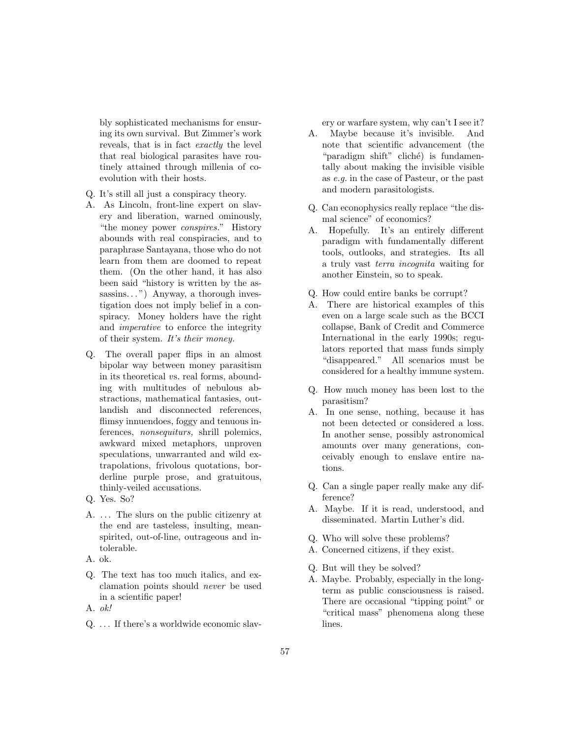bly sophisticated mechanisms for ensuring its own survival. But Zimmer's work reveals, that is in fact *exactly* the level that real biological parasites have routinely attained through millenia of coevolution with their hosts.

Q. It's still all just a conspiracy theory.

A. As Lincoln, front-line expert on slavery and liberation, warned ominously, "the money power *conspires*." History abounds with real conspiracies, and to paraphrase Santayana, those who do not learn from them are doomed to repeat them. (On the other hand, it has also been said "history is written by the assassins…") Anyway, a thorough investigation does not imply belief in a conspiracy. Money holders have the right and *imperative* to enforce the integrity of their system. *It's their money.*

Q. The overall paper flips in an almost bipolar way between money parasitism in its theoretical *vs.* real forms, abounding with multitudes of nebulous abstractions, mathematical fantasies, outlandish and disconnected references, flimsy innuendoes, foggy and tenuous inferences, *nonsequiturs,* shrill polemics, awkward mixed metaphors, unproven speculations, unwarranted and wild extrapolations, frivolous quotations, borderline purple prose, and gratuitous, thinly-veiled accusations.

Q. Yes. So?

A. … The slurs on the public citizenry at the end are tasteless, insulting, mean-spirited, out-of-line, outrageous and intolerable.

A. ok.

Q. The text has too much italics, and exclamation points should *never* be used in a scientific paper!

A. *ok!*

Q. … If there's a worldwide economic slavery or warfare system, why can't I see it?

A. Maybe because it's invisible. And note that scientific advancement (the "paradigm shift" cliché) is fundamentally about making the invisible visible as *e.g.* in the case of Pasteur, or the past and modern parasitologists.

Q. Can econophysics really replace "the dismal science" of economics?

A. Hopefully. It's an entirely different paradigm with fundamentally different tools, outlooks, and strategies. Its all a truly vast *terra incognita* waiting for another Einstein, so to speak.

Q. How could entire banks be corrupt?

A. There are historical examples of this even on a large scale such as the BCCI collapse, Bank of Credit and Commerce International in the early 1990s; regulators reported that mass funds simply "disappeared." All scenarios must be considered for a healthy immune system.

Q. How much money has been lost to the parasitism?

A. In one sense, nothing, because it has not been detected or considered a loss. In another sense, possibly astronomical amounts over many generations, conceivably enough to enslave entire nations.

Q. Can a single paper really make any difference?

A. Maybe. If it is read, understood, and disseminated. Martin Luther's did.

Q. Who will solve these problems?

A. Concerned citizens, if they exist.

Q. But will they be solved?

A. Maybe. Probably, especially in the long-term as public consciousness is raised. There are occasional "tipping point" or "critical mass" phenomena along these lines.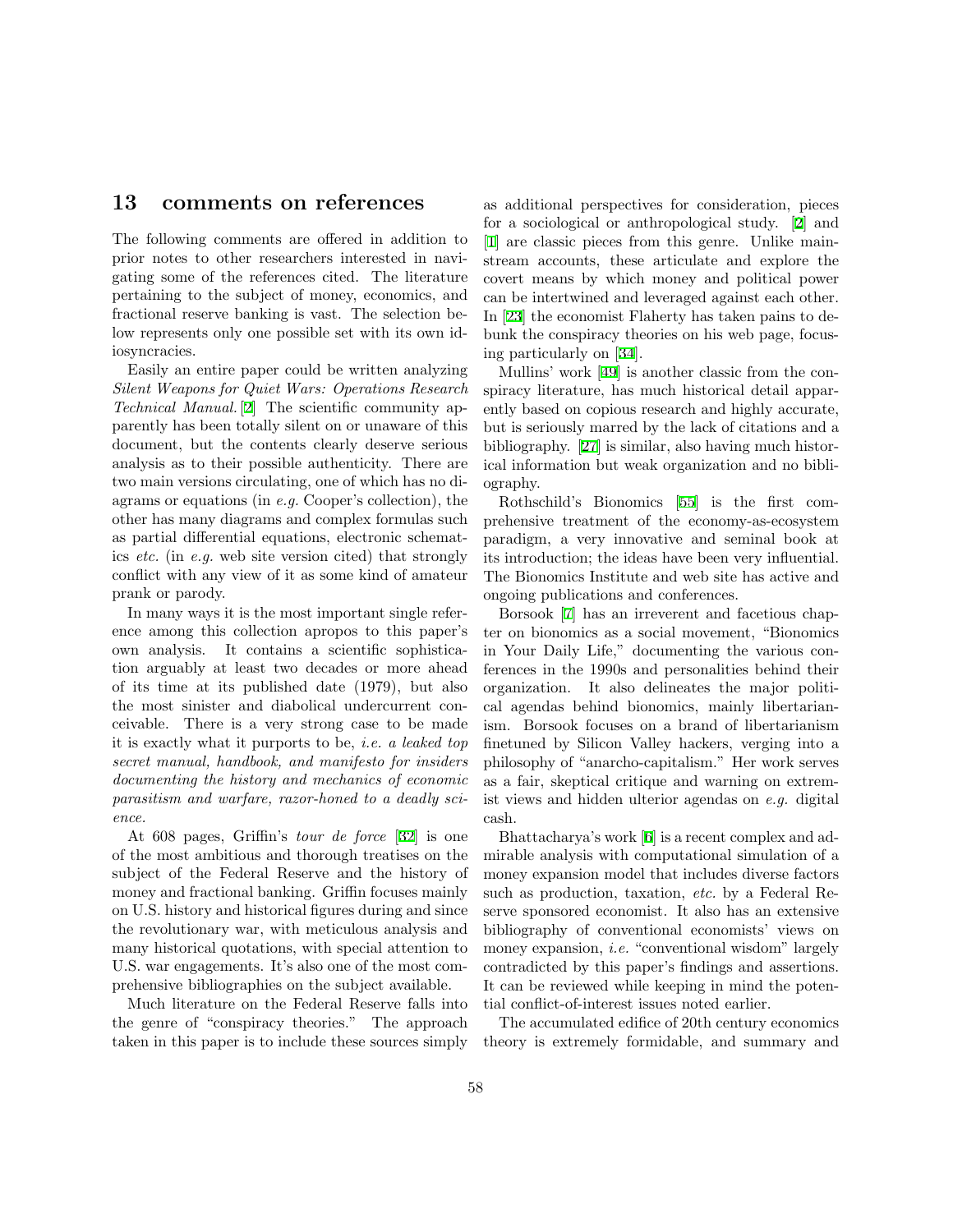## 13 comments on references

The following comments are offered in addition to prior notes to other researchers interested in navigating some of the references cited. The literature pertaining to the subject of money, economics, and fractional reserve banking is vast. The selection below represents only one possible set with its own idiosyncracies.

Easily an entire paper could be written analyzing *Silent Weapons for Quiet Wars: Operations Research Technical Manual.* [2] The scientific community apparently has been totally silent on or unaware of this document, but the contents clearly deserve serious analysis as to their possible authenticity. There are two main versions circulating, one of which has no diagrams or equations (in *e.g.* Cooper's collection), the other has many diagrams and complex formulas such as partial differential equations, electronic schematics *etc.* (in *e.g.* web site version cited) that strongly conflict with any view of it as some kind of amateur prank or parody.

In many ways it is the most important single reference among this collection apropos to this paper's own analysis. It contains a scientific sophistication arguably at least two decades or more ahead of its time at its published date (1979), but also the most sinister and diabolical undercurrent conceivable. There is a very strong case to be made it is exactly what it purports to be, *i.e. a leaked top secret manual, handbook, and manifesto for insiders documenting the history and mechanics of economic parasitism and warfare, razor-honed to a deadly science.*

At 608 pages, Griffin's *tour de force* [32] is one of the most ambitious and thorough treatises on the subject of the Federal Reserve and the history of money and fractional banking. Griffin focuses mainly on U.S. history and historical figures during and since the revolutionary war, with meticulous analysis and many historical quotations, with special attention to U.S. war engagements. It's also one of the most comprehensive bibliographies on the subject available.

Much literature on the Federal Reserve falls into the genre of "conspiracy theories." The approach taken in this paper is to include these sources simply as additional perspectives for consideration, pieces for a sociological or anthropological study. [2] and [1] are classic pieces from this genre. Unlike mainstream accounts, these articulate and explore the covert means by which money and political power can be intertwined and leveraged against each other. In [23] the economist Flaherty has taken pains to debunk the conspiracy theories on his web page, focusing particularly on [34].

Mullins' work [49] is another classic from the conspiracy literature, has much historical detail apparently based on copious research and highly accurate, but is seriously marred by the lack of citations and a bibliography. [27] is similar, also having much historical information but weak organization and no bibliography.

Rothschild's Bionomics [55] is the first comprehensive treatment of the economy-as-ecosystem paradigm, a very innovative and seminal book at its introduction; the ideas have been very influential. The Bionomics Institute and web site has active and ongoing publications and conferences.

Borsook [7] has an irreverent and facetious chapter on bionomics as a social movement, "Bionomics in Your Daily Life," documenting the various conferences in the 1990s and personalities behind their organization. It also delineates the major political agendas behind bionomics, mainly libertarianism. Borsook focuses on a brand of libertarianism finetuned by Silicon Valley hackers, verging into a philosophy of "anarcho-capitalism." Her work serves as a fair, skeptical critique and warning on extremist views and hidden ulterior agendas on *e.g.* digital cash.

Bhattacharya's work [6] is a recent complex and admirable analysis with computational simulation of a money expansion model that includes diverse factors such as production, taxation, *etc.* by a Federal Reserve sponsored economist. It also has an extensive bibliography of conventional economists' views on money expansion, *i.e.* "conventional wisdom" largely contradicted by this paper's findings and assertions. It can be reviewed while keeping in mind the potential conflict-of-interest issues noted earlier.

The accumulated edifice of 20th century economics theory is extremely formidable, and summary and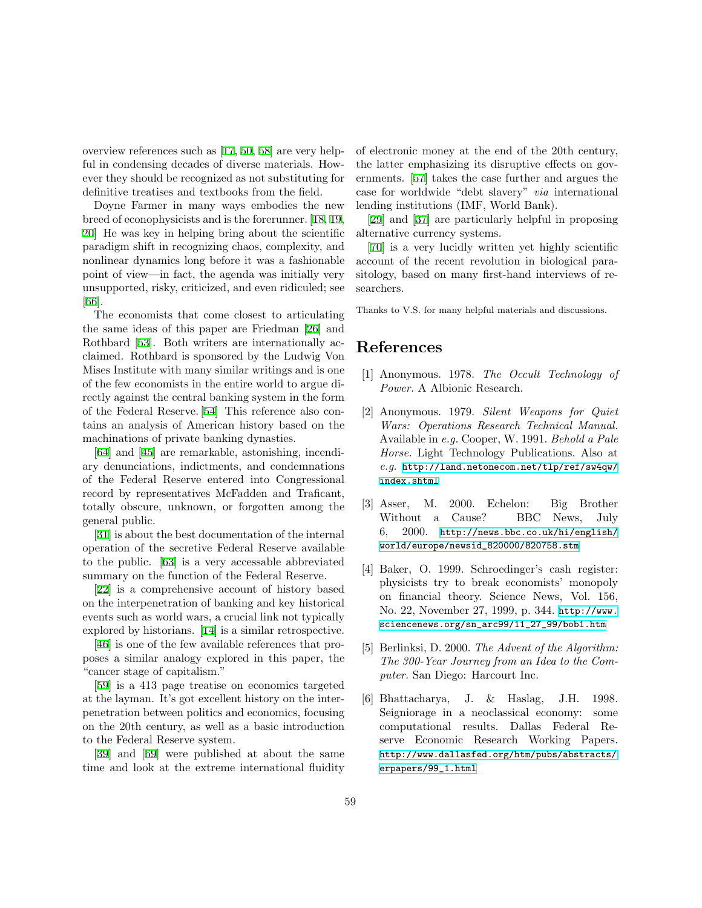overview references such as [17, 50, 58] are very helpful in condensing decades of diverse materials. However they should be recognized as not substituting for definitive treatises and textbooks from the field.

Doyne Farmer in many ways embodies the new breed of econophysicists and is the forerunner. [18, 19, 20] He was key in helping bring about the scientific paradigm shift in recognizing chaos, complexity, and nonlinear dynamics long before it was a fashionable point of view—in fact, the agenda was initially very unsupported, risky, criticized, and even ridiculed; see [66].

The economists that come closest to articulating the same ideas of this paper are Friedman [26] and Rothbard [53]. Both writers are internationally acclaimed. Rothbard is sponsored by the Ludwig Von Mises Institute with many similar writings and is one of the few economists in the entire world to argue directly against the central banking system in the form of the Federal Reserve. [54] This reference also contains an analysis of American history based on the machinations of private banking dynasties.

[64] and [45] are remarkable, astonishing, incendiary denunciations, indictments, and condemnations of the Federal Reserve entered into Congressional record by representatives McFadden and Traficant, totally obscure, unknown, or forgotten among the general public.

[31] is about the best documentation of the internal operation of the secretive Federal Reserve available to the public. [63] is a very accessable abbreviated summary on the function of the Federal Reserve.

[22] is a comprehensive account of history based on the interpenetration of banking and key historical events such as world wars, a crucial link not typically explored by historians. [14] is a similar retrospective.

[46] is one of the few available references that proposes a similar analogy explored in this paper, the "cancer stage of capitalism."

[59] is a 413 page treatise on economics targeted at the layman. It's got excellent history on the interpenetration between politics and economics, focusing on the 20th century, as well as a basic introduction to the Federal Reserve system.

[39] and [69] were published at about the same time and look at the extreme international fluidity of electronic money at the end of the 20th century, the latter emphasizing its disruptive effects on governments. [57] takes the case further and argues the case for worldwide "debt slavery" *via* international lending institutions (IMF, World Bank).

[29] and [37] are particularly helpful in proposing alternative currency systems.

[70] is a very lucidly written yet highly scientific account of the recent revolution in biological parasitology, based on many first-hand interviews of researchers.

Thanks to V.S. for many helpful materials and discussions.

# References

[1] Anonymous. 1978. *The Occult Technology of Power.* A Albionic Research.

[2] Anonymous. 1979. *Silent Weapons for Quiet Wars: Operations Research Technical Manual.* Available in *e.g.* Cooper, W. 1991. *Behold a Pale Horse.* Light Technology Publications. Also at *e.g.* http://land.netonecom.net/tlp/ref/sw4qw/index.shtml

[3] Asser, M. 2000. Echelon: Big Brother Without a Cause? BBC News, July 6, 2000. http://news.bbc.co.uk/hi/english/world/europe/newsid_820000/820758.stm

[4] Baker, O. 1999. Schroedinger's cash register: physicists try to break economists' monopoly on financial theory. Science News, Vol. 156, No. 22, November 27, 1999, p. 344. http://www.sciencenews.org/sn_arc99/11_27_99/bob1.htm

[5] Berlinksi, D. 2000. *The Advent of the Algorithm: The 300-Year Journey from an Idea to the Computer.* San Diego: Harcourt Inc.

[6] Bhattacharya, J. & Haslag, J.H. 1998. Seigniorage in a neoclassical economy: some computational results. Dallas Federal Reserve Economic Research Working Papers. http://www.dallasfed.org/htm/pubs/abstracts/erpapers/99_1.html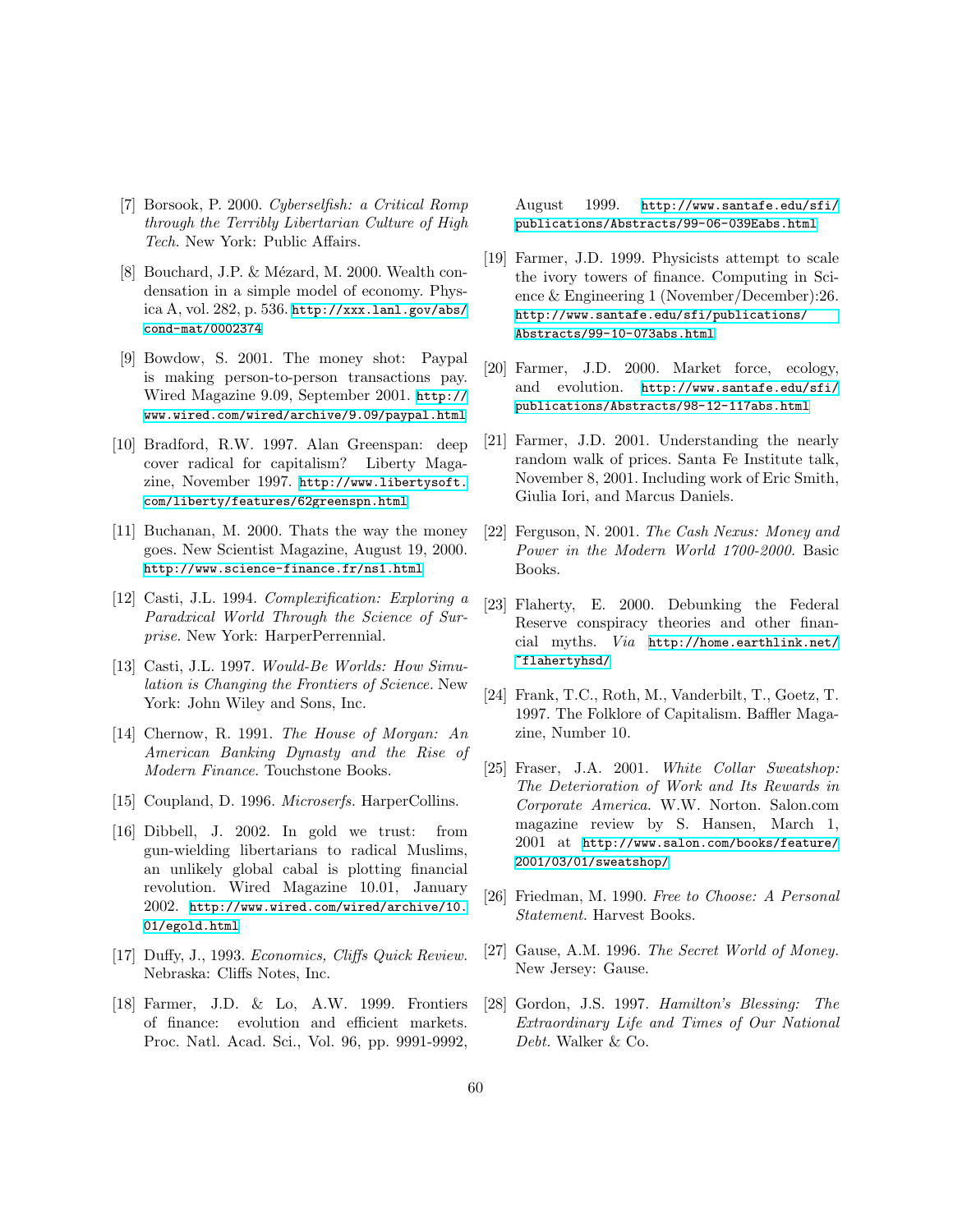[7] Borsook, P. 2000. *Cyberselfish: a Critical Romp through the Terribly Libertarian Culture of High Tech.* New York: Public Affairs.

[8] Bouchard, J.P. & Mézard, M. 2000. Wealth condensation in a simple model of economy. Physica A, vol. 282, p. 536. http://xxx.lanl.gov/abs/cond-mat/0002374

[9] Bowdow, S. 2001. The money shot: Paypal is making person-to-person transactions pay. Wired Magazine 9.09, September 2001. http://www.wired.com/wired/archive/9.09/paypal.html

[10] Bradford, R.W. 1997. Alan Greenspan: deep cover radical for capitalism? Liberty Magazine, November 1997. http://www.libertysoft.com/liberty/features/62greenspn.html

[11] Buchanan, M. 2000. Thats the way the money goes. New Scientist Magazine, August 19, 2000. http://www.science-finance.fr/ns1.html

[12] Casti, J.L. 1994. *Complexification: Exploring a Paradxical World Through the Science of Surprise.* New York: HarperPerrennial.

[13] Casti, J.L. 1997. *Would-Be Worlds: How Simulation is Changing the Frontiers of Science.* New York: John Wiley and Sons, Inc.

[14] Chernow, R. 1991. *The House of Morgan: An American Banking Dynasty and the Rise of Modern Finance.* Touchstone Books.

[15] Coupland, D. 1996. *Microserfs.* HarperCollins.

[16] Dibbell, J. 2002. In gold we trust: from gun-wielding libertarians to radical Muslims, an unlikely global cabal is plotting financial revolution. Wired Magazine 10.01, January 2002. http://www.wired.com/wired/archive/10.01/egold.html

[17] Duffy, J., 1993. *Economics, Cliffs Quick Review.* Nebraska: Cliffs Notes, Inc.

[18] Farmer, J.D. & Lo, A.W. 1999. Frontiers of finance: evolution and efficient markets. Proc. Natl. Acad. Sci., Vol. 96, pp. 9991-9992, August 1999. http://www.santafe.edu/sfi/publications/Abstracts/99-06-039Eabs.html

[19] Farmer, J.D. 1999. Physicists attempt to scale the ivory towers of finance. Computing in Science & Engineering 1 (November/December):26. http://www.santafe.edu/sfi/publications/Abstracts/99-10-073abs.html

[20] Farmer, J.D. 2000. Market force, ecology, and evolution. http://www.santafe.edu/sfi/publications/Abstracts/98-12-117abs.html

[21] Farmer, J.D. 2001. Understanding the nearly random walk of prices. Santa Fe Institute talk, November 8, 2001. Including work of Eric Smith, Giulia Iori, and Marcus Daniels.

[22] Ferguson, N. 2001. *The Cash Nexus: Money and Power in the Modern World 1700-2000.* Basic Books.

[23] Flaherty, E. 2000. Debunking the Federal Reserve conspiracy theories and other financial myths. *Via* http://home.earthlink.net/~flahertyhsd/

[24] Frank, T.C., Roth, M., Vanderbilt, T., Goetz, T. 1997. The Folklore of Capitalism. Baffler Magazine, Number 10.

[25] Fraser, J.A. 2001. *White Collar Sweatshop: The Deterioration of Work and Its Rewards in Corporate America.* W.W. Norton. Salon.com magazine review by S. Hansen, March 1, 2001 at http://www.salon.com/books/feature/2001/03/01/sweatshop/

[26] Friedman, M. 1990. *Free to Choose: A Personal Statement.* Harvest Books.

[27] Gause, A.M. 1996. *The Secret World of Money.* New Jersey: Gause.

[28] Gordon, J.S. 1997. *Hamilton's Blessing: The Extraordinary Life and Times of Our National Debt.* Walker & Co.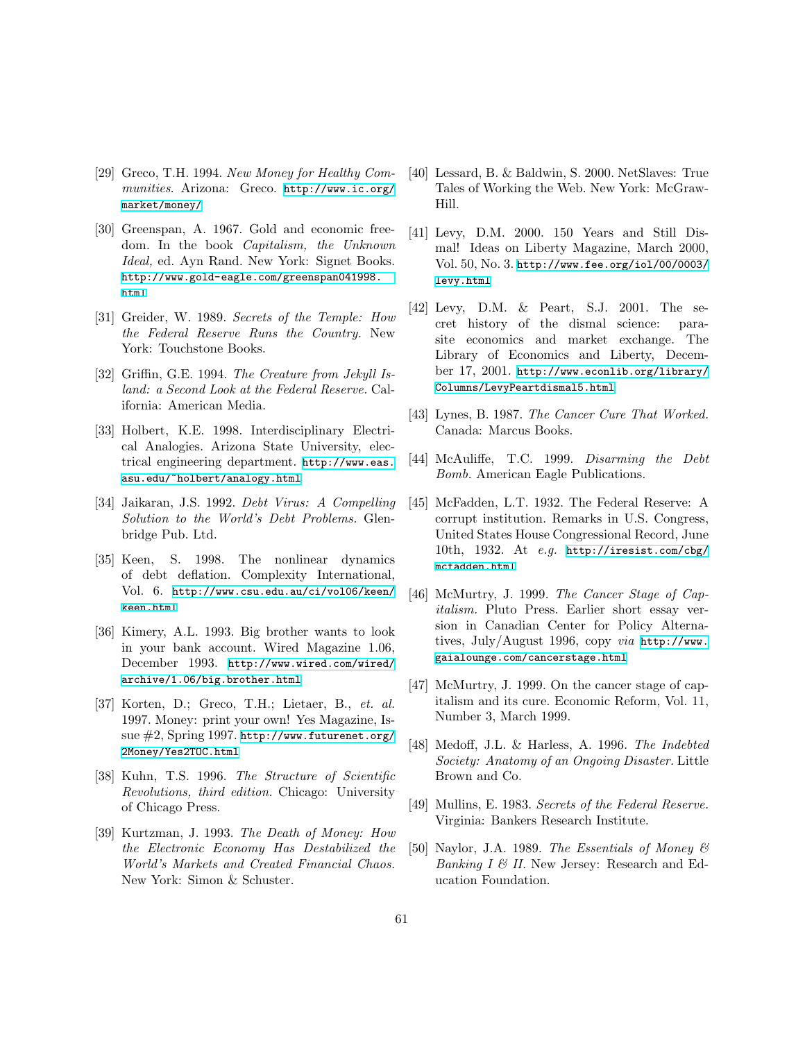[29] Greco, T.H. 1994. *New Money for Healthy Communities.* Arizona: Greco. http://www.ic.org/market/money/

[30] Greenspan, A. 1967. Gold and economic freedom. In the book *Capitalism, the Unknown Ideal,* ed. Ayn Rand. New York: Signet Books. http://www.gold-eagle.com/greenspan041998.html

[31] Greider, W. 1989. *Secrets of the Temple: How the Federal Reserve Runs the Country.* New York: Touchstone Books.

[32] Griffin, G.E. 1994. *The Creature from Jekyll Island: a Second Look at the Federal Reserve.* California: American Media.

[33] Holbert, K.E. 1998. Interdisciplinary Electrical Analogies. Arizona State University, electrical engineering department. http://www.eas.asu.edu/~holbert/analogy.html

[34] Jaikaran, J.S. 1992. *Debt Virus: A Compelling Solution to the World's Debt Problems.* Glenbridge Pub. Ltd.

[35] Keen, S. 1998. The nonlinear dynamics of debt deflation. Complexity International, Vol. 6. http://www.csu.edu.au/ci/vol06/keen/keen.html

[36] Kimery, A.L. 1993. Big brother wants to look in your bank account. Wired Magazine 1.06, December 1993. http://www.wired.com/wired/archive/1.06/big.brother.html

[37] Korten, D.; Greco, T.H.; Lietaer, B., *et. al.* 1997. Money: print your own! Yes Magazine, Issue #2, Spring 1997. http://www.futurenet.org/2Money/Yes2TOC.html

[38] Kuhn, T.S. 1996. *The Structure of Scientific Revolutions, third edition.* Chicago: University of Chicago Press.

[39] Kurtzman, J. 1993. *The Death of Money: How the Electronic Economy Has Destabilized the World's Markets and Created Financial Chaos.* New York: Simon & Schuster.

[40] Lessard, B. & Baldwin, S. 2000. NetSlaves: True Tales of Working the Web. New York: McGraw-Hill.

[41] Levy, D.M. 2000. 150 Years and Still Dismal! Ideas on Liberty Magazine, March 2000, Vol. 50, No. 3. http://www.fee.org/iol/00/0003/levy.html

[42] Levy, D.M. & Peart, S.J. 2001. The secret history of the dismal science: parasite economics and market exchange. The Library of Economics and Liberty, December 17, 2001. http://www.econlib.org/library/Columns/LevyPeartdismal5.html

[43] Lynes, B. 1987. *The Cancer Cure That Worked.* Canada: Marcus Books.

[44] McAuliffe, T.C. 1999. *Disarming the Debt Bomb.* American Eagle Publications.

[45] McFadden, L.T. 1932. The Federal Reserve: A corrupt institution. Remarks in U.S. Congress, United States House Congressional Record, June 10th, 1932. At *e.g.* http://iresist.com/cbg/mcfadden.html

[46] McMurtry, J. 1999. *The Cancer Stage of Capitalism.* Pluto Press. Earlier short essay version in Canadian Center for Policy Alternatives, July/August 1996, copy *via* http://www.gaialounge.com/cancerstage.html

[47] McMurtry, J. 1999. On the cancer stage of capitalism and its cure. Economic Reform, Vol. 11, Number 3, March 1999.

[48] Medoff, J.L. & Harless, A. 1996. *The Indebted Society: Anatomy of an Ongoing Disaster.* Little Brown and Co.

[49] Mullins, E. 1983. *Secrets of the Federal Reserve.* Virginia: Bankers Research Institute.

[50] Naylor, J.A. 1989. *The Essentials of Money & Banking I & II.* New Jersey: Research and Education Foundation.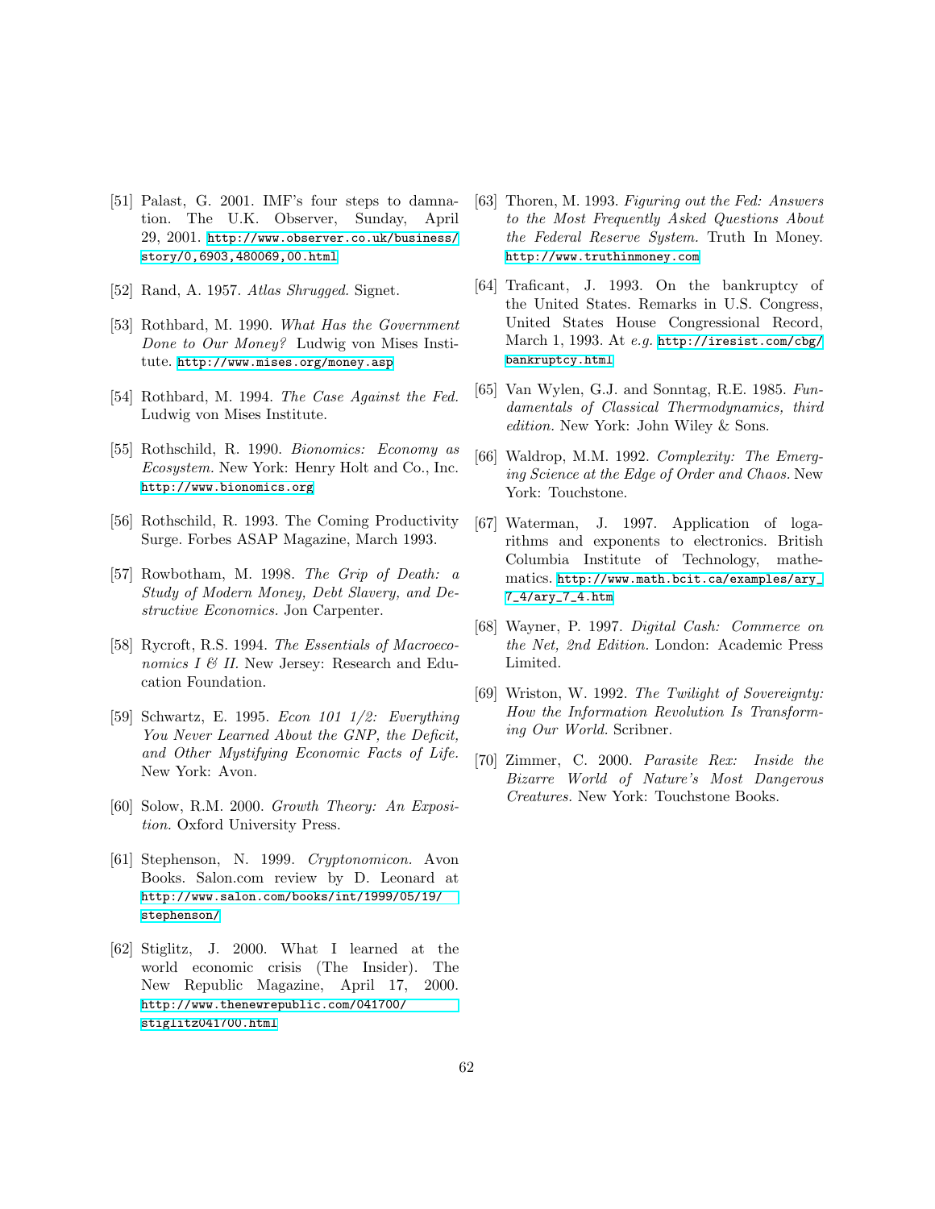[51] Palast, G. 2001. IMF's four steps to damnation. The U.K. Observer, Sunday, April 29, 2001. http://www.observer.co.uk/business/story/0,6903,480069,00.html

[52] Rand, A. 1957. *Atlas Shrugged.* Signet.

[53] Rothbard, M. 1990. *What Has the Government Done to Our Money?* Ludwig von Mises Institute. http://www.mises.org/money.asp

[54] Rothbard, M. 1994. *The Case Against the Fed.* Ludwig von Mises Institute.

[55] Rothschild, R. 1990. *Bionomics: Economy as Ecosystem.* New York: Henry Holt and Co., Inc. http://www.bionomics.org

[56] Rothschild, R. 1993. The Coming Productivity Surge. Forbes ASAP Magazine, March 1993.

[57] Rowbotham, M. 1998. *The Grip of Death: a Study of Modern Money, Debt Slavery, and Destructive Economics.* Jon Carpenter.

[58] Rycroft, R.S. 1994. *The Essentials of Macroeconomics I & II.* New Jersey: Research and Education Foundation.

[59] Schwartz, E. 1995. *Econ 101 1/2: Everything You Never Learned About the GNP, the Deficit, and Other Mystifying Economic Facts of Life.* New York: Avon.

[60] Solow, R.M. 2000. *Growth Theory: An Exposition.* Oxford University Press.

[61] Stephenson, N. 1999. *Cryptonomicon.* Avon Books. Salon.com review by D. Leonard at http://www.salon.com/books/int/1999/05/19/stephenson/

[62] Stiglitz, J. 2000. What I learned at the world economic crisis (The Insider). The New Republic Magazine, April 17, 2000. http://www.thenewrepublic.com/041700/stiglitz041700.html

[63] Thoren, M. 1993. *Figuring out the Fed: Answers to the Most Frequently Asked Questions About the Federal Reserve System.* Truth In Money. http://www.truthinmoney.com

[64] Traficant, J. 1993. On the bankruptcy of the United States. Remarks in U.S. Congress, United States House Congressional Record, March 1, 1993. At *e.g.* http://iresist.com/cbg/bankruptcy.html

[65] Van Wylen, G.J. and Sonntag, R.E. 1985. *Fundamentals of Classical Thermodynamics, third edition.* New York: John Wiley & Sons.

[66] Waldrop, M.M. 1992. *Complexity: The Emerging Science at the Edge of Order and Chaos.* New York: Touchstone.

[67] Waterman, J. 1997. Application of logarithms and exponents to electronics. British Columbia Institute of Technology, mathematics. http://www.math.bcit.ca/examples/ary_7_4/ary_7_4.htm

[68] Wayner, P. 1997. *Digital Cash: Commerce on the Net, 2nd Edition.* London: Academic Press Limited.

[69] Wriston, W. 1992. *The Twilight of Sovereignty: How the Information Revolution Is Transforming Our World.* Scribner.

[70] Zimmer, C. 2000. *Parasite Rex: Inside the Bizarre World of Nature's Most Dangerous Creatures.* New York: Touchstone Books.